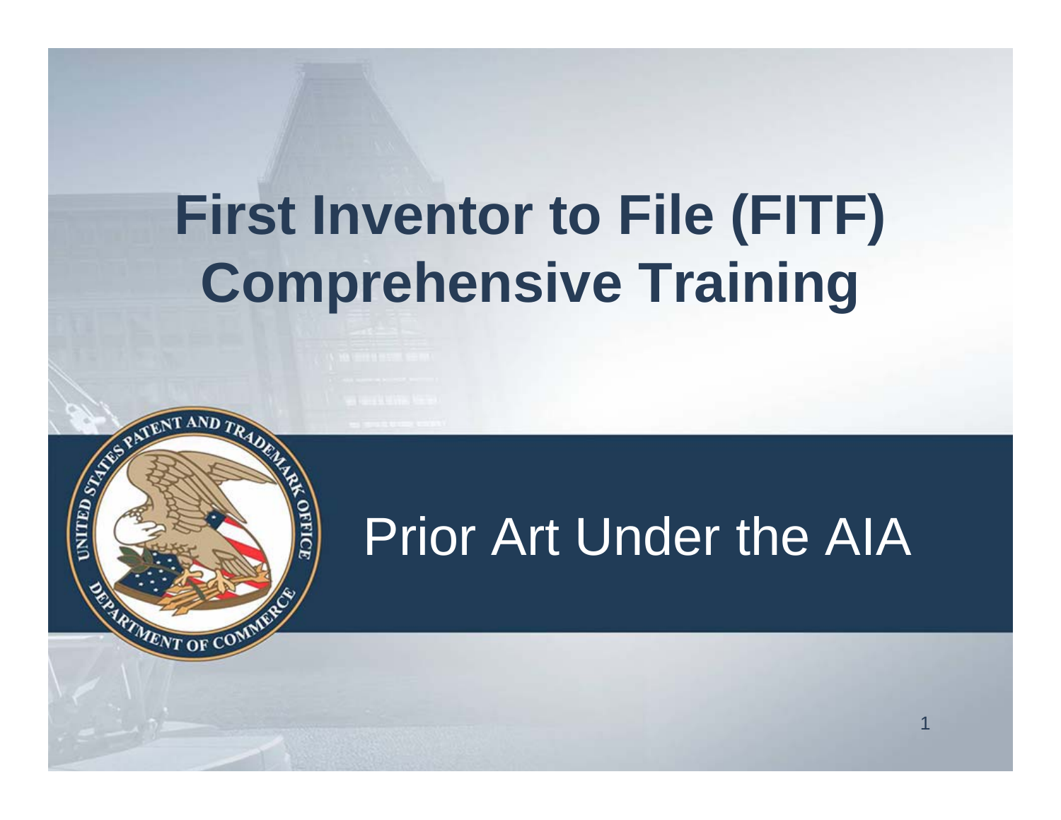# First Inventor to File (FITF) Comprehensive Training

## Prior Art Under the AIA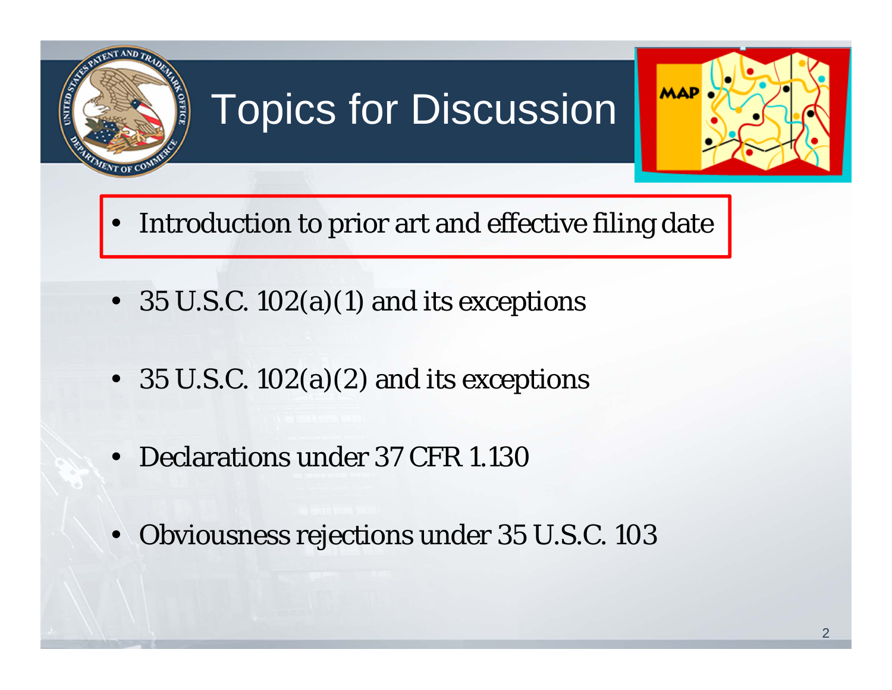# Topics for Discussion

- Introduction to prior art and effective filing date
- 35 U.S.C. 102(a)(1) and its exceptions
- 35 U.S.C. 102(a)(2) and its exceptions
- Declarations under 37 CFR 1.130
- Obviousness rejections under 35 U.S.C. 103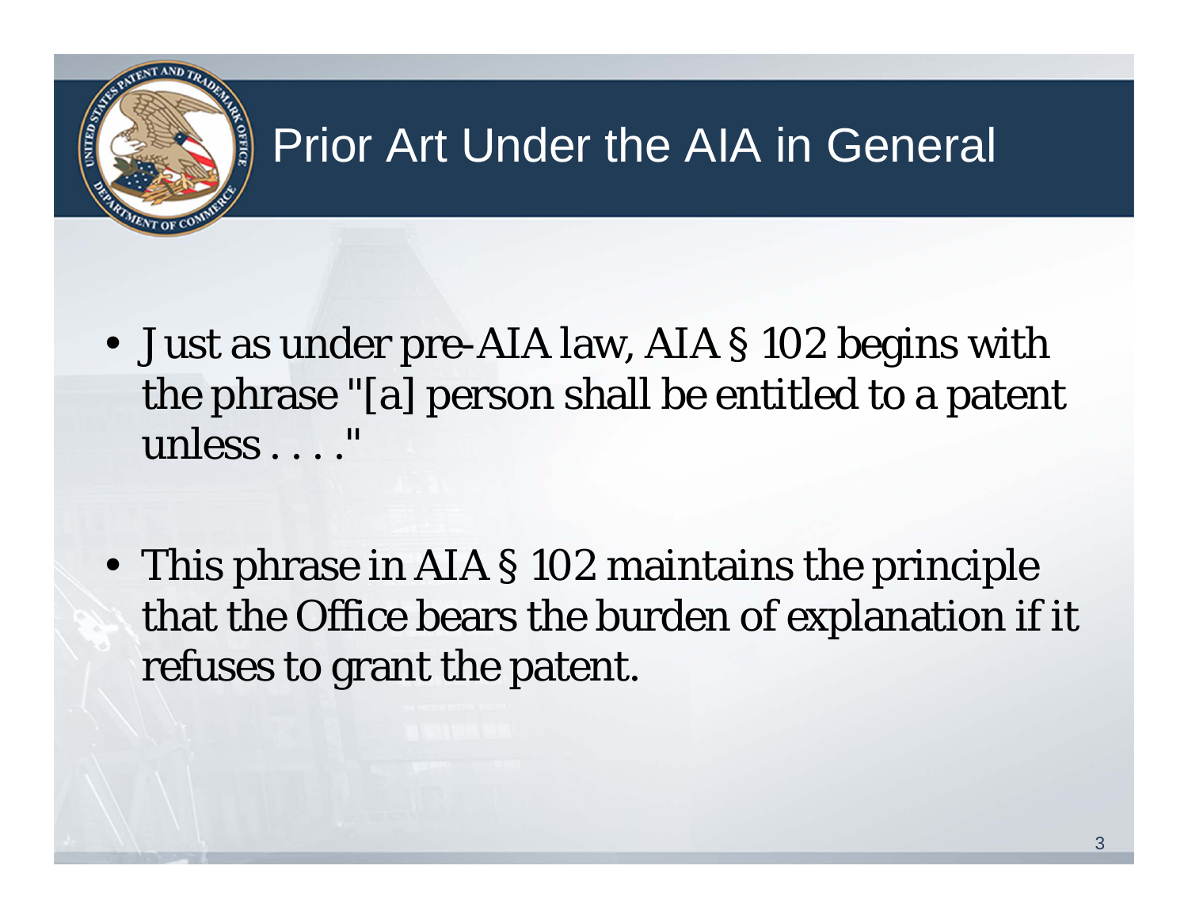# Prior Art Under the AIA in General

- Just as under pre-AIA law, AIA § 102 begins with the phrase "[a] person shall be entitled to a patent unless . . . ."

- This phrase in AIA § 102 maintains the principle that the Office bears the burden of explanation if it refuses to grant the patent.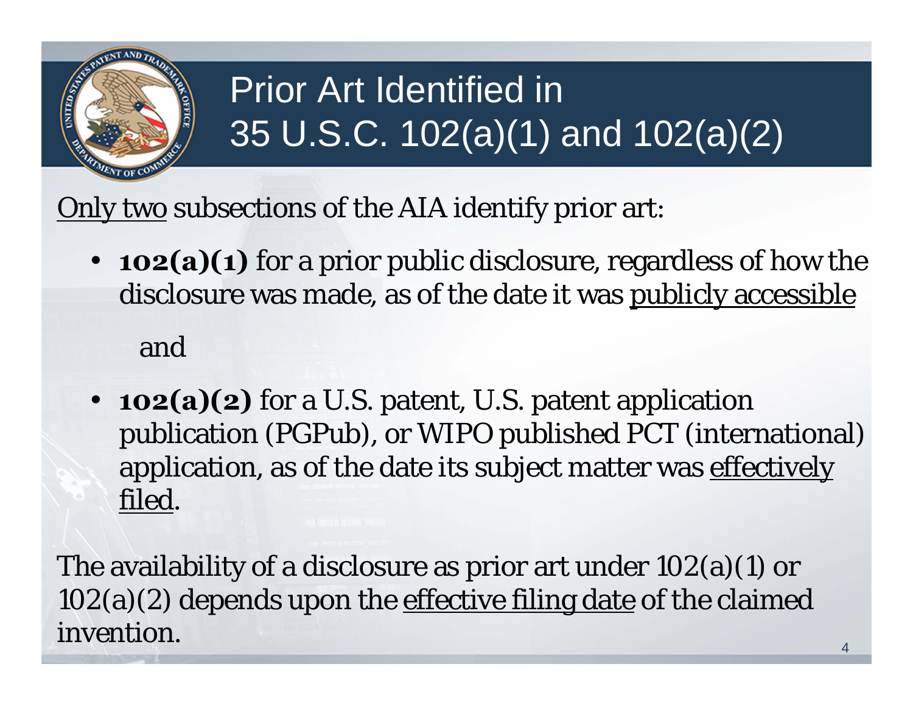# Prior Art Identified in 35 U.S.C. 102(a)(1) and 102(a)(2)

Only two subsections of the AIA identify prior art:

- **102(a)(1)** for a prior public disclosure, regardless of how the disclosure was made, as of the date it was publicly accessible

  and

- **102(a)(2)** for a U.S. patent, U.S. patent application publication (PGPub), or WIPO published PCT (international) application, as of the date its subject matter was effectively filed.

The availability of a disclosure as prior art under 102(a)(1) or 102(a)(2) depends upon the effective filing date of the claimed invention.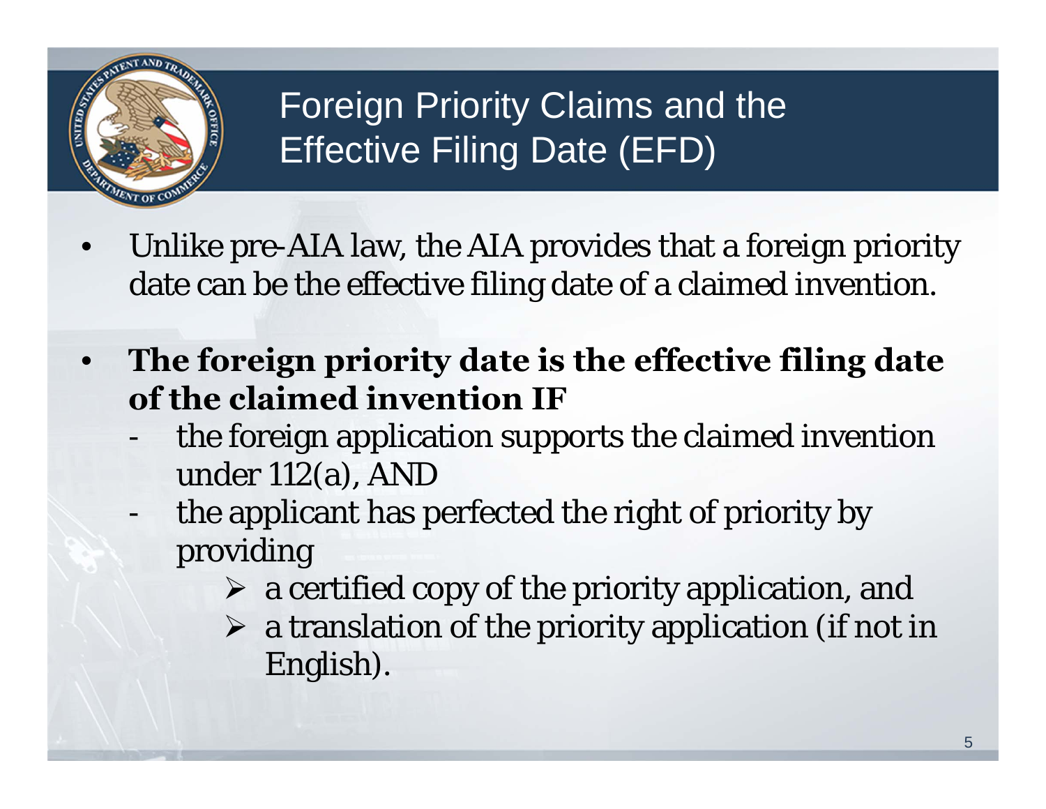# Foreign Priority Claims and the Effective Filing Date (EFD)

- Unlike pre-AIA law, the AIA provides that a foreign priority date can be the effective filing date of a claimed invention.
- **The foreign priority date is the effective filing date of the claimed invention IF**
  - the foreign application supports the claimed invention under 112(a), AND
  - the applicant has perfected the right of priority by providing
    - a certified copy of the priority application, and
    - a translation of the priority application (if not in English).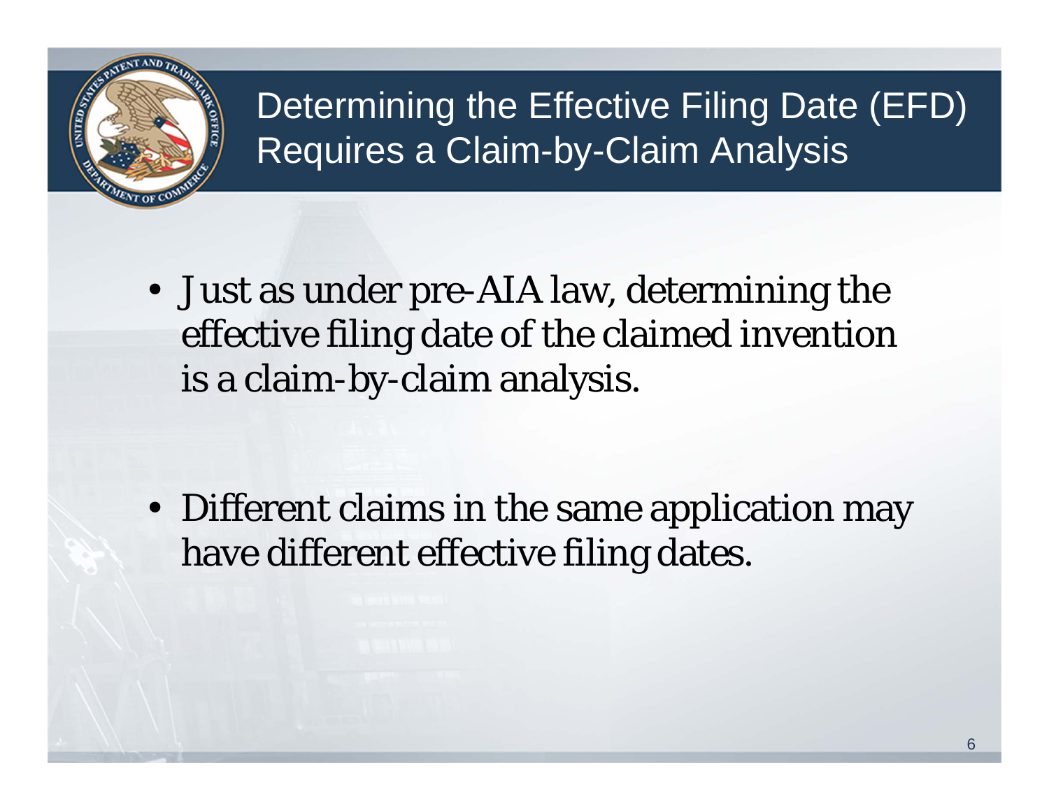# Determining the Effective Filing Date (EFD) Requires a Claim-by-Claim Analysis

- Just as under pre-AIA law, determining the effective filing date of the claimed invention is a claim-by-claim analysis.

- Different claims in the same application may have different effective filing dates.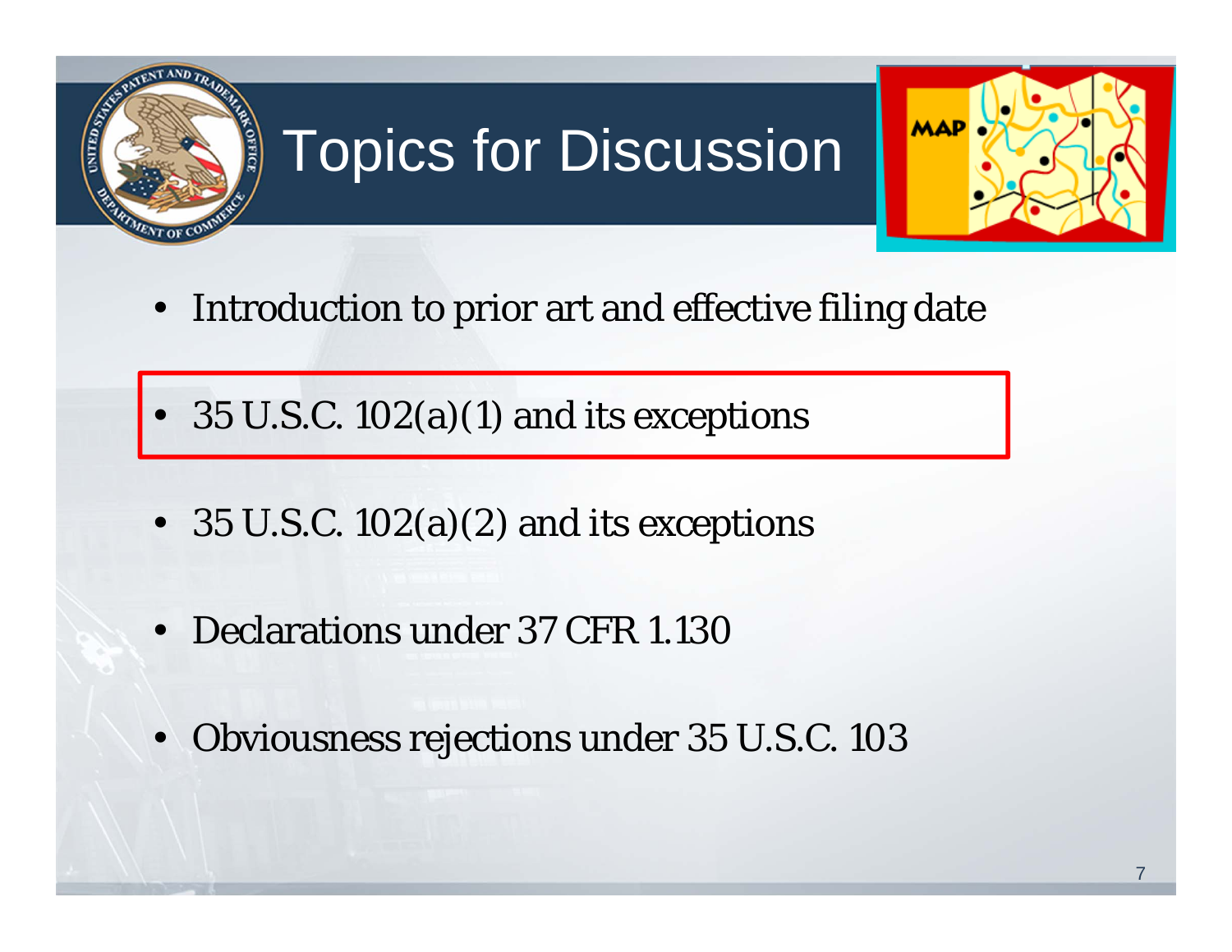# Topics for Discussion

- Introduction to prior art and effective filing date
- 35 U.S.C. 102(a)(1) and its exceptions
- 35 U.S.C. 102(a)(2) and its exceptions
- Declarations under 37 CFR 1.130
- Obviousness rejections under 35 U.S.C. 103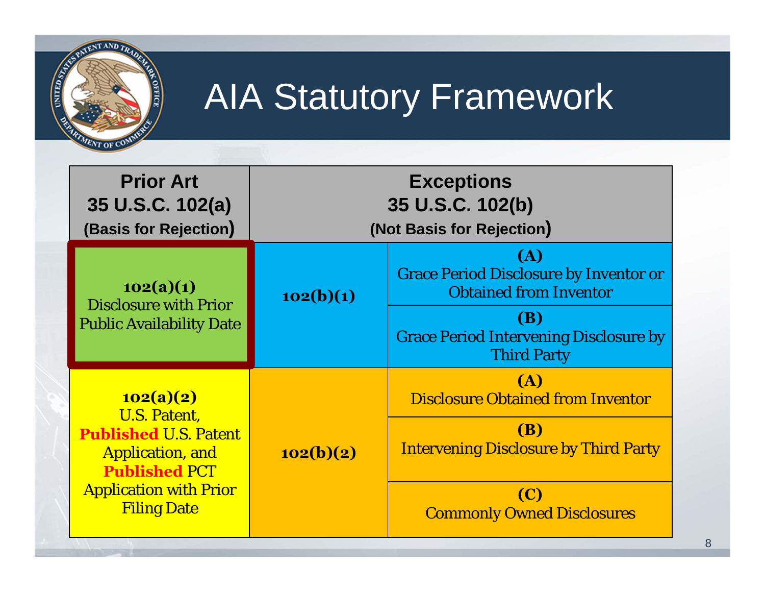# AIA Statutory Framework

| Prior Art<br>35 U.S.C. 102(a)<br>(Basis for Rejection) | Exceptions<br>35 U.S.C. 102(b)<br>(Not Basis for Rejection) | |
|---|---|---|
| **102(a)(1)**<br>Disclosure with Prior Public Availability Date | **102(b)(1)** | **(A)**<br>Grace Period Disclosure by Inventor or Obtained from Inventor |
| | | **(B)**<br>Grace Period Intervening Disclosure by Third Party |
| **102(a)(2)**<br>U.S. Patent, **Published** U.S. Patent Application, and **Published** PCT Application with Prior Filing Date | **102(b)(2)** | **(A)**<br>Disclosure Obtained from Inventor |
| | | **(B)**<br>Intervening Disclosure by Third Party |
| | | **(C)**<br>Commonly Owned Disclosures |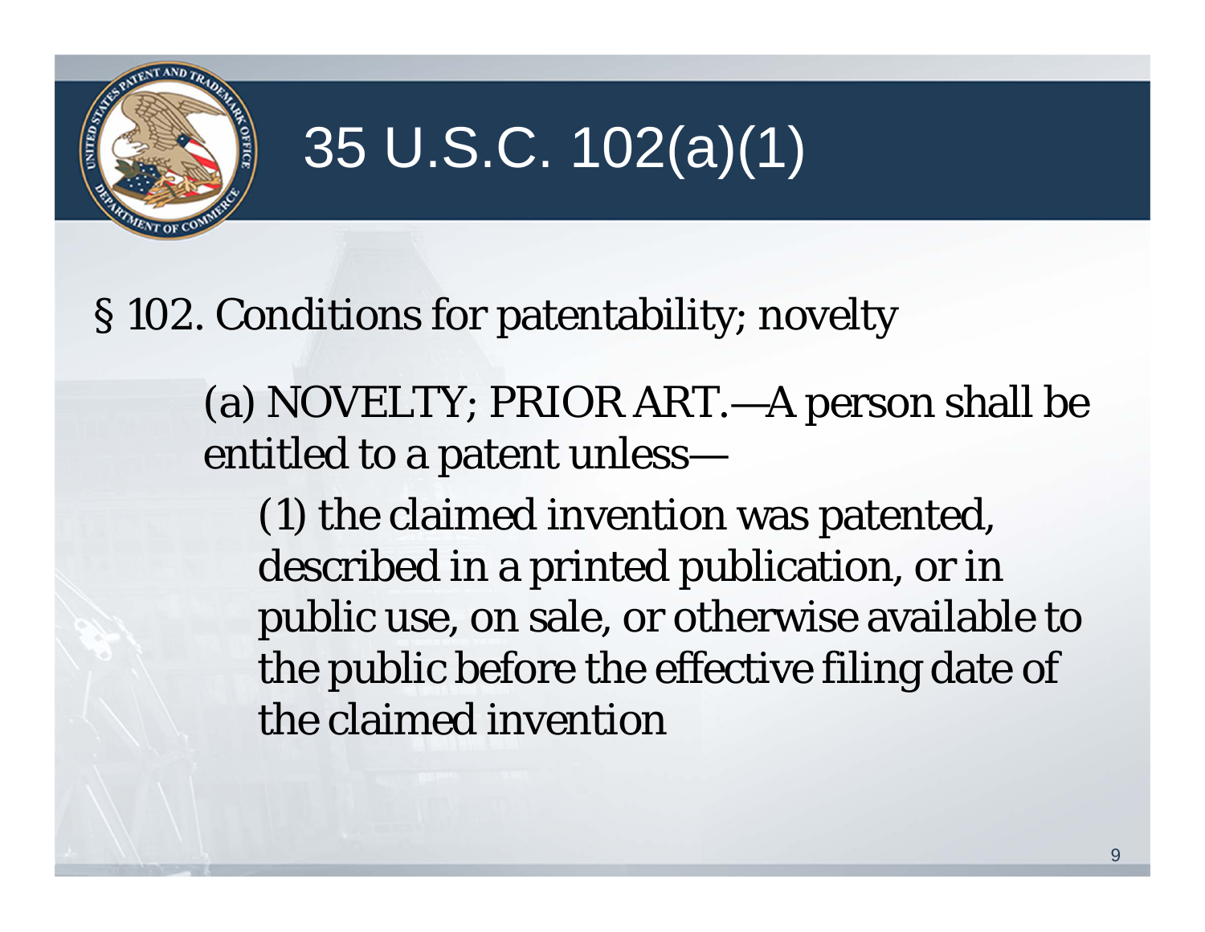# 35 U.S.C. 102(a)(1)

§ 102. Conditions for patentability; novelty

> (a) NOVELTY; PRIOR ART.—A person shall be entitled to a patent unless—
>
> > (1) the claimed invention was patented, described in a printed publication, or in public use, on sale, or otherwise available to the public before the effective filing date of the claimed invention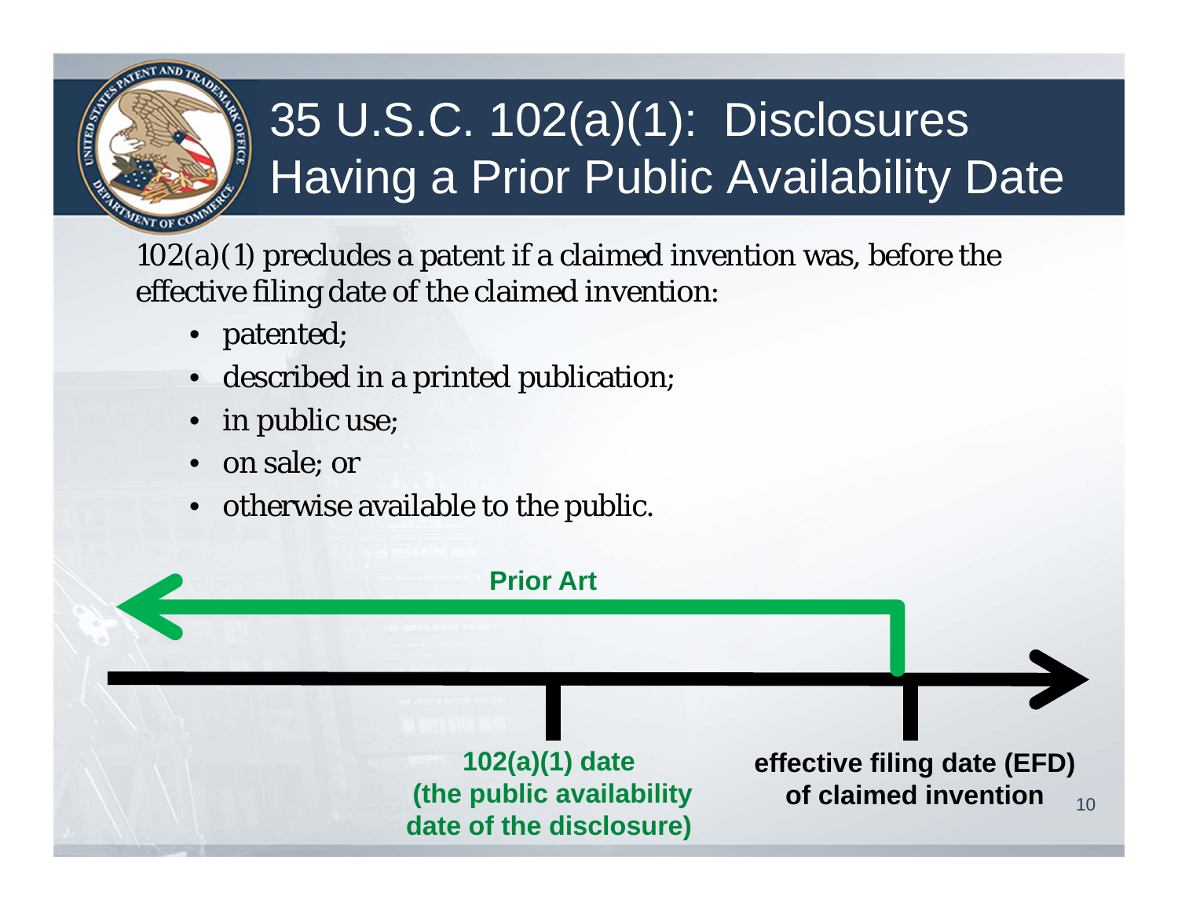# 35 U.S.C. 102(a)(1): Disclosures Having a Prior Public Availability Date

102(a)(1) precludes a patent if a claimed invention was, before the effective filing date of the claimed invention:

- patented;
- described in a printed publication;
- in public use;
- on sale; or
- otherwise available to the public.

Prior Art

102(a)(1) date (the public availability date of the disclosure)

effective filing date (EFD) of claimed invention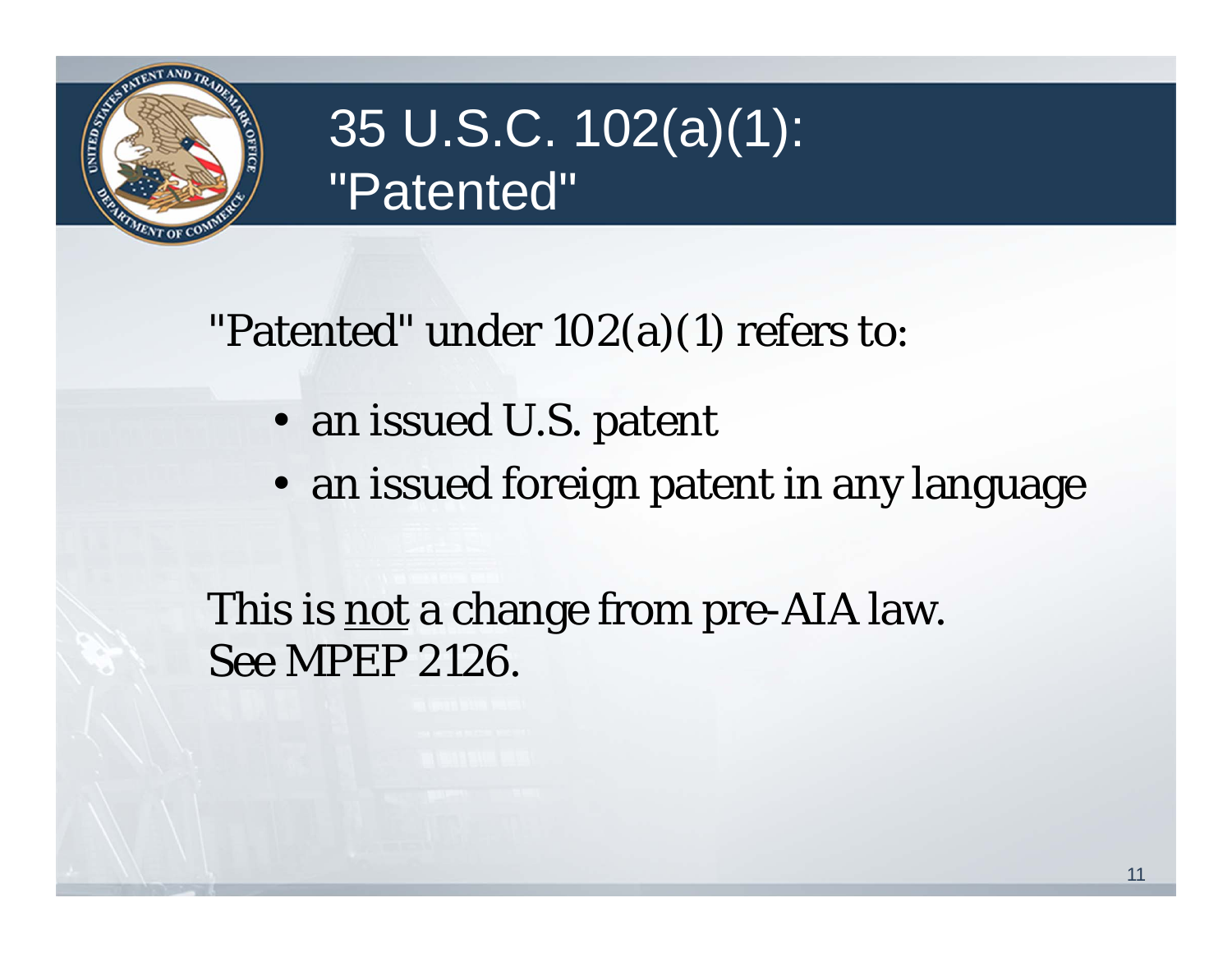# 35 U.S.C. 102(a)(1): "Patented"

"Patented" under 102(a)(1) refers to:

- an issued U.S. patent
- an issued foreign patent in any language

This is <u>not</u> a change from pre-AIA law.
See MPEP 2126.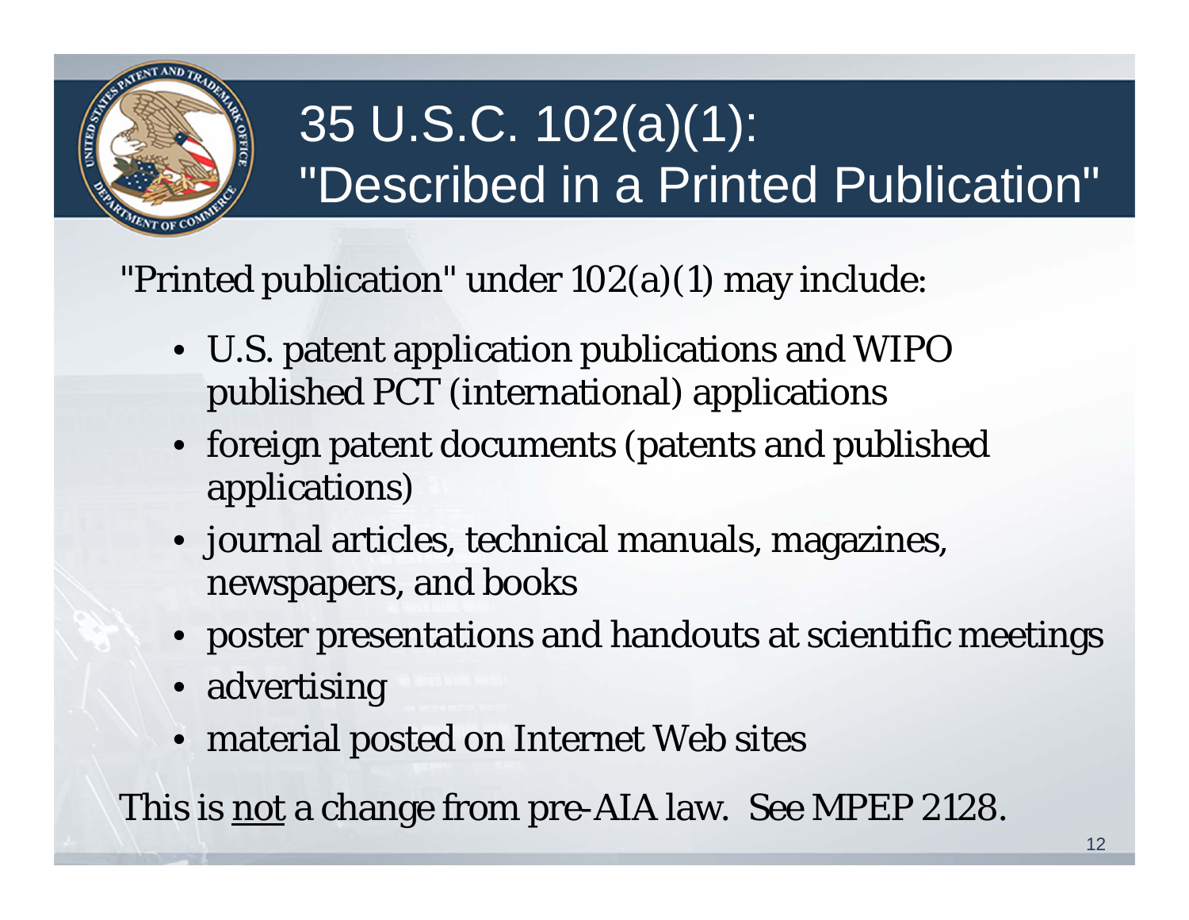# 35 U.S.C. 102(a)(1): "Described in a Printed Publication"

"Printed publication" under 102(a)(1) may include:

- U.S. patent application publications and WIPO published PCT (international) applications
- foreign patent documents (patents and published applications)
- journal articles, technical manuals, magazines, newspapers, and books
- poster presentations and handouts at scientific meetings
- advertising
- material posted on Internet Web sites

This is <u>not</u> a change from pre-AIA law. See MPEP 2128.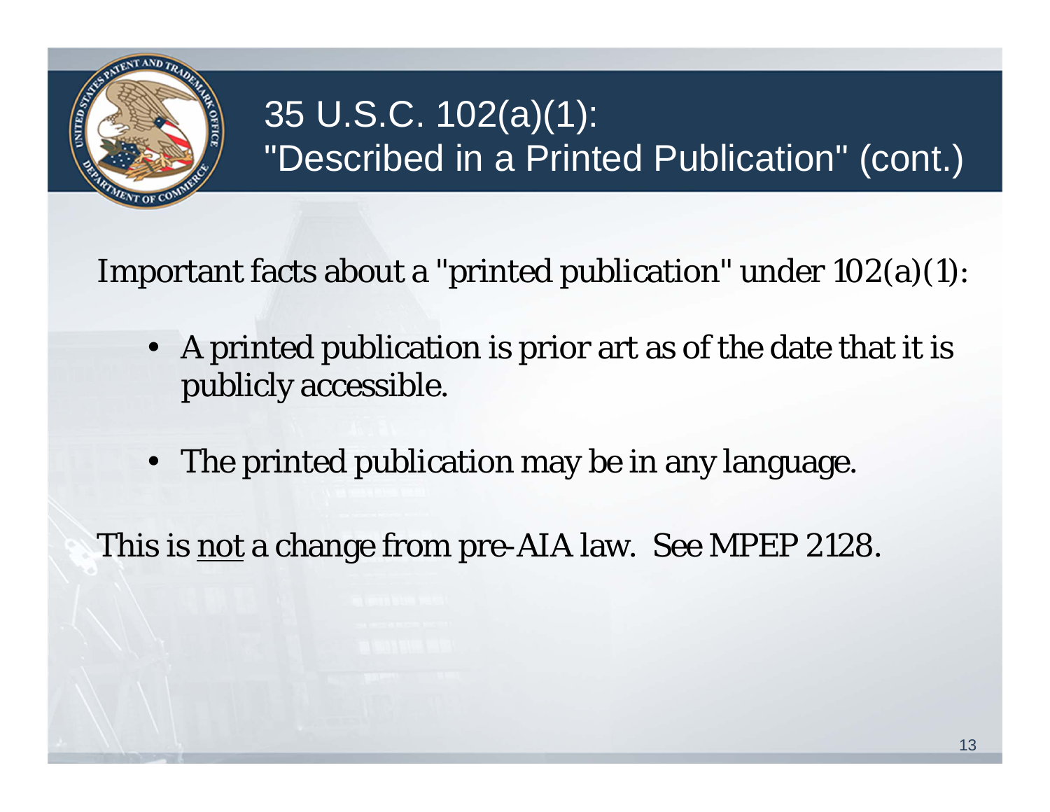# 35 U.S.C. 102(a)(1): "Described in a Printed Publication" (cont.)

Important facts about a "printed publication" under 102(a)(1):

- A printed publication is prior art as of the date that it is publicly accessible.
- The printed publication may be in any language.

This is not a change from pre-AIA law. See MPEP 2128.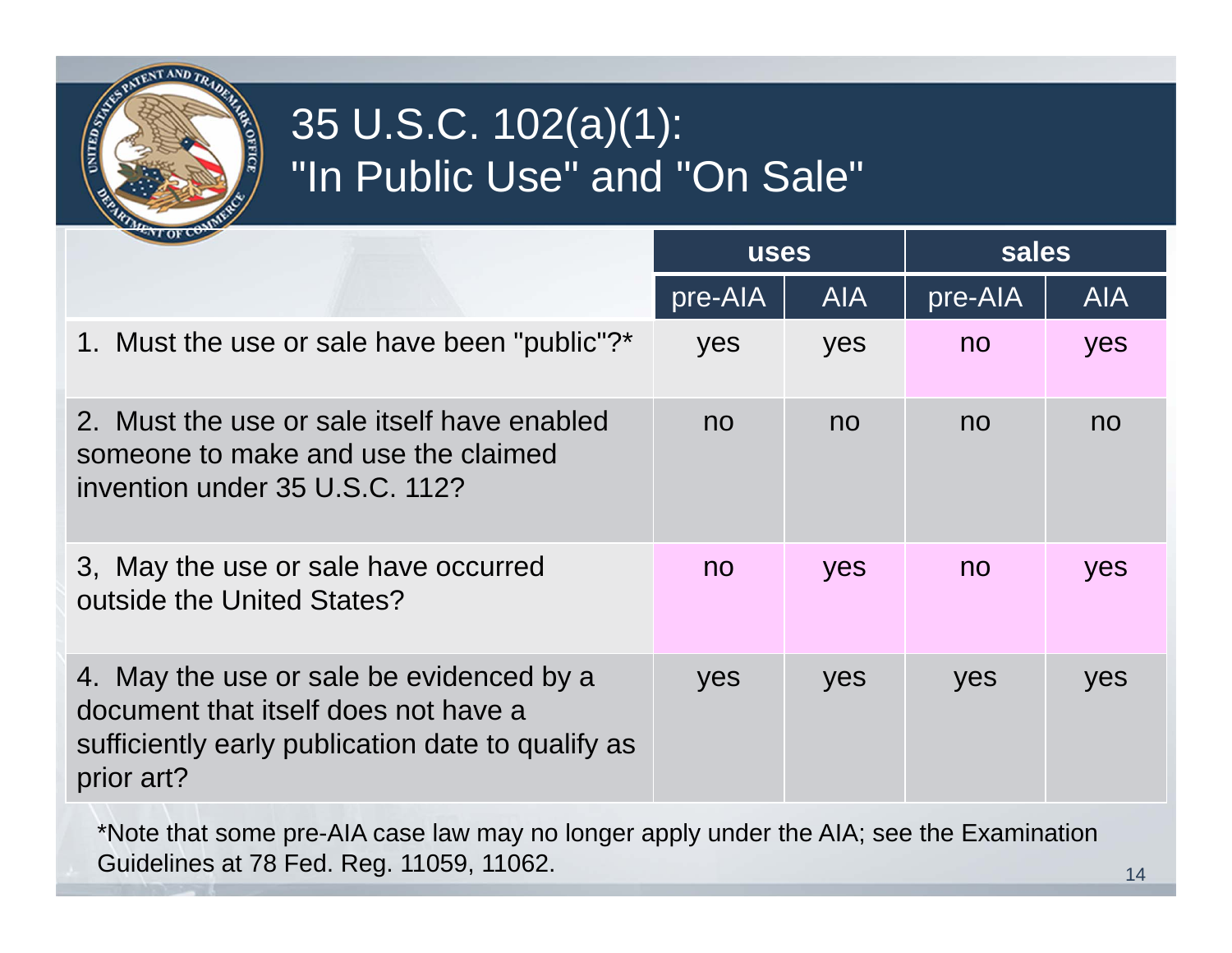# 35 U.S.C. 102(a)(1): "In Public Use" and "On Sale"

| | uses | | sales | |
|---|---|---|---|---|
| | pre-AIA | AIA | pre-AIA | AIA |
| 1. Must the use or sale have been "public"?* | yes | yes | no | yes |
| 2. Must the use or sale itself have enabled someone to make and use the claimed invention under 35 U.S.C. 112? | no | no | no | no |
| 3, May the use or sale have occurred outside the United States? | no | yes | no | yes |
| 4. May the use or sale be evidenced by a document that itself does not have a sufficiently early publication date to qualify as prior art? | yes | yes | yes | yes |

*Note that some pre-AIA case law may no longer apply under the AIA; see the Examination Guidelines at 78 Fed. Reg. 11059, 11062.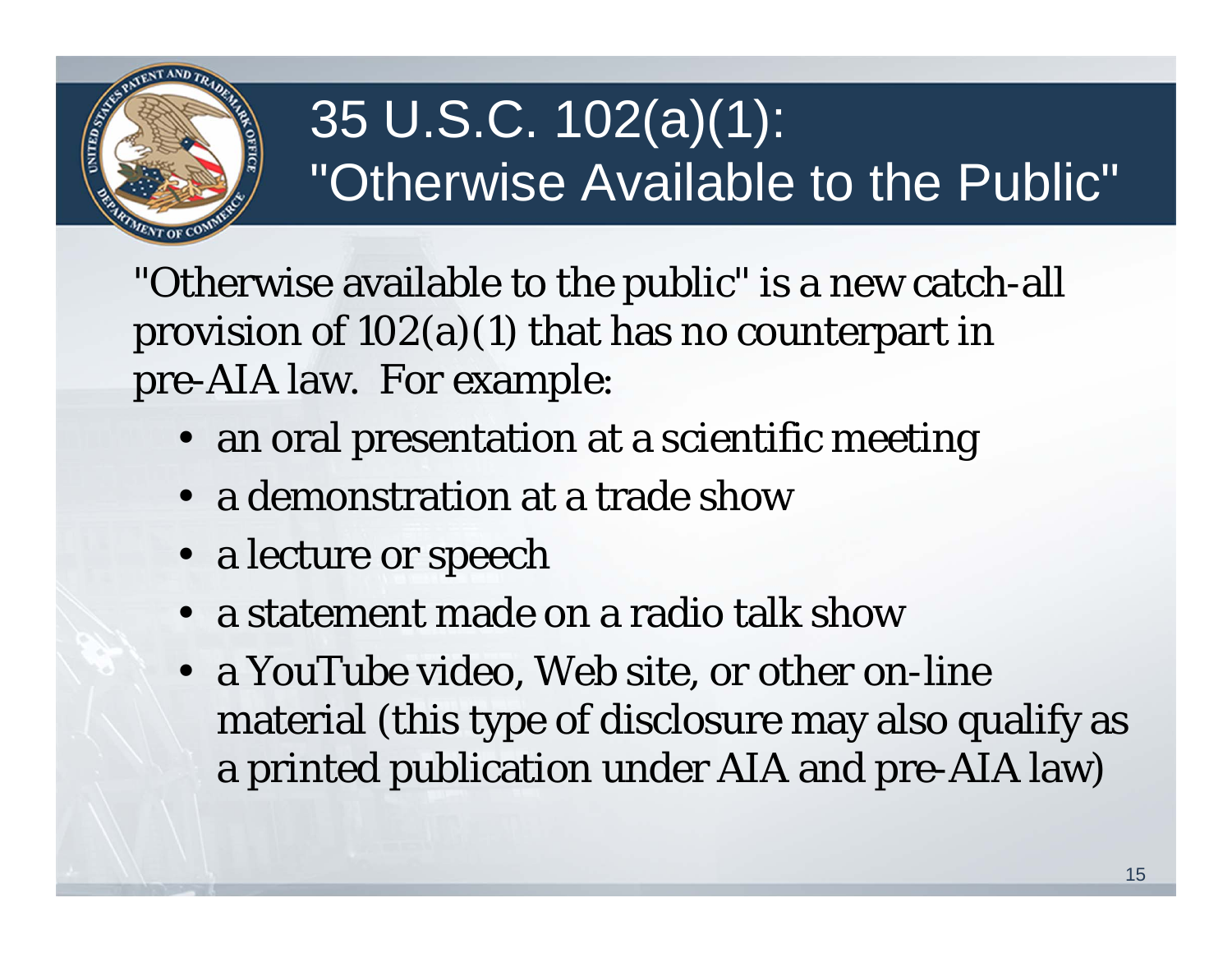# 35 U.S.C. 102(a)(1): "Otherwise Available to the Public"

"Otherwise available to the public" is a new catch-all provision of 102(a)(1) that has no counterpart in pre-AIA law. For example:

- an oral presentation at a scientific meeting
- a demonstration at a trade show
- a lecture or speech
- a statement made on a radio talk show
- a YouTube video, Web site, or other on-line material (this type of disclosure may also qualify as a printed publication under AIA and pre-AIA law)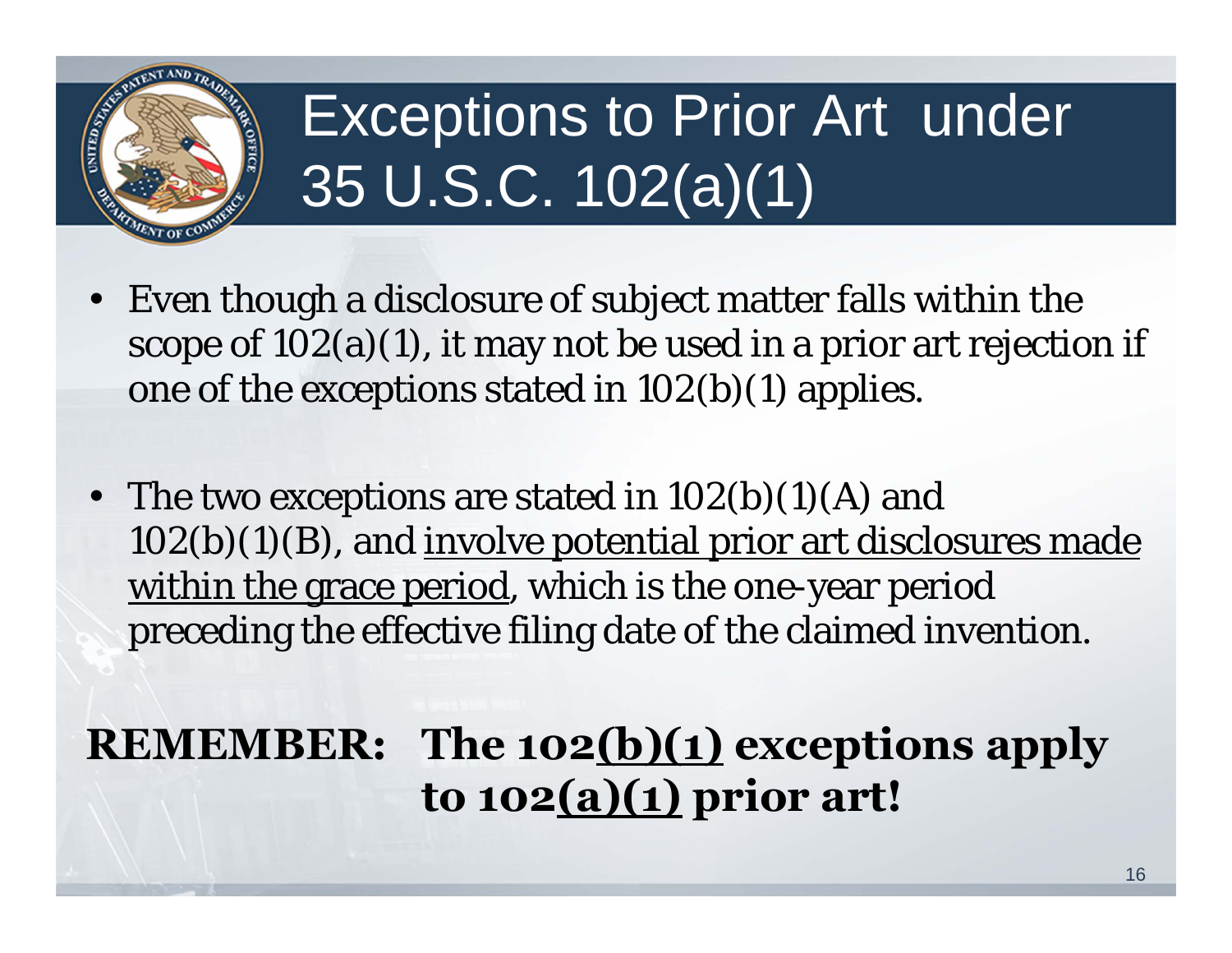# Exceptions to Prior Art under 35 U.S.C. 102(a)(1)

- Even though a disclosure of subject matter falls within the scope of 102(a)(1), it may not be used in a prior art rejection if one of the exceptions stated in 102(b)(1) applies.
- The two exceptions are stated in 102(b)(1)(A) and 102(b)(1)(B), and <u>involve potential prior art disclosures made within the grace period</u>, which is the one-year period preceding the effective filing date of the claimed invention.

**REMEMBER: The 102<u>(b)(1)</u> exceptions apply to 102<u>(a)(1)</u> prior art!**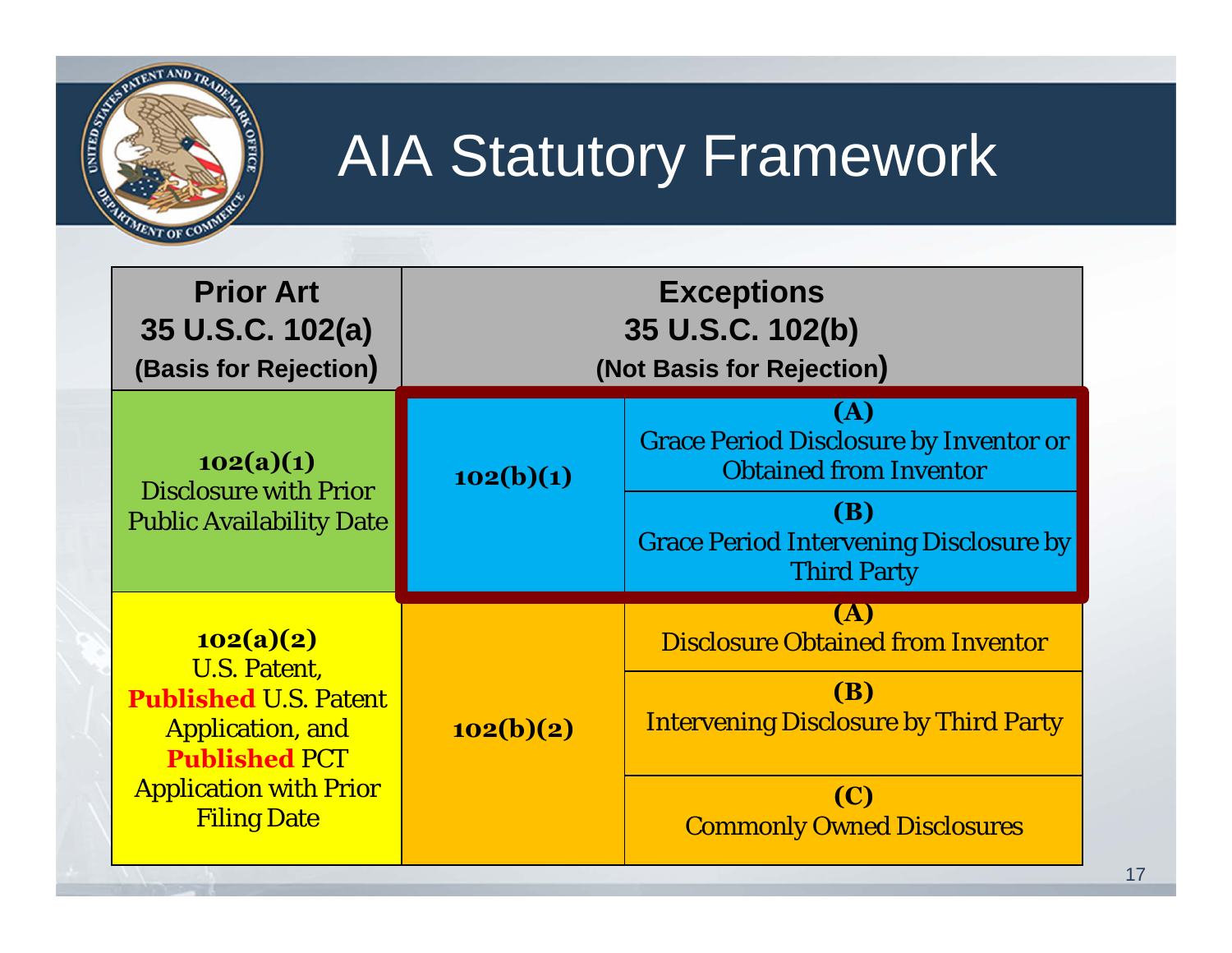# AIA Statutory Framework

| Prior Art 35 U.S.C. 102(a) (Basis for Rejection) | Exceptions 35 U.S.C. 102(b) (Not Basis for Rejection) | |
|---|---|---|
| **102(a)(1)** Disclosure with Prior Public Availability Date | **102(b)(1)** | **(A)** Grace Period Disclosure by Inventor or Obtained from Inventor |
| | | **(B)** Grace Period Intervening Disclosure by Third Party |
| **102(a)(2)** U.S. Patent, **Published** U.S. Patent Application, and **Published** PCT Application with Prior Filing Date | **102(b)(2)** | **(A)** Disclosure Obtained from Inventor |
| | | **(B)** Intervening Disclosure by Third Party |
| | | **(C)** Commonly Owned Disclosures |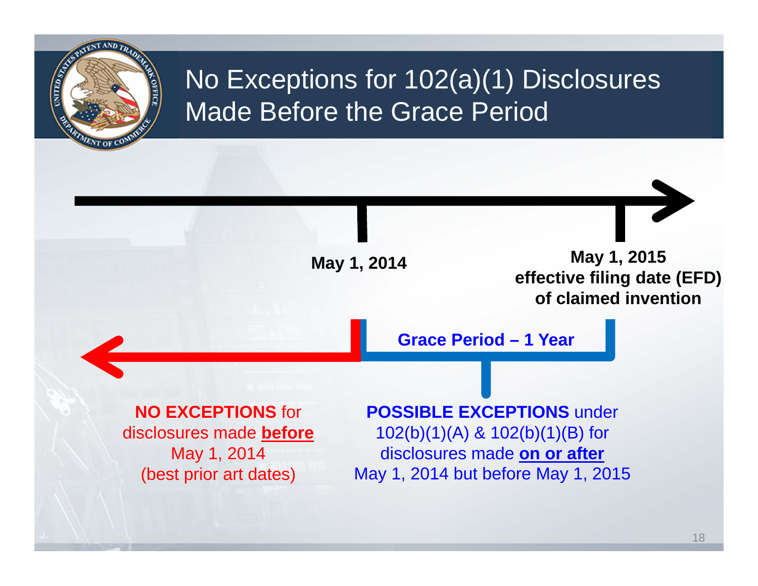# No Exceptions for 102(a)(1) Disclosures Made Before the Grace Period

**May 1, 2014**

**May 1, 2015**
**effective filing date (EFD) of claimed invention**

**Grace Period – 1 Year**

**NO EXCEPTIONS** for disclosures made **before** May 1, 2014 (best prior art dates)

**POSSIBLE EXCEPTIONS** under 102(b)(1)(A) & 102(b)(1)(B) for disclosures made **on or after** May 1, 2014 but before May 1, 2015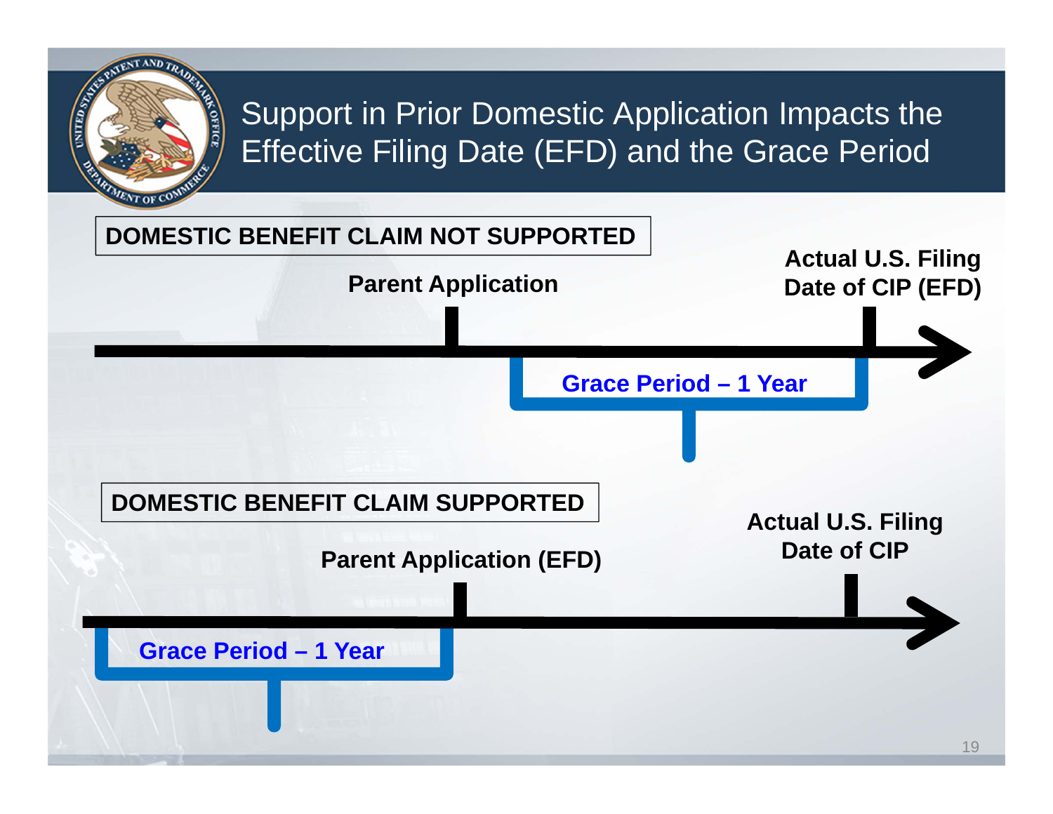# Support in Prior Domestic Application Impacts the Effective Filing Date (EFD) and the Grace Period

**DOMESTIC BENEFIT CLAIM NOT SUPPORTED**

**Parent Application**

**Actual U.S. Filing Date of CIP (EFD)**

**Grace Period – 1 Year**

**DOMESTIC BENEFIT CLAIM SUPPORTED**

**Parent Application (EFD)**

**Actual U.S. Filing Date of CIP**

**Grace Period – 1 Year**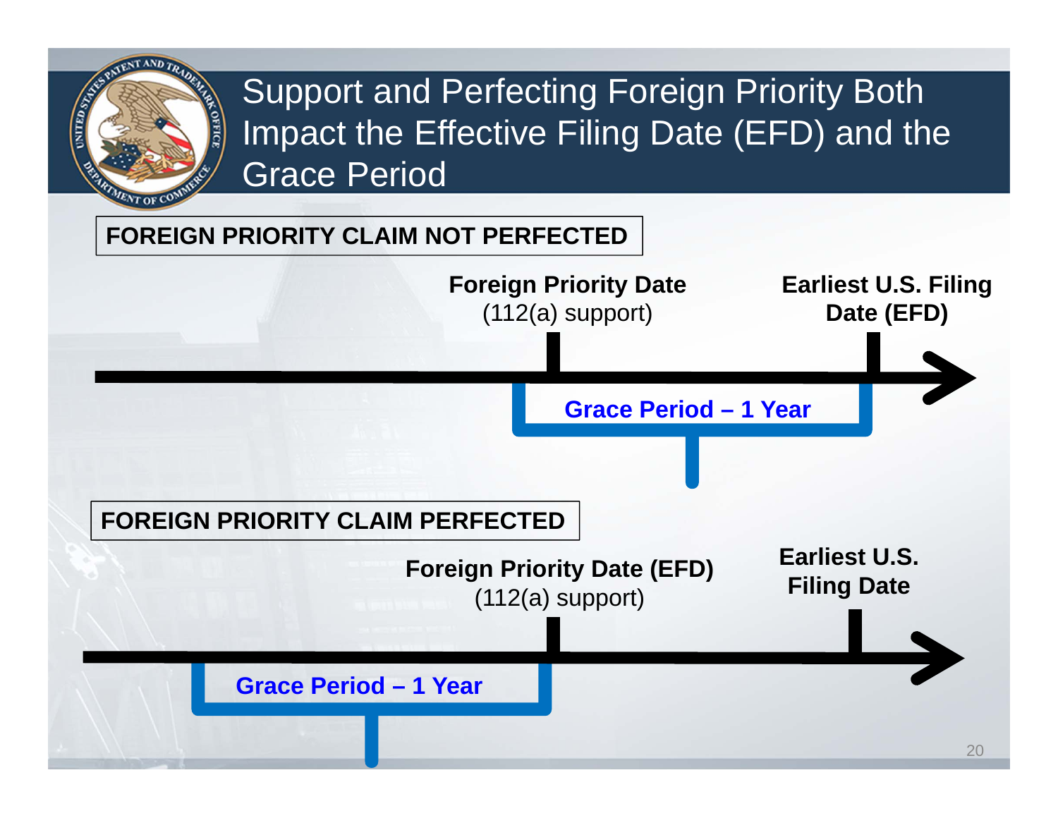# Support and Perfecting Foreign Priority Both Impact the Effective Filing Date (EFD) and the Grace Period

**FOREIGN PRIORITY CLAIM NOT PERFECTED**

**Foreign Priority Date**
(112(a) support)

**Earliest U.S. Filing Date (EFD)**

**Grace Period – 1 Year**

**FOREIGN PRIORITY CLAIM PERFECTED**

**Foreign Priority Date (EFD)**
(112(a) support)

**Earliest U.S. Filing Date**

**Grace Period – 1 Year**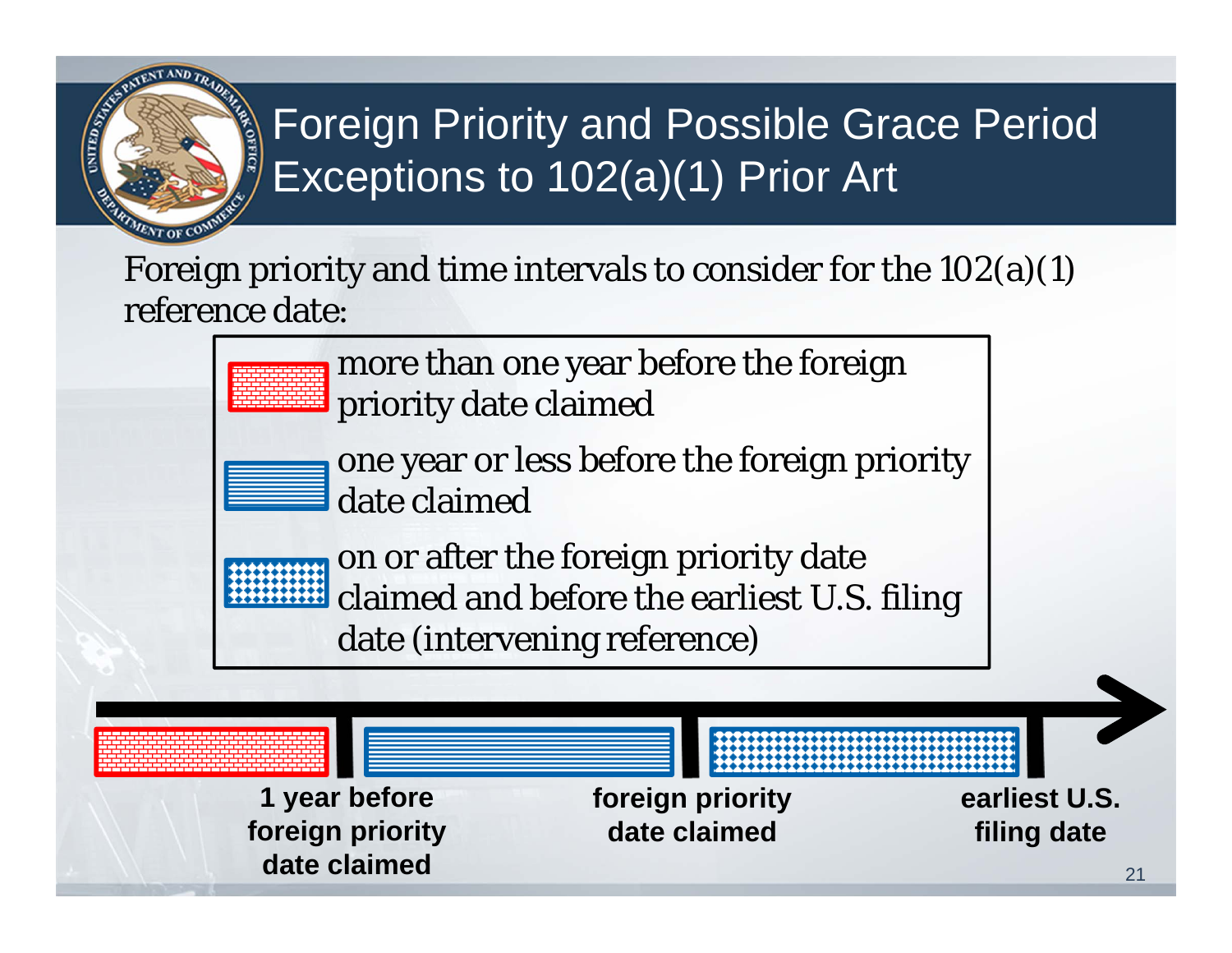# Foreign Priority and Possible Grace Period Exceptions to 102(a)(1) Prior Art

Foreign priority and time intervals to consider for the 102(a)(1) reference date:

- more than one year before the foreign priority date claimed
- one year or less before the foreign priority date claimed
- on or after the foreign priority date claimed and before the earliest U.S. filing date (intervening reference)

**1 year before foreign priority date claimed**

**foreign priority date claimed**

**earliest U.S. filing date**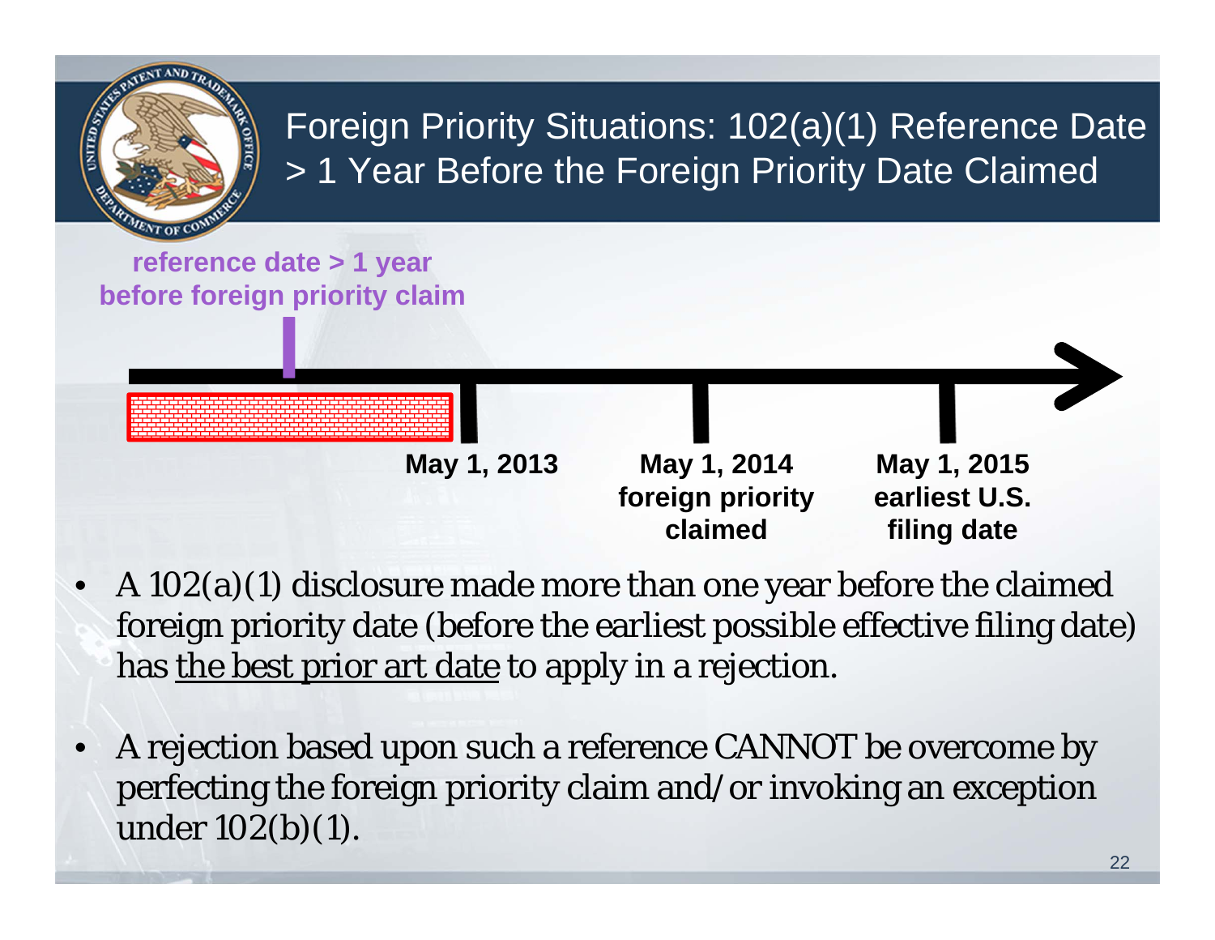# Foreign Priority Situations: 102(a)(1) Reference Date > 1 Year Before the Foreign Priority Date Claimed

reference date > 1 year before foreign priority claim

May 1, 2013

May 1, 2014 foreign priority claimed

May 1, 2015 earliest U.S. filing date

- A 102(a)(1) disclosure made more than one year before the claimed foreign priority date (before the earliest possible effective filing date) has the best prior art date to apply in a rejection.
- A rejection based upon such a reference CANNOT be overcome by perfecting the foreign priority claim and/or invoking an exception under 102(b)(1).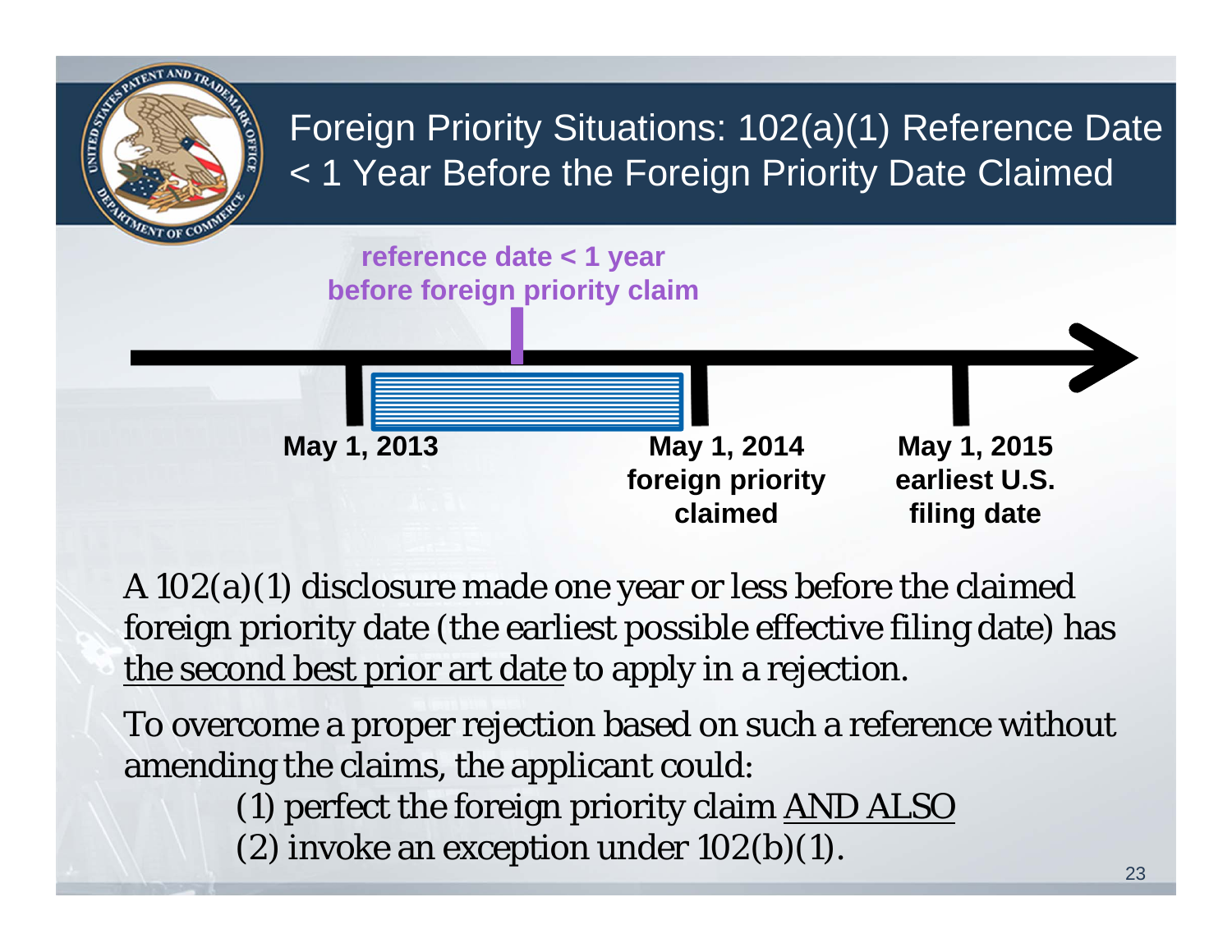# Foreign Priority Situations: 102(a)(1) Reference Date < 1 Year Before the Foreign Priority Date Claimed

**reference date < 1 year before foreign priority claim**

**May 1, 2013**

**May 1, 2014 foreign priority claimed**

**May 1, 2015 earliest U.S. filing date**

A 102(a)(1) disclosure made one year or less before the claimed foreign priority date (the earliest possible effective filing date) has <u>the second best prior art date</u> to apply in a rejection.

To overcome a proper rejection based on such a reference without amending the claims, the applicant could:

(1) perfect the foreign priority claim <u>AND ALSO</u>
(2) invoke an exception under 102(b)(1).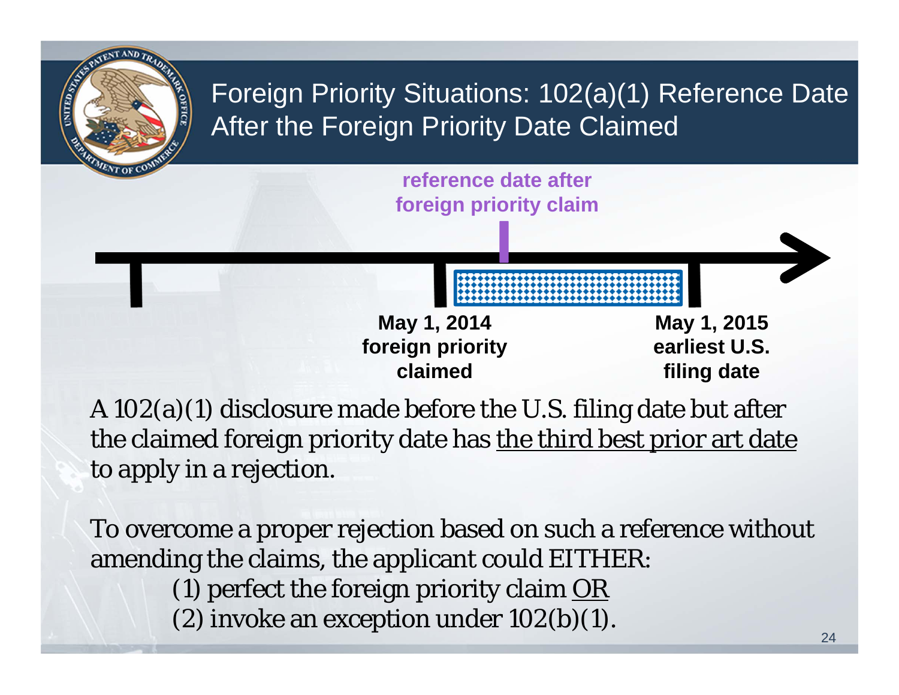# Foreign Priority Situations: 102(a)(1) Reference Date After the Foreign Priority Date Claimed

**reference date after foreign priority claim**

**May 1, 2014 foreign priority claimed**

**May 1, 2015 earliest U.S. filing date**

A 102(a)(1) disclosure made before the U.S. filing date but after the claimed foreign priority date has <u>the third best prior art date</u> to apply in a rejection.

To overcome a proper rejection based on such a reference without amending the claims, the applicant could EITHER:

(1) perfect the foreign priority claim <u>OR</u>
(2) invoke an exception under 102(b)(1).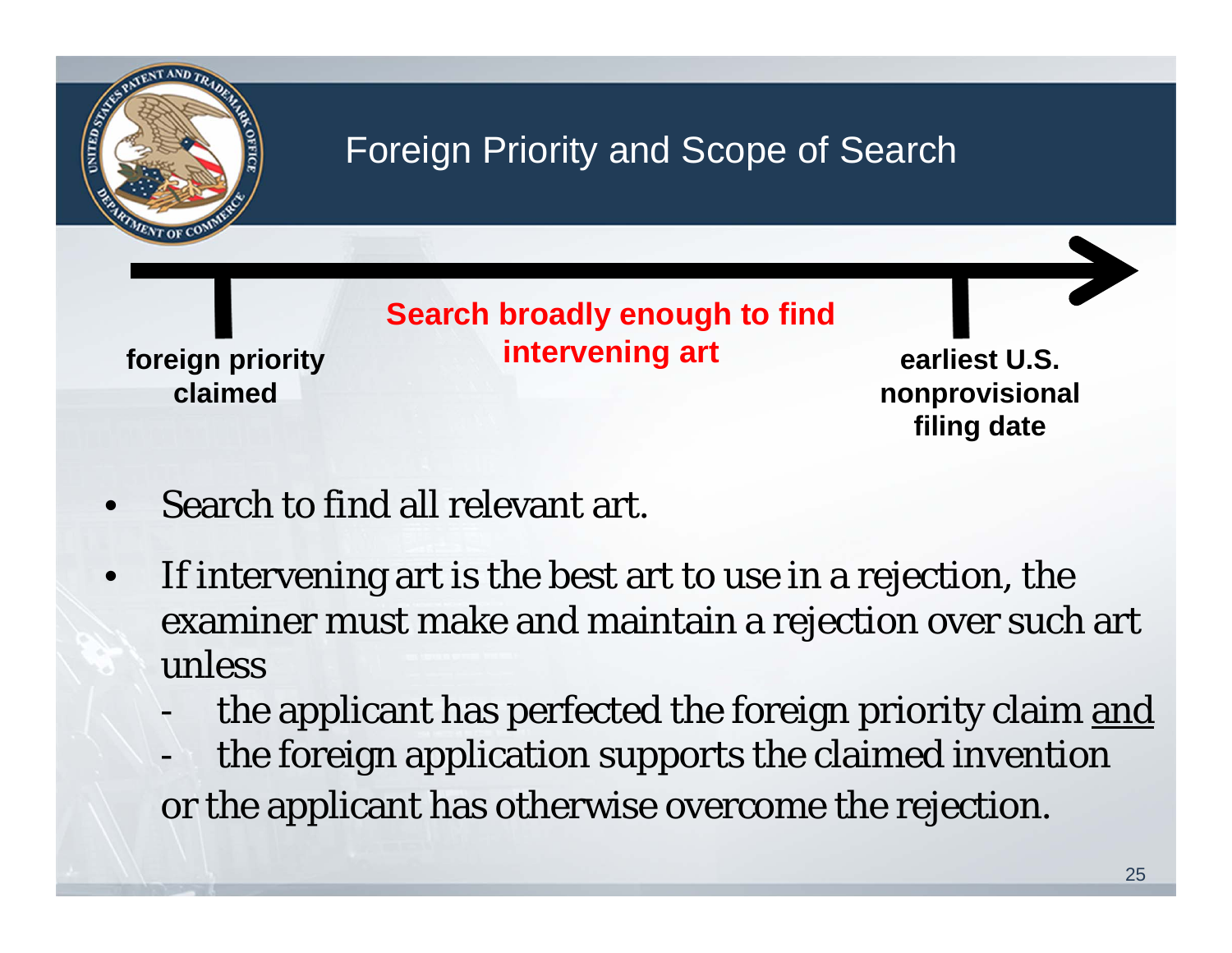# Foreign Priority and Scope of Search

foreign priority claimed

**Search broadly enough to find intervening art**

earliest U.S. nonprovisional filing date

- Search to find all relevant art.
- If intervening art is the best art to use in a rejection, the examiner must make and maintain a rejection over such art unless
  - the applicant has perfected the foreign priority claim and
  - the foreign application supports the claimed invention

  or the applicant has otherwise overcome the rejection.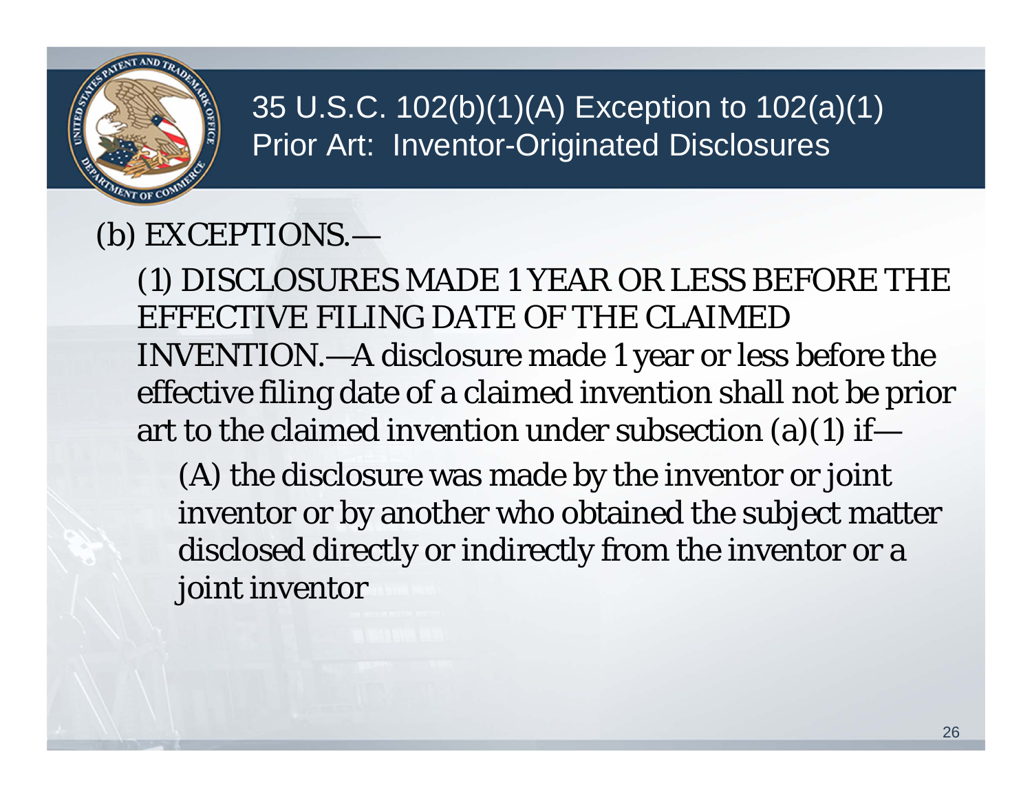# 35 U.S.C. 102(b)(1)(A) Exception to 102(a)(1) Prior Art: Inventor-Originated Disclosures

(b) EXCEPTIONS.—

(1) DISCLOSURES MADE 1 YEAR OR LESS BEFORE THE EFFECTIVE FILING DATE OF THE CLAIMED INVENTION.—A disclosure made 1 year or less before the effective filing date of a claimed invention shall not be prior art to the claimed invention under subsection (a)(1) if—

(A) the disclosure was made by the inventor or joint inventor or by another who obtained the subject matter disclosed directly or indirectly from the inventor or a joint inventor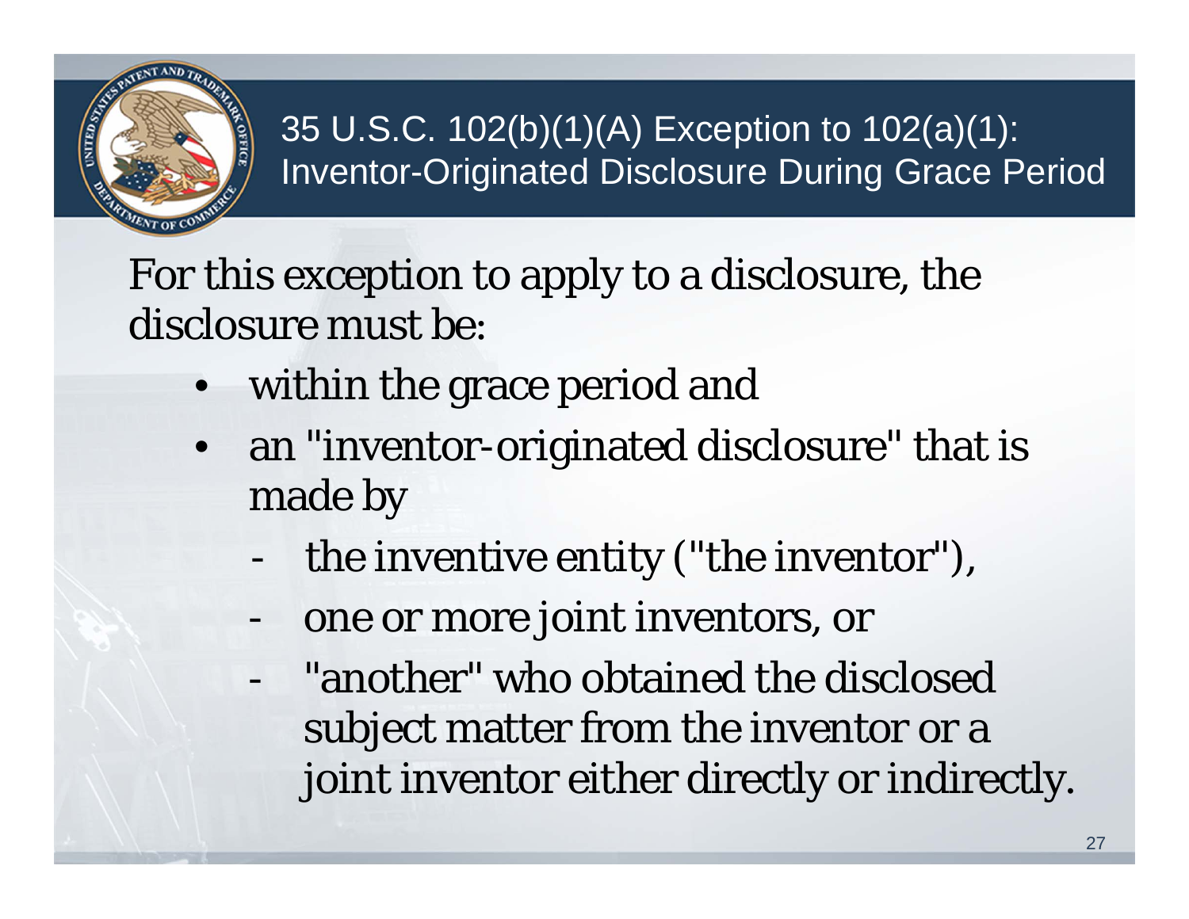## 35 U.S.C. 102(b)(1)(A) Exception to 102(a)(1): Inventor-Originated Disclosure During Grace Period

For this exception to apply to a disclosure, the disclosure must be:

- within the grace period and
- an "inventor-originated disclosure" that is made by
  - the inventive entity ("the inventor"),
  - one or more joint inventors, or
  - "another" who obtained the disclosed subject matter from the inventor or a joint inventor either directly or indirectly.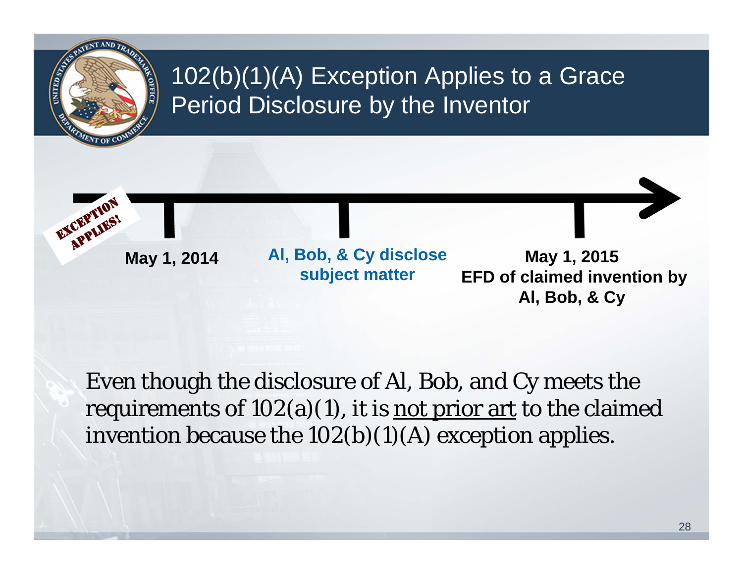# 102(b)(1)(A) Exception Applies to a Grace Period Disclosure by the Inventor

EXCEPTION APPLIES!

**May 1, 2014**

**Al, Bob, & Cy disclose subject matter**

**May 1, 2015**
**EFD of claimed invention by Al, Bob, & Cy**

Even though the disclosure of Al, Bob, and Cy meets the requirements of 102(a)(1), it is <u>not prior art</u> to the claimed invention because the 102(b)(1)(A) exception applies.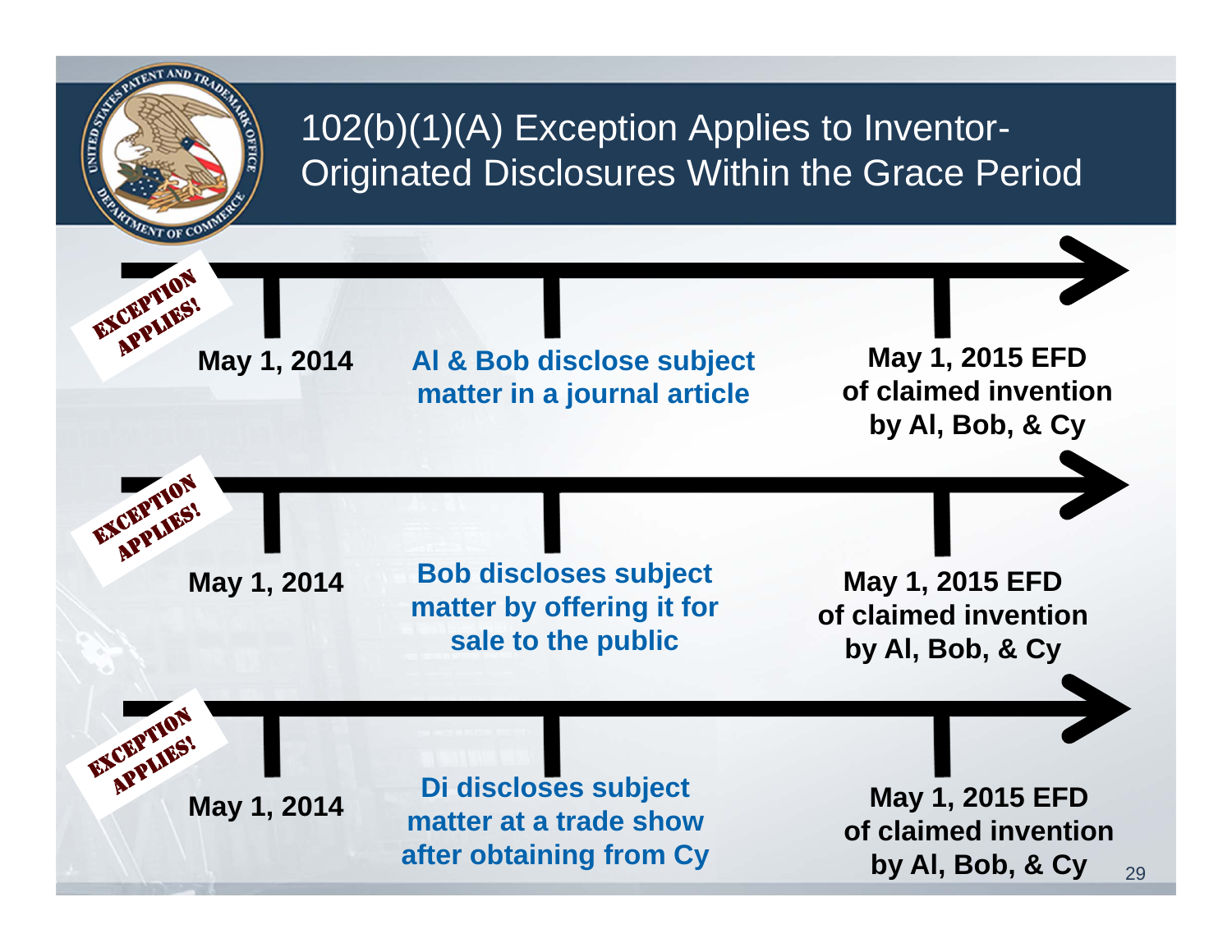# 102(b)(1)(A) Exception Applies to Inventor-Originated Disclosures Within the Grace Period

**EXCEPTION APPLIES!**

**May 1, 2014** — **Al & Bob disclose subject matter in a journal article** — **May 1, 2015 EFD of claimed invention by Al, Bob, & Cy**

**EXCEPTION APPLIES!**

**May 1, 2014** — **Bob discloses subject matter by offering it for sale to the public** — **May 1, 2015 EFD of claimed invention by Al, Bob, & Cy**

**EXCEPTION APPLIES!**

**May 1, 2014** — **Di discloses subject matter at a trade show after obtaining from Cy** — **May 1, 2015 EFD of claimed invention by Al, Bob, & Cy**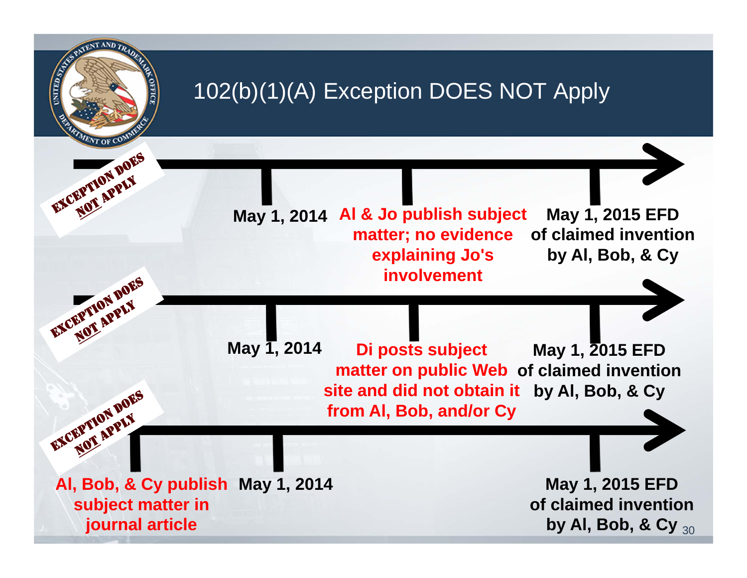# 102(b)(1)(A) Exception DOES NOT Apply

**EXCEPTION DOES NOT APPLY**

- **May 1, 2014**
- **Al & Jo publish subject matter; no evidence explaining Jo's involvement**
- **May 1, 2015 EFD of claimed invention by Al, Bob, & Cy**

**EXCEPTION DOES NOT APPLY**

- **May 1, 2014**
- **Di posts subject matter on public Web site and did not obtain it from Al, Bob, and/or Cy**
- **May 1, 2015 EFD of claimed invention by Al, Bob, & Cy**

**EXCEPTION DOES NOT APPLY**

- **Al, Bob, & Cy publish subject matter in journal article**
- **May 1, 2014**
- **May 1, 2015 EFD of claimed invention by Al, Bob, & Cy**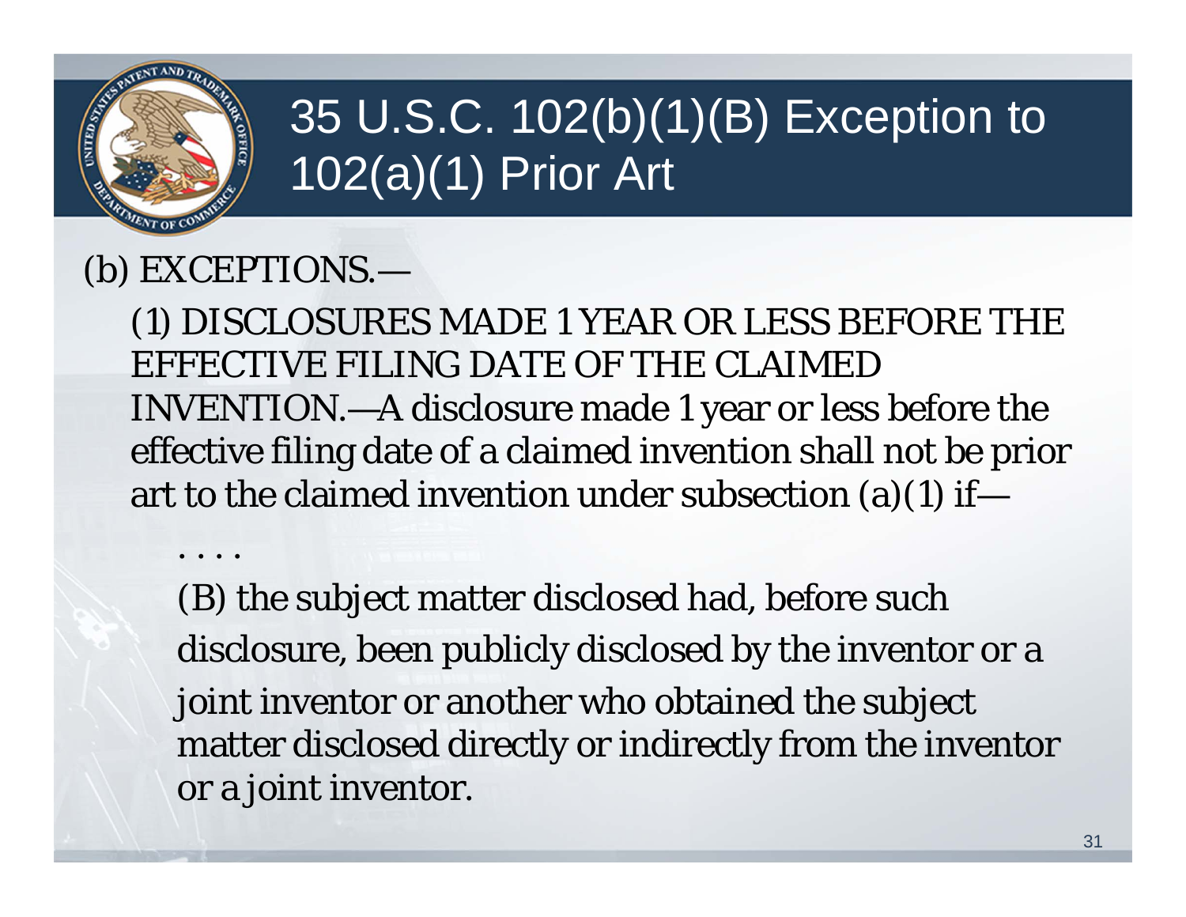# 35 U.S.C. 102(b)(1)(B) Exception to 102(a)(1) Prior Art

(b) EXCEPTIONS.—

(1) DISCLOSURES MADE 1 YEAR OR LESS BEFORE THE EFFECTIVE FILING DATE OF THE CLAIMED INVENTION.—A disclosure made 1 year or less before the effective filing date of a claimed invention shall not be prior art to the claimed invention under subsection (a)(1) if—

. . . .

(B) the subject matter disclosed had, before such disclosure, been publicly disclosed by the inventor or a joint inventor or another who obtained the subject matter disclosed directly or indirectly from the inventor or a joint inventor.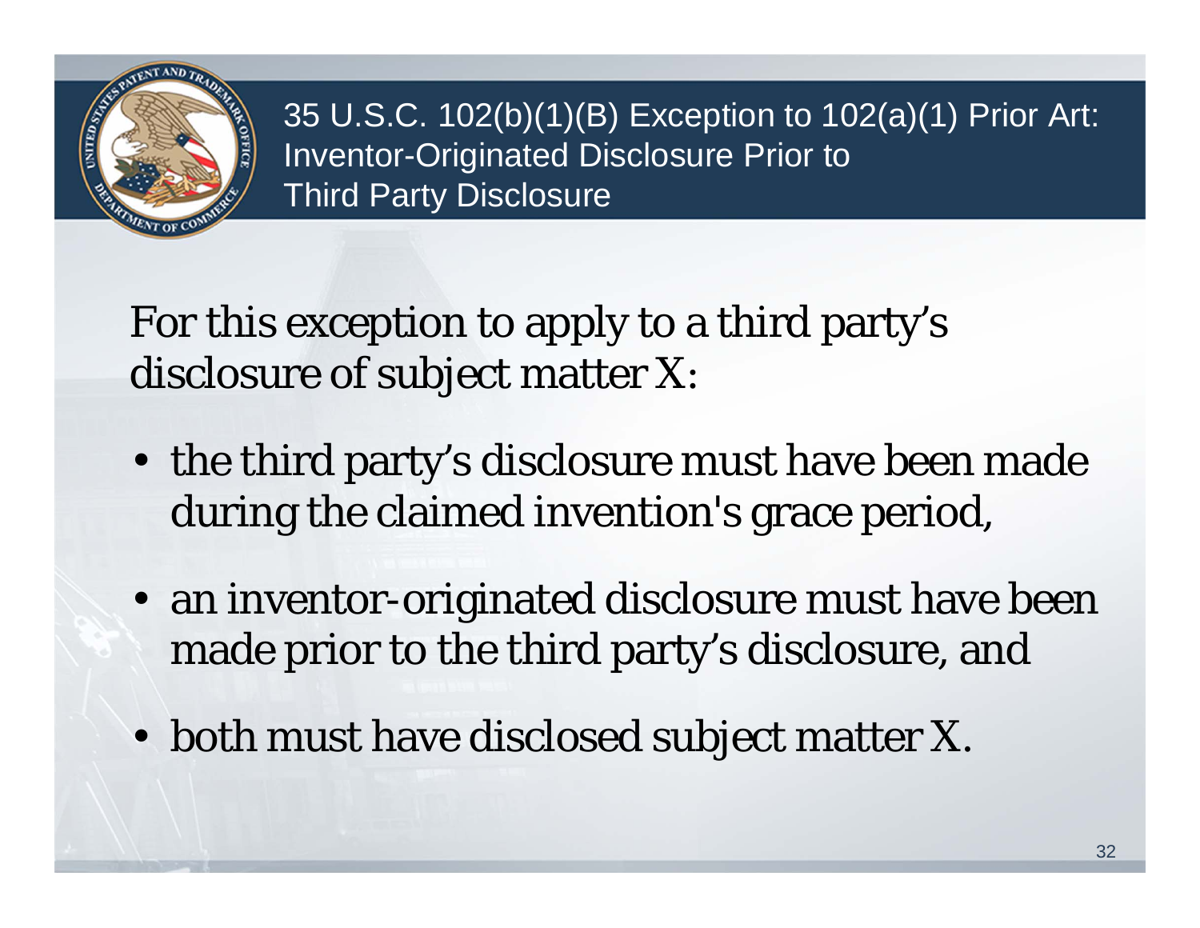## 35 U.S.C. 102(b)(1)(B) Exception to 102(a)(1) Prior Art: Inventor-Originated Disclosure Prior to Third Party Disclosure

For this exception to apply to a third party's disclosure of subject matter X:

- the third party's disclosure must have been made during the claimed invention's grace period,
- an inventor-originated disclosure must have been made prior to the third party's disclosure, and
- both must have disclosed subject matter X.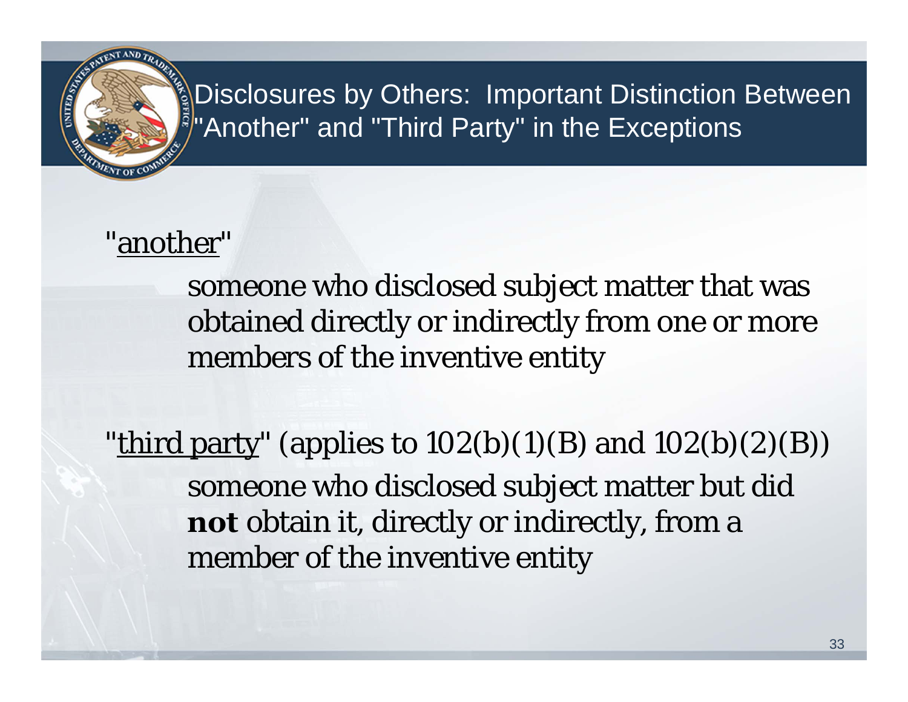# Disclosures by Others: Important Distinction Between "Another" and "Third Party" in the Exceptions

"<u>another</u>"

someone who disclosed subject matter that was obtained directly or indirectly from one or more members of the inventive entity

"<u>third party</u>" (applies to 102(b)(1)(B) and 102(b)(2)(B))

someone who disclosed subject matter but did **not** obtain it, directly or indirectly, from a member of the inventive entity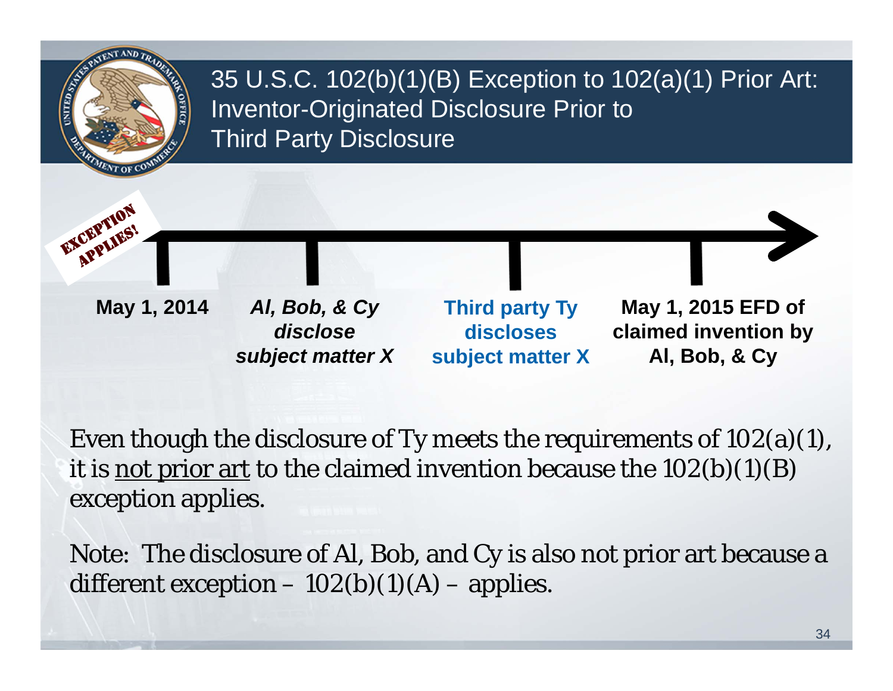# 35 U.S.C. 102(b)(1)(B) Exception to 102(a)(1) Prior Art: Inventor-Originated Disclosure Prior to Third Party Disclosure

EXCEPTION APPLIES!

**May 1, 2014**

***Al, Bob, & Cy disclose subject matter X***

**Third party Ty discloses subject matter X**

**May 1, 2015 EFD of claimed invention by Al, Bob, & Cy**

Even though the disclosure of Ty meets the requirements of 102(a)(1), it is <u>not prior art</u> to the claimed invention because the 102(b)(1)(B) exception applies.

Note: The disclosure of Al, Bob, and Cy is also not prior art because a different exception – 102(b)(1)(A) – applies.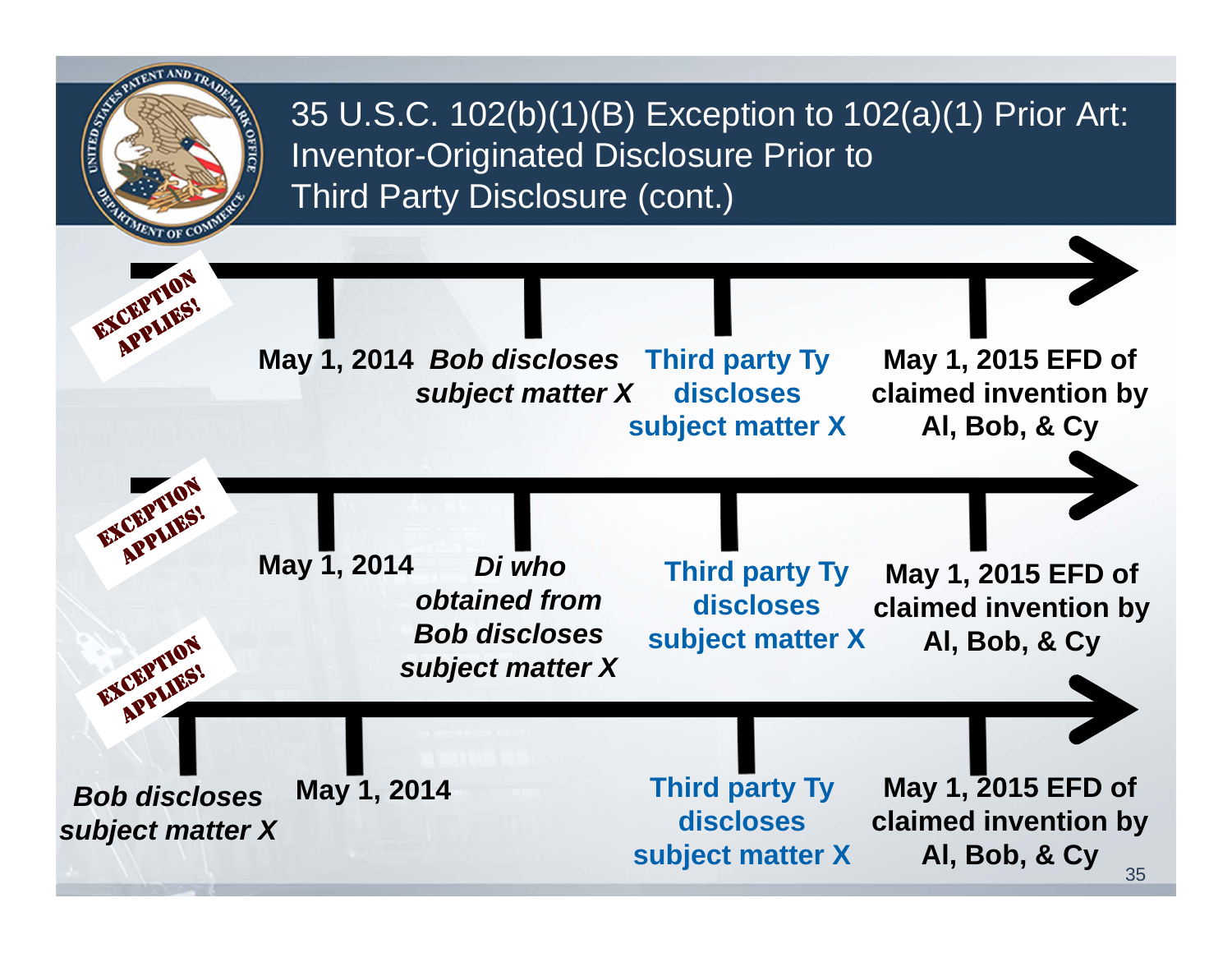# 35 U.S.C. 102(b)(1)(B) Exception to 102(a)(1) Prior Art: Inventor-Originated Disclosure Prior to Third Party Disclosure (cont.)

**EXCEPTION APPLIES!**

- **May 1, 2014**
- ***Bob discloses subject matter X***
- **Third party Ty discloses subject matter X**
- **May 1, 2015 EFD of claimed invention by Al, Bob, & Cy**

**EXCEPTION APPLIES!**

- **May 1, 2014**
- ***Di who obtained from Bob discloses subject matter X***
- **Third party Ty discloses subject matter X**
- **May 1, 2015 EFD of claimed invention by Al, Bob, & Cy**

**EXCEPTION APPLIES!**

- ***Bob discloses subject matter X***
- **May 1, 2014**
- **Third party Ty discloses subject matter X**
- **May 1, 2015 EFD of claimed invention by Al, Bob, & Cy**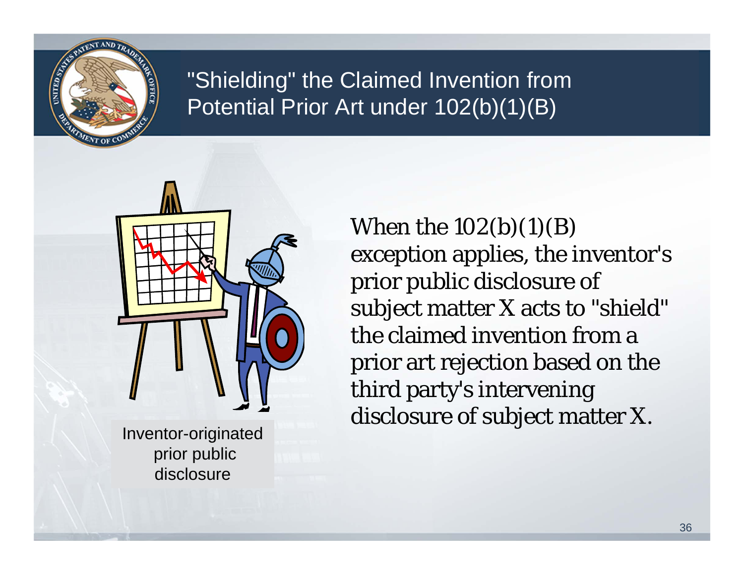# "Shielding" the Claimed Invention from Potential Prior Art under 102(b)(1)(B)

Inventor-originated prior public disclosure

When the 102(b)(1)(B) exception applies, the inventor's prior public disclosure of subject matter X acts to "shield" the claimed invention from a prior art rejection based on the third party's intervening disclosure of subject matter X.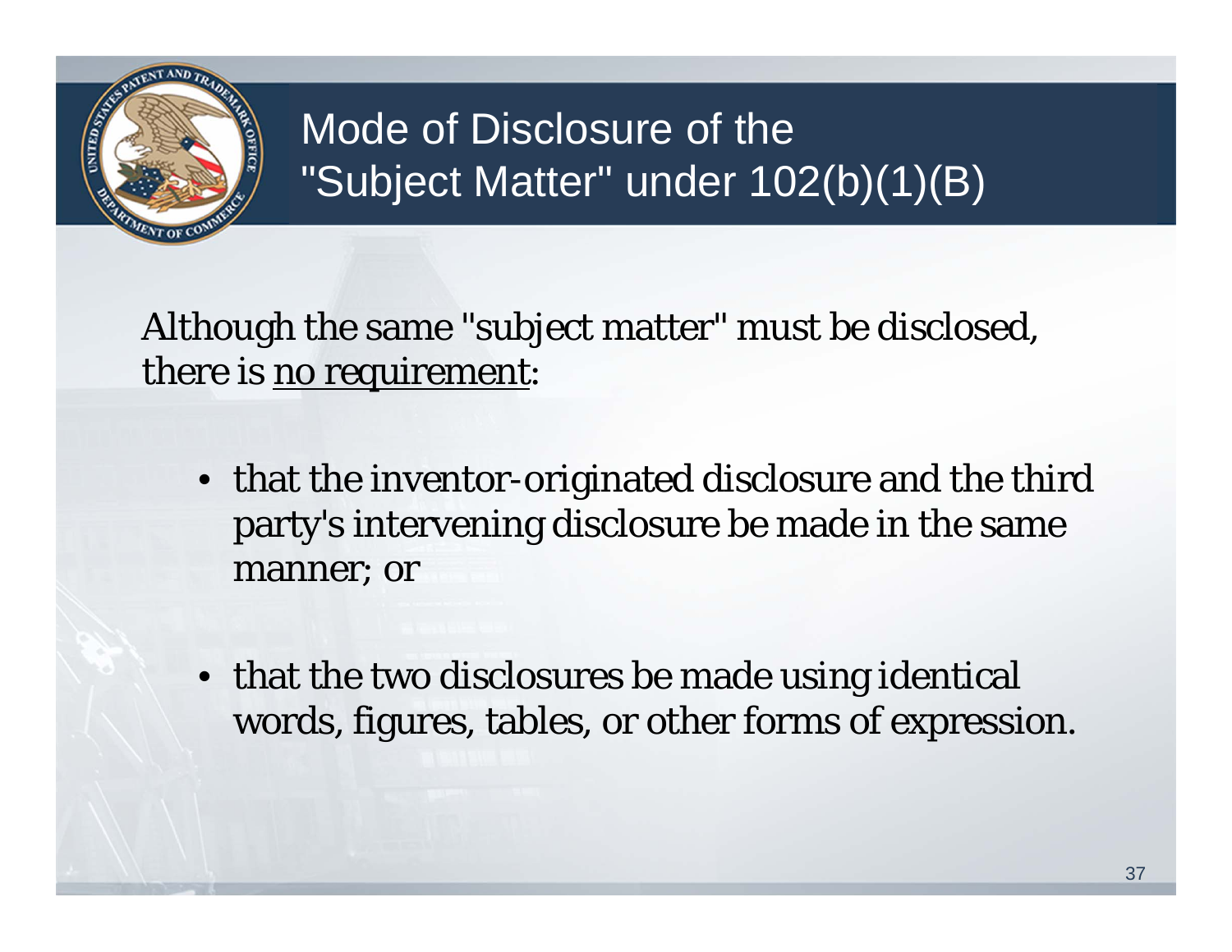# Mode of Disclosure of the "Subject Matter" under 102(b)(1)(B)

Although the same "subject matter" must be disclosed, there is <u>no requirement</u>:

- that the inventor-originated disclosure and the third party's intervening disclosure be made in the same manner; or
- that the two disclosures be made using identical words, figures, tables, or other forms of expression.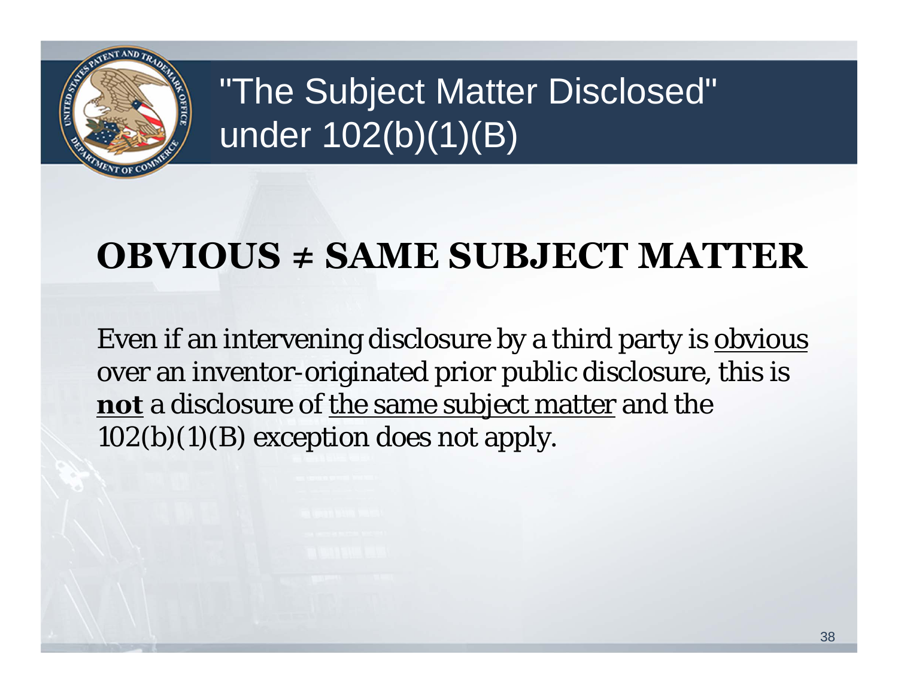# "The Subject Matter Disclosed" under 102(b)(1)(B)

## OBVIOUS ≠ SAME SUBJECT MATTER

Even if an intervening disclosure by a third party is <u>obvious</u> over an inventor-originated prior public disclosure, this is <u>**not**</u> a disclosure of <u>the same subject matter</u> and the 102(b)(1)(B) exception does not apply.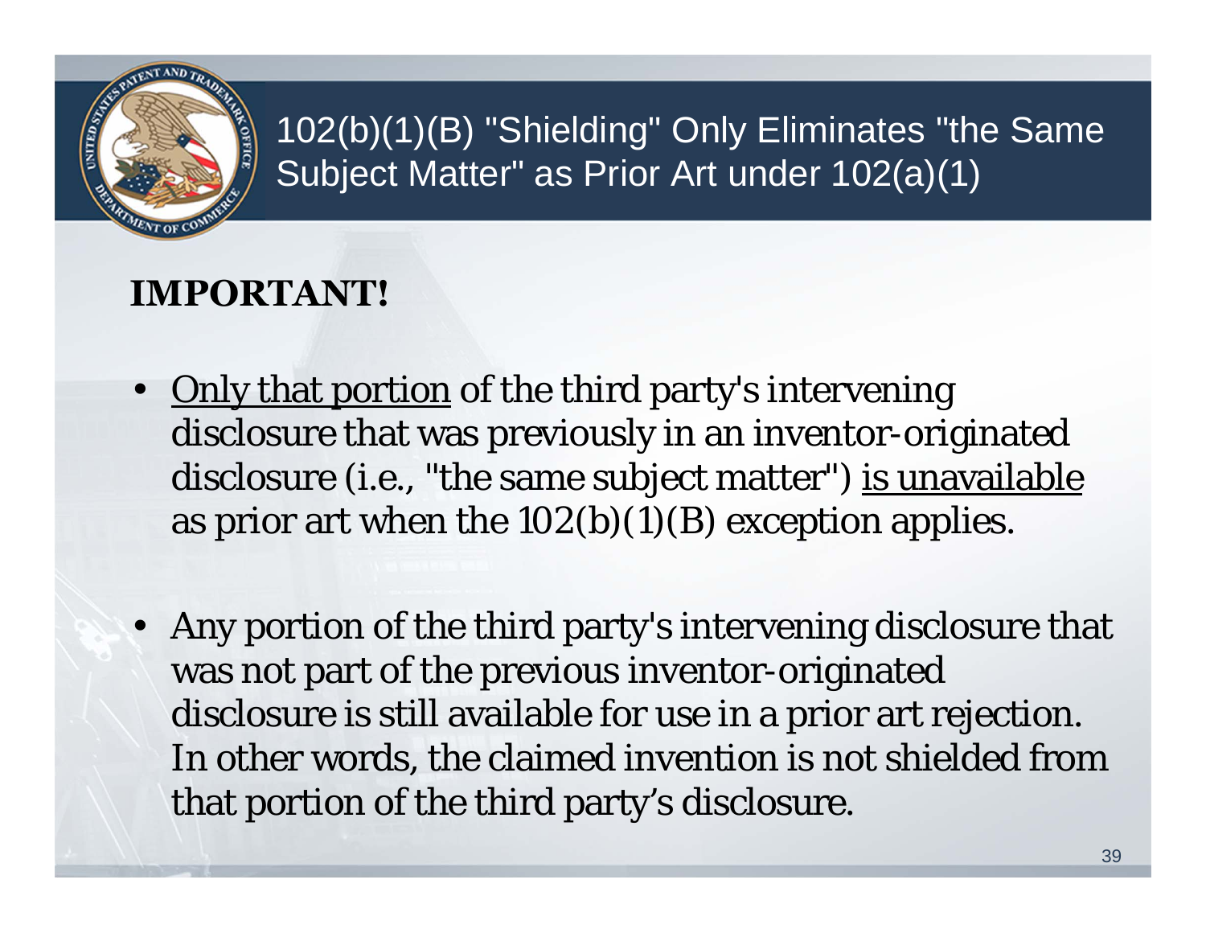# 102(b)(1)(B) "Shielding" Only Eliminates "the Same Subject Matter" as Prior Art under 102(a)(1)

**IMPORTANT!**

- Only that portion of the third party's intervening disclosure that was previously in an inventor-originated disclosure (i.e., "the same subject matter") is unavailable as prior art when the 102(b)(1)(B) exception applies.

- Any portion of the third party's intervening disclosure that was not part of the previous inventor-originated disclosure is still available for use in a prior art rejection. In other words, the claimed invention is not shielded from that portion of the third party's disclosure.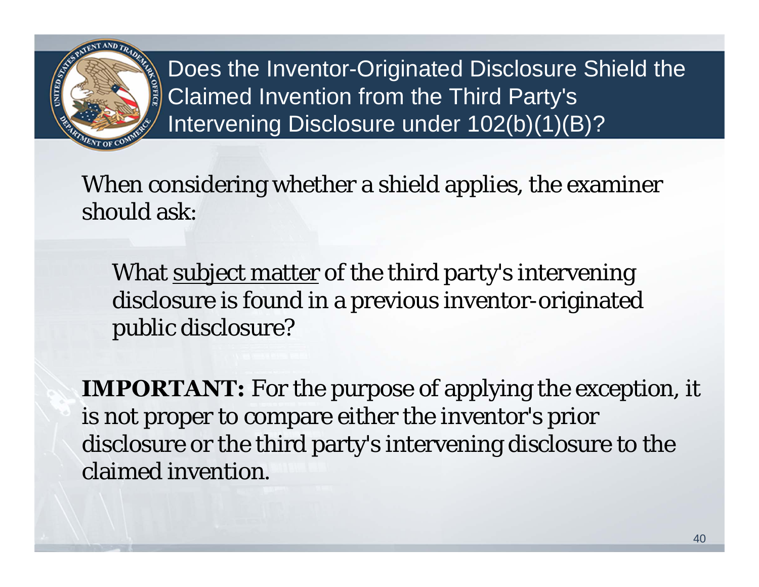# Does the Inventor-Originated Disclosure Shield the Claimed Invention from the Third Party's Intervening Disclosure under 102(b)(1)(B)?

When considering whether a shield applies, the examiner should ask:

> What subject matter of the third party's intervening disclosure is found in a previous inventor-originated public disclosure?

**IMPORTANT:** For the purpose of applying the exception, it is not proper to compare either the inventor's prior disclosure or the third party's intervening disclosure to the claimed invention.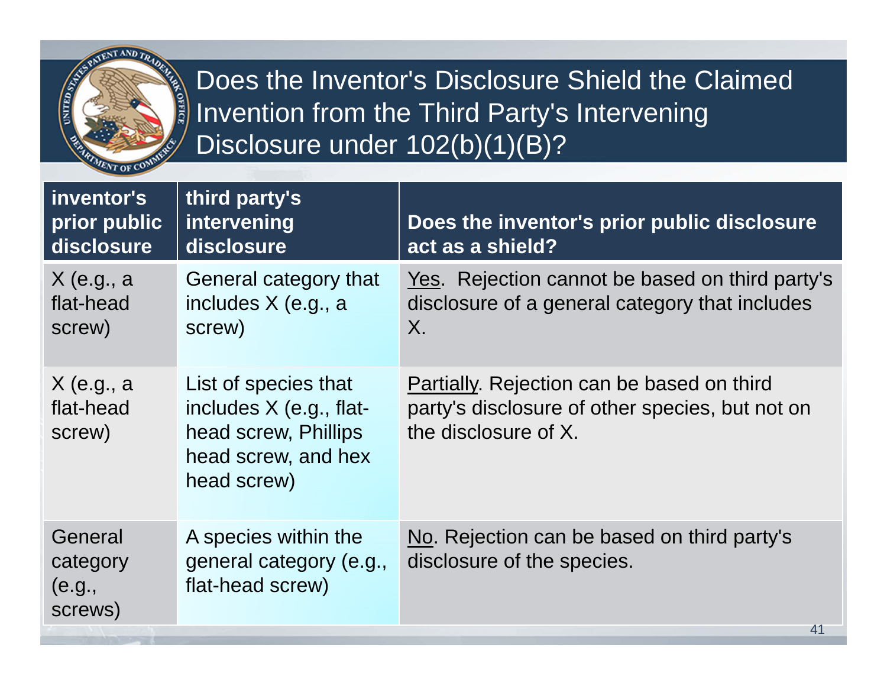# Does the Inventor's Disclosure Shield the Claimed Invention from the Third Party's Intervening Disclosure under 102(b)(1)(B)?

| inventor's prior public disclosure | third party's intervening disclosure | Does the inventor's prior public disclosure act as a shield? |
|---|---|---|
| X (e.g., a flat-head screw) | General category that includes X (e.g., a screw) | <u>Yes</u>. Rejection cannot be based on third party's disclosure of a general category that includes X. |
| X (e.g., a flat-head screw) | List of species that includes X (e.g., flat-head screw, Phillips head screw, and hex head screw) | <u>Partially</u>. Rejection can be based on third party's disclosure of other species, but not on the disclosure of X. |
| General category (e.g., screws) | A species within the general category (e.g., flat-head screw) | <u>No</u>. Rejection can be based on third party's disclosure of the species. |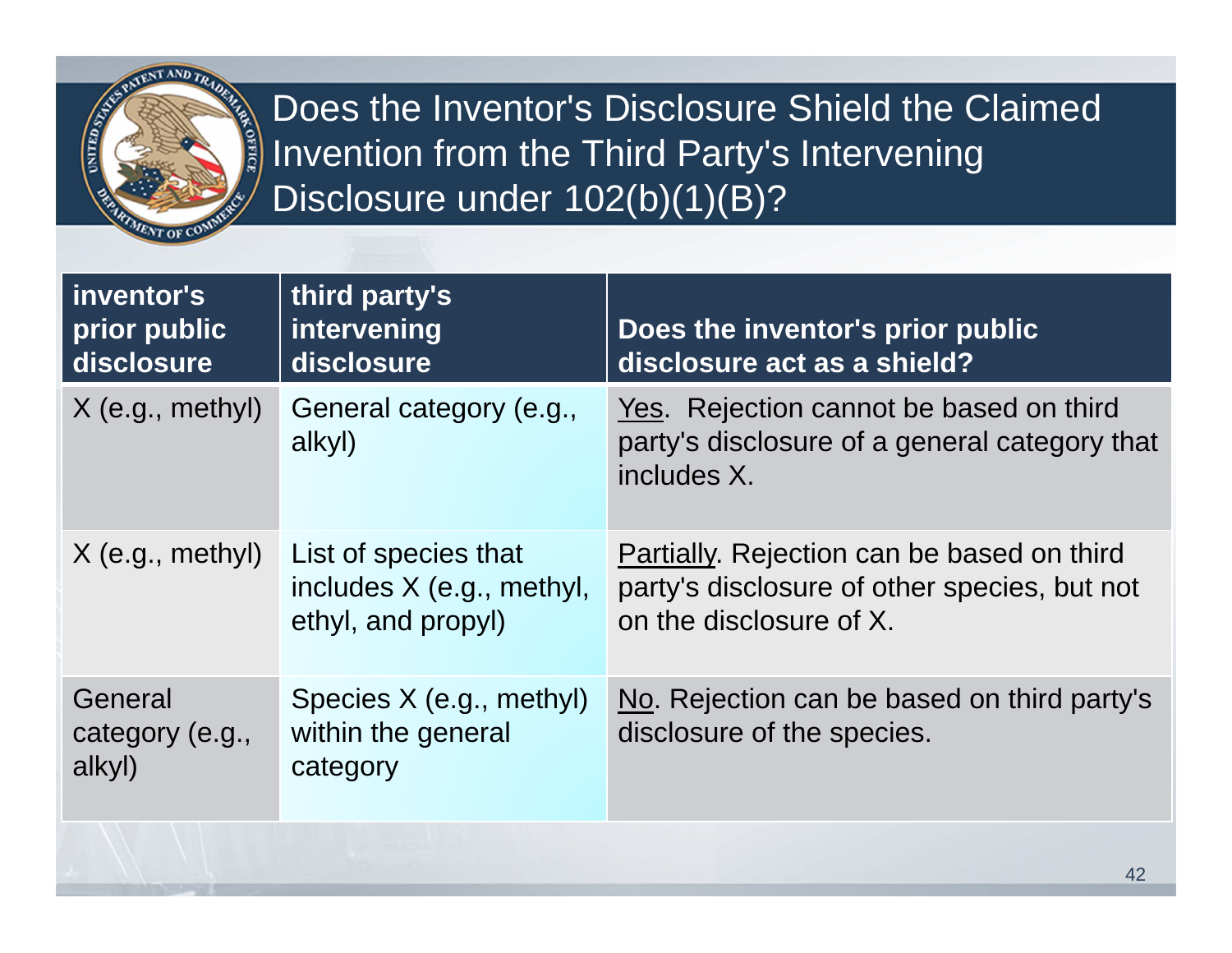# Does the Inventor's Disclosure Shield the Claimed Invention from the Third Party's Intervening Disclosure under 102(b)(1)(B)?

| inventor's prior public disclosure | third party's intervening disclosure | Does the inventor's prior public disclosure act as a shield? |
|---|---|---|
| X (e.g., methyl) | General category (e.g., alkyl) | Yes. Rejection cannot be based on third party's disclosure of a general category that includes X. |
| X (e.g., methyl) | List of species that includes X (e.g., methyl, ethyl, and propyl) | Partially. Rejection can be based on third party's disclosure of other species, but not on the disclosure of X. |
| General category (e.g., alkyl) | Species X (e.g., methyl) within the general category | No. Rejection can be based on third party's disclosure of the species. |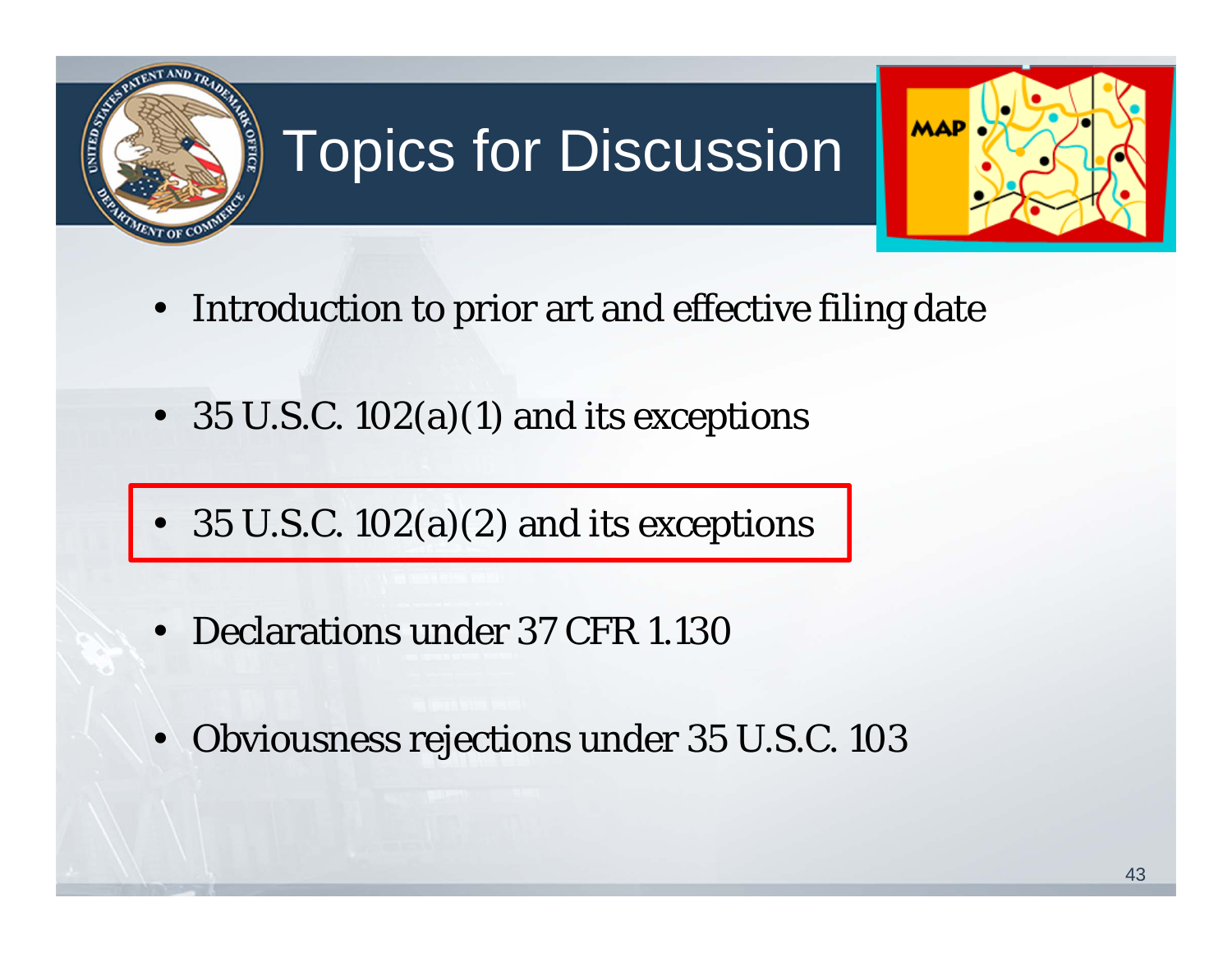# Topics for Discussion

- Introduction to prior art and effective filing date
- 35 U.S.C. 102(a)(1) and its exceptions
- 35 U.S.C. 102(a)(2) and its exceptions
- Declarations under 37 CFR 1.130
- Obviousness rejections under 35 U.S.C. 103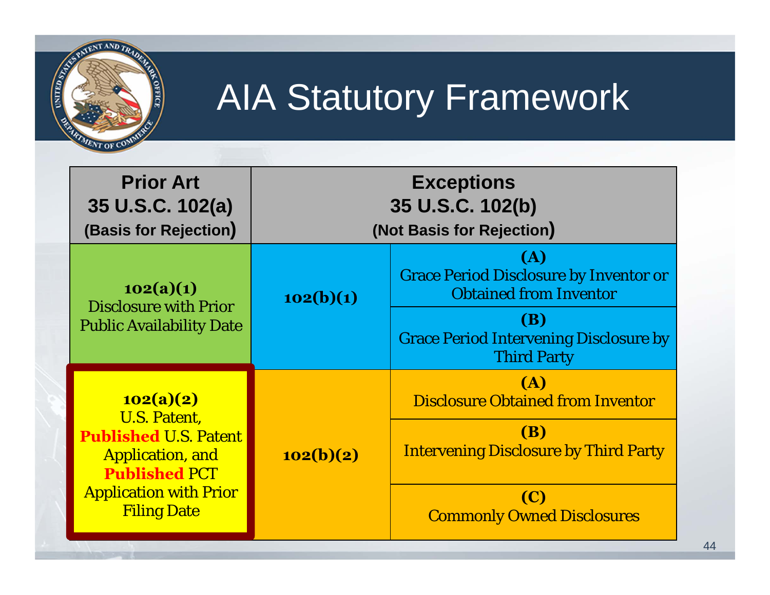# AIA Statutory Framework

| Prior Art 35 U.S.C. 102(a) (Basis for Rejection) | Exceptions 35 U.S.C. 102(b) (Not Basis for Rejection) | |
|---|---|---|
| **102(a)(1)** Disclosure with Prior Public Availability Date | **102(b)(1)** | **(A)** Grace Period Disclosure by Inventor or Obtained from Inventor |
| | | **(B)** Grace Period Intervening Disclosure by Third Party |
| **102(a)(2)** U.S. Patent, **Published** U.S. Patent Application, and **Published** PCT Application with Prior Filing Date | **102(b)(2)** | **(A)** Disclosure Obtained from Inventor |
| | | **(B)** Intervening Disclosure by Third Party |
| | | **(C)** Commonly Owned Disclosures |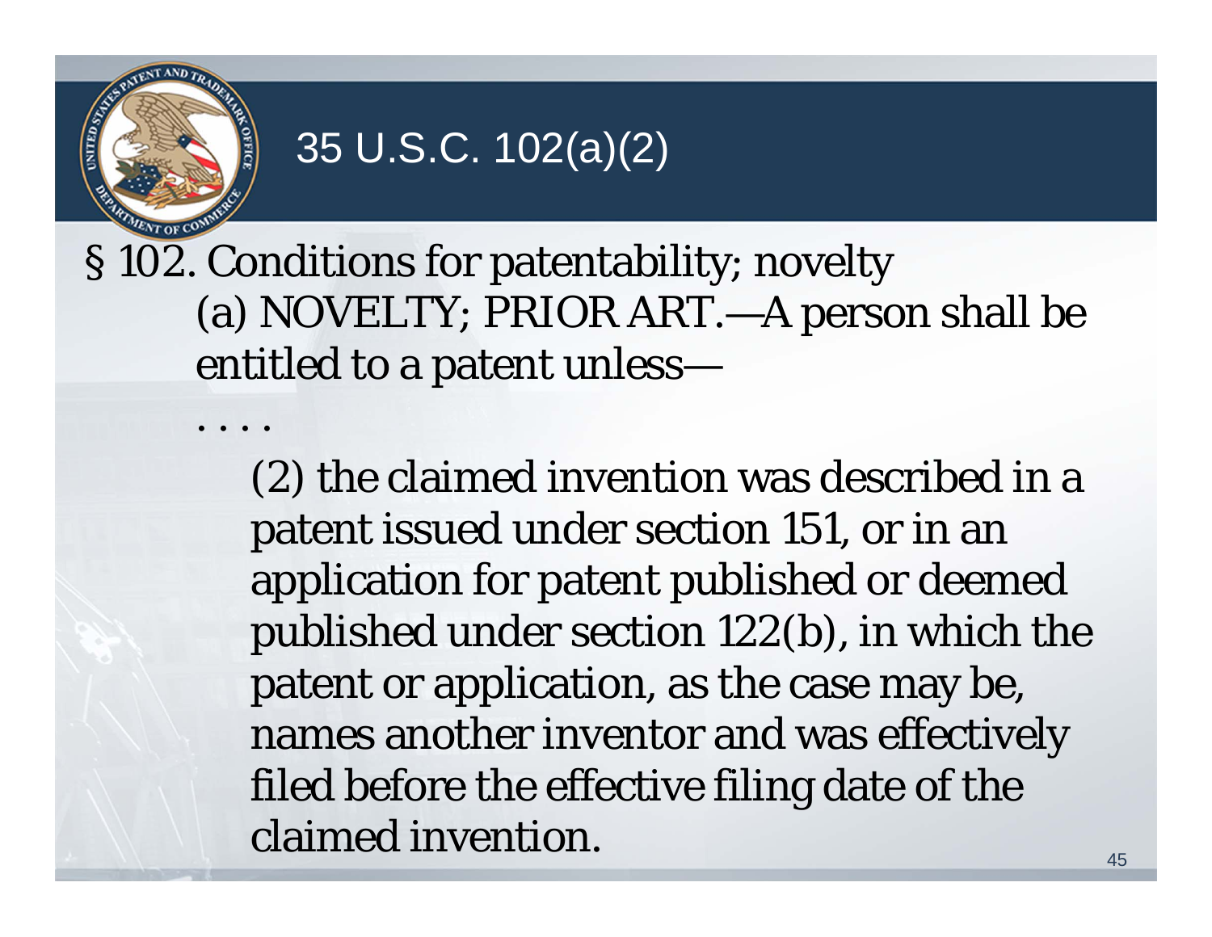# 35 U.S.C. 102(a)(2)

§ 102. Conditions for patentability; novelty

(a) NOVELTY; PRIOR ART.—A person shall be entitled to a patent unless—

. . . .

(2) the claimed invention was described in a patent issued under section 151, or in an application for patent published or deemed published under section 122(b), in which the patent or application, as the case may be, names another inventor and was effectively filed before the effective filing date of the claimed invention.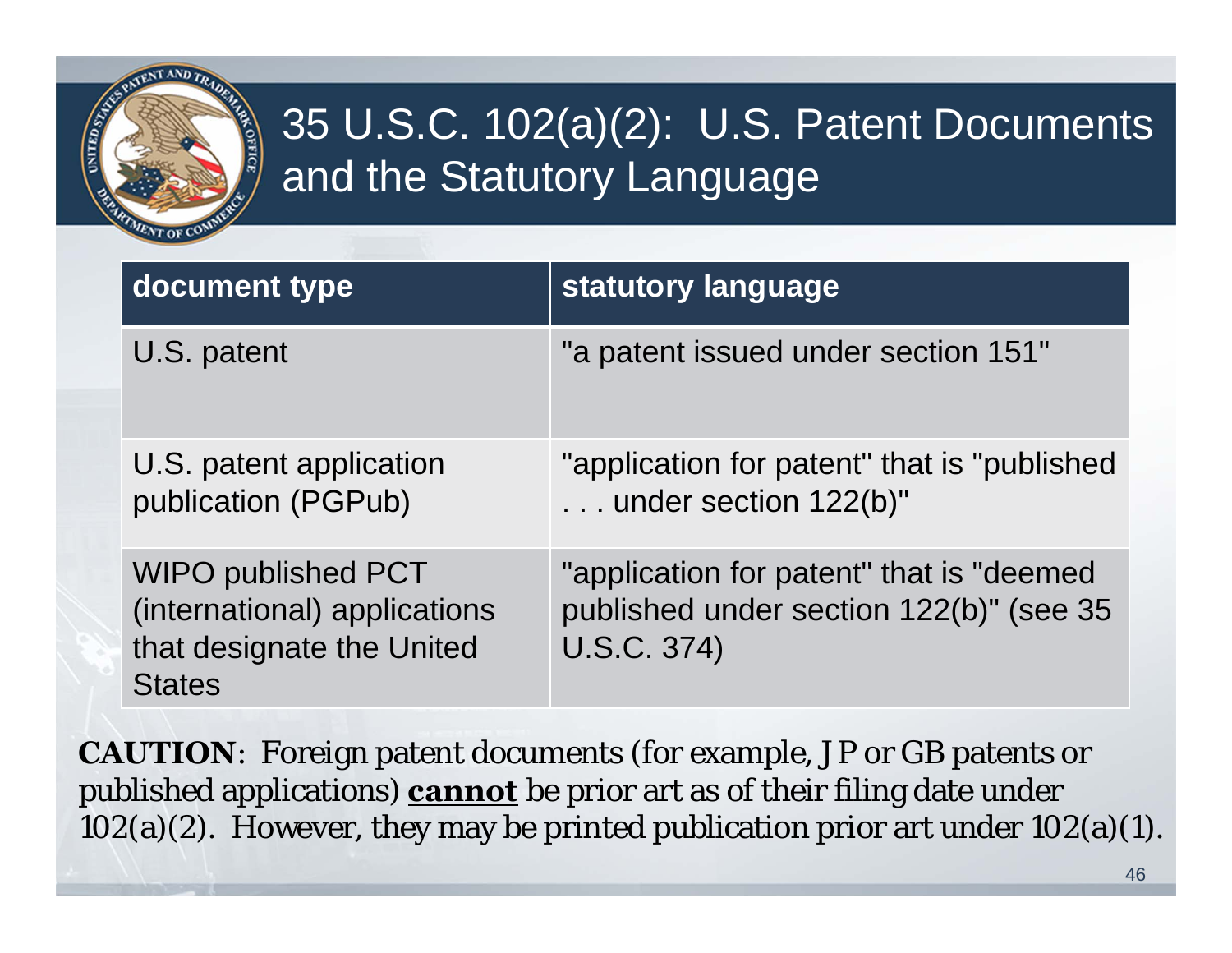# 35 U.S.C. 102(a)(2): U.S. Patent Documents and the Statutory Language

| document type | statutory language |
|---|---|
| U.S. patent | "a patent issued under section 151" |
| U.S. patent application publication (PGPub) | "application for patent" that is "published . . . under section 122(b)" |
| WIPO published PCT (international) applications that designate the United States | "application for patent" that is "deemed published under section 122(b)" (see 35 U.S.C. 374) |

**CAUTION**: Foreign patent documents (for example, JP or GB patents or published applications) **cannot** be prior art as of their filing date under 102(a)(2). However, they may be printed publication prior art under 102(a)(1).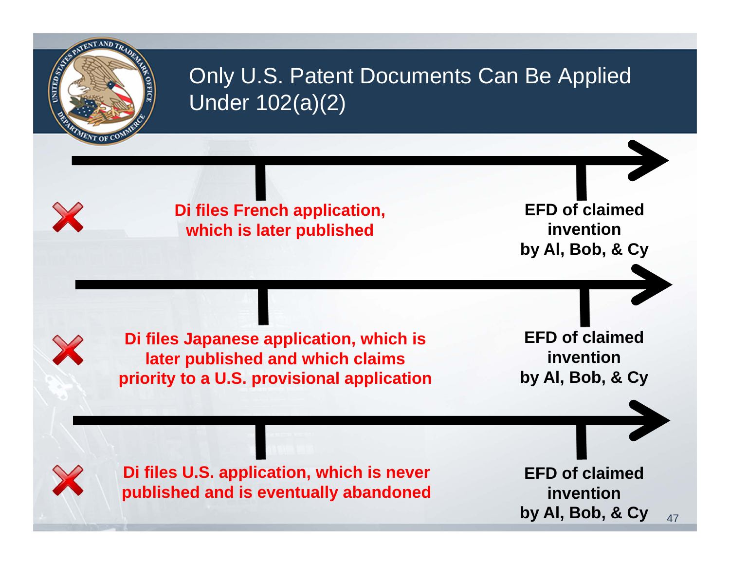# Only U.S. Patent Documents Can Be Applied Under 102(a)(2)

❌ **Di files French application, which is later published** — **EFD of claimed invention by Al, Bob, & Cy**

❌ **Di files Japanese application, which is later published and which claims priority to a U.S. provisional application** — **EFD of claimed invention by Al, Bob, & Cy**

❌ **Di files U.S. application, which is never published and is eventually abandoned** — **EFD of claimed invention by Al, Bob, & Cy**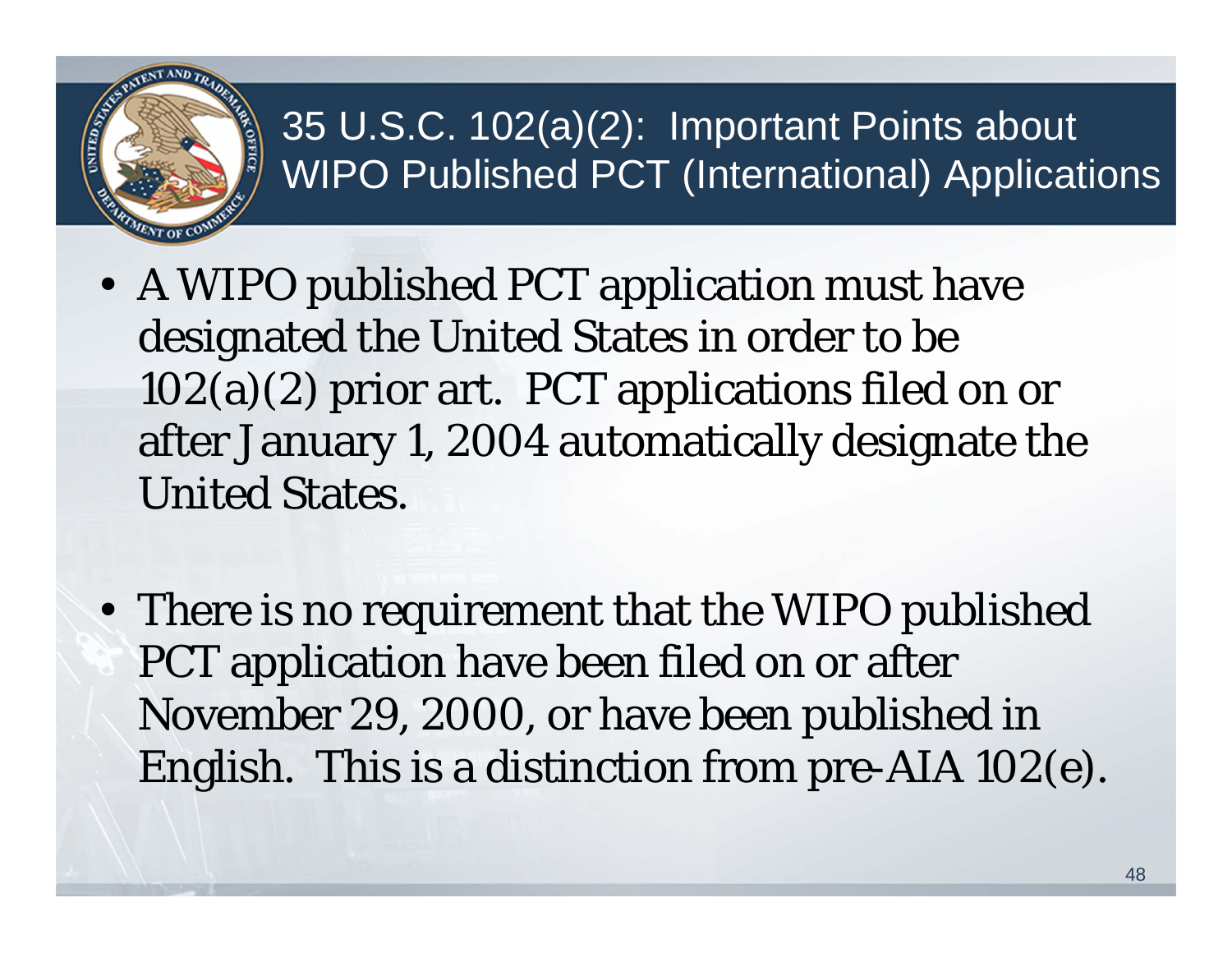# 35 U.S.C. 102(a)(2): Important Points about WIPO Published PCT (International) Applications

- A WIPO published PCT application must have designated the United States in order to be 102(a)(2) prior art. PCT applications filed on or after January 1, 2004 automatically designate the United States.

- There is no requirement that the WIPO published PCT application have been filed on or after November 29, 2000, or have been published in English. This is a distinction from pre-AIA 102(e).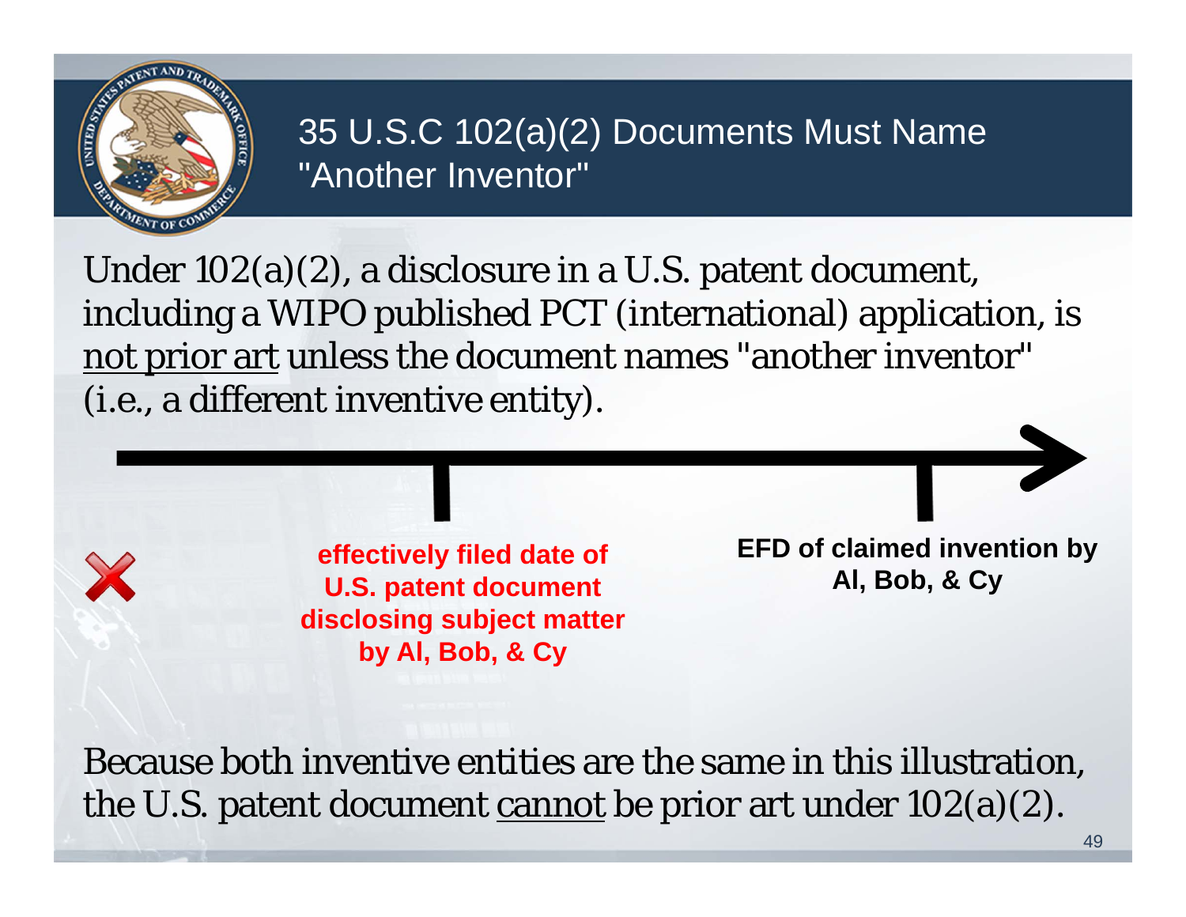# 35 U.S.C 102(a)(2) Documents Must Name "Another Inventor"

Under 102(a)(2), a disclosure in a U.S. patent document, including a WIPO published PCT (international) application, is not prior art unless the document names "another inventor" (i.e., a different inventive entity).

**effectively filed date of U.S. patent document disclosing subject matter by Al, Bob, & Cy**

**EFD of claimed invention by Al, Bob, & Cy**

Because both inventive entities are the same in this illustration, the U.S. patent document cannot be prior art under 102(a)(2).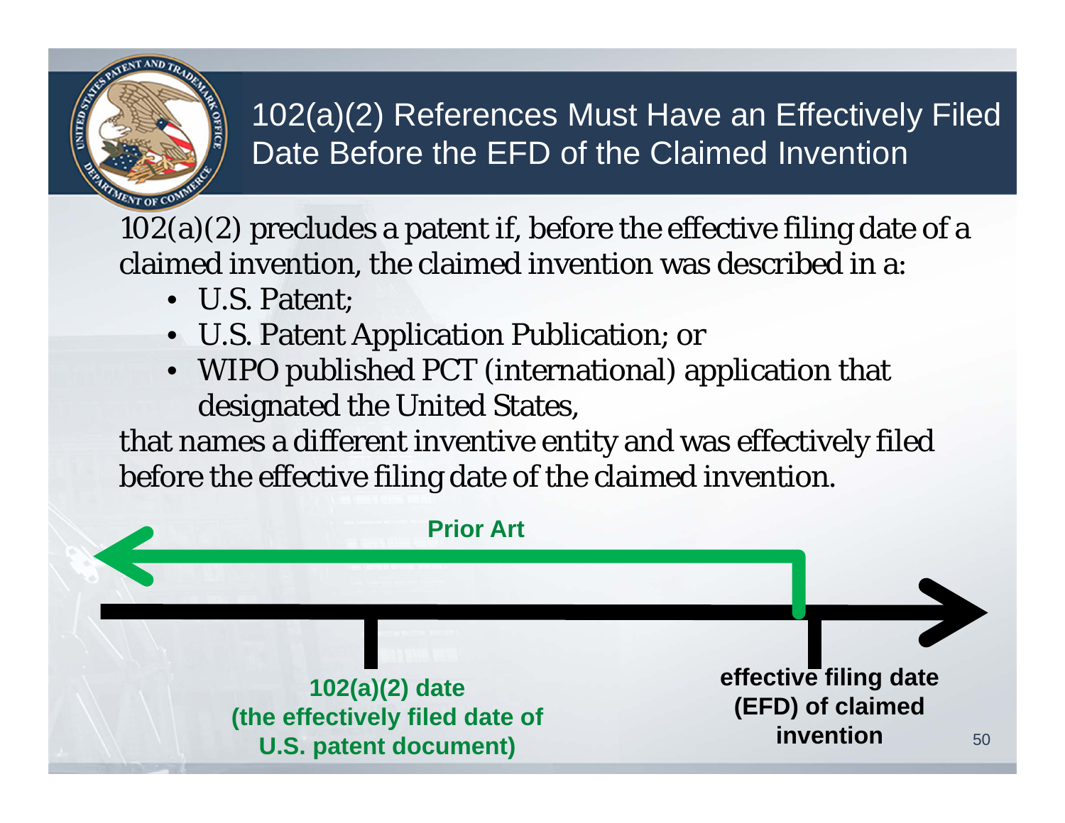# 102(a)(2) References Must Have an Effectively Filed Date Before the EFD of the Claimed Invention

102(a)(2) precludes a patent if, before the effective filing date of a claimed invention, the claimed invention was described in a:

- U.S. Patent;
- U.S. Patent Application Publication; or
- WIPO published PCT (international) application that designated the United States,

that names a different inventive entity and was effectively filed before the effective filing date of the claimed invention.

**Prior Art**

**102(a)(2) date (the effectively filed date of U.S. patent document)**

**effective filing date (EFD) of claimed invention**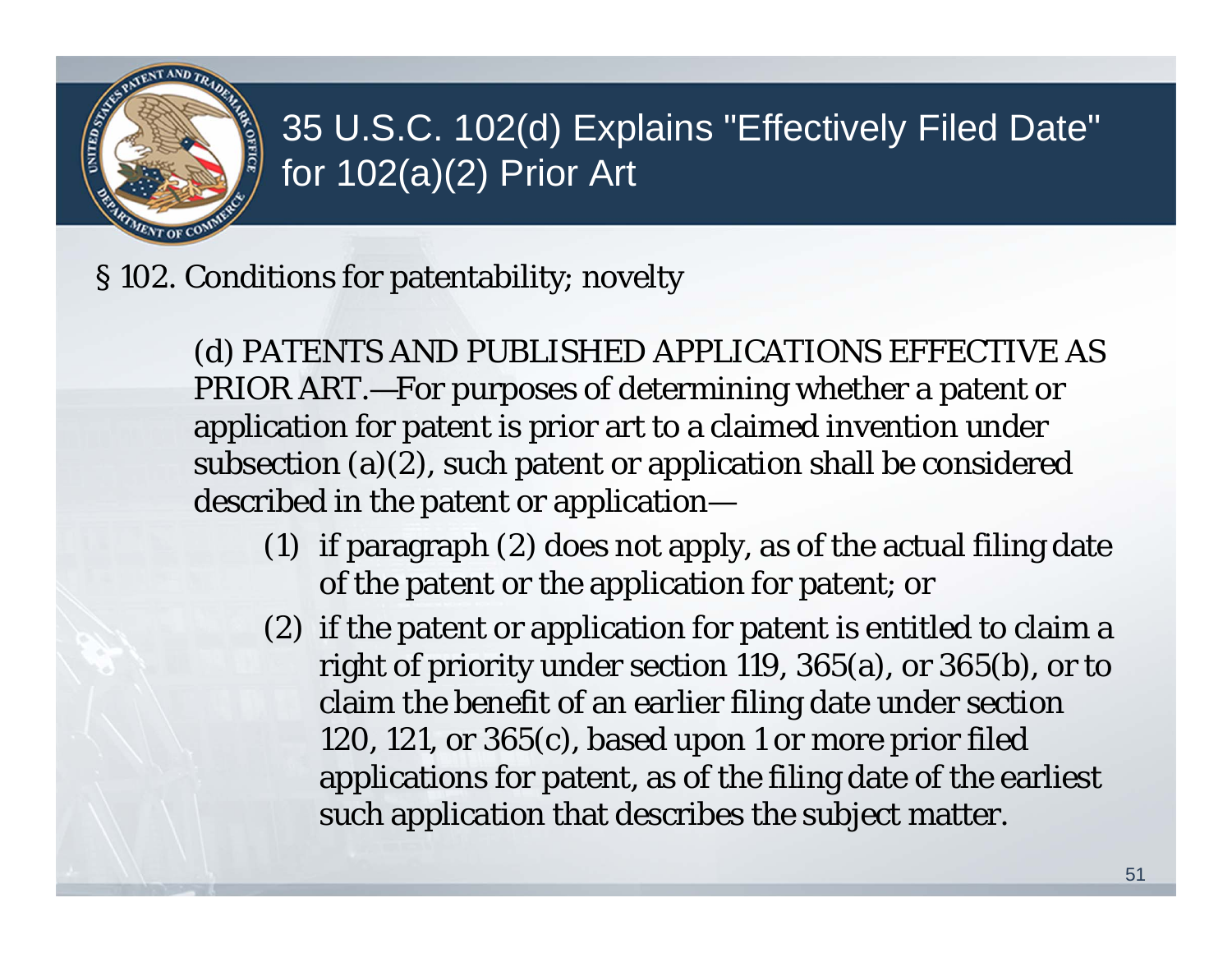# 35 U.S.C. 102(d) Explains "Effectively Filed Date" for 102(a)(2) Prior Art

§ 102. Conditions for patentability; novelty

> (d) PATENTS AND PUBLISHED APPLICATIONS EFFECTIVE AS PRIOR ART.—For purposes of determining whether a patent or application for patent is prior art to a claimed invention under subsection (a)(2), such patent or application shall be considered described in the patent or application—
>
> (1) if paragraph (2) does not apply, as of the actual filing date of the patent or the application for patent; or
>
> (2) if the patent or application for patent is entitled to claim a right of priority under section 119, 365(a), or 365(b), or to claim the benefit of an earlier filing date under section 120, 121, or 365(c), based upon 1 or more prior filed applications for patent, as of the filing date of the earliest such application that describes the subject matter.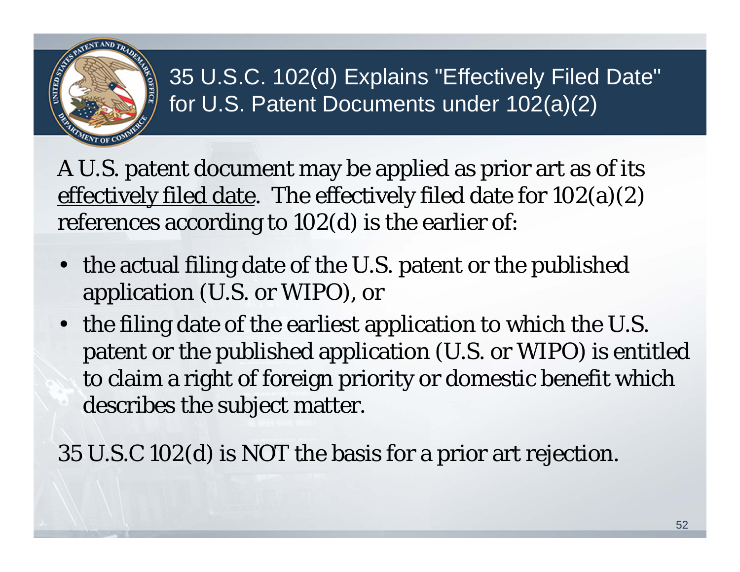# 35 U.S.C. 102(d) Explains "Effectively Filed Date" for U.S. Patent Documents under 102(a)(2)

A U.S. patent document may be applied as prior art as of its effectively filed date. The effectively filed date for 102(a)(2) references according to 102(d) is the earlier of:

- the actual filing date of the U.S. patent or the published application (U.S. or WIPO), or
- the filing date of the earliest application to which the U.S. patent or the published application (U.S. or WIPO) is entitled to claim a right of foreign priority or domestic benefit which describes the subject matter.

35 U.S.C 102(d) is NOT the basis for a prior art rejection.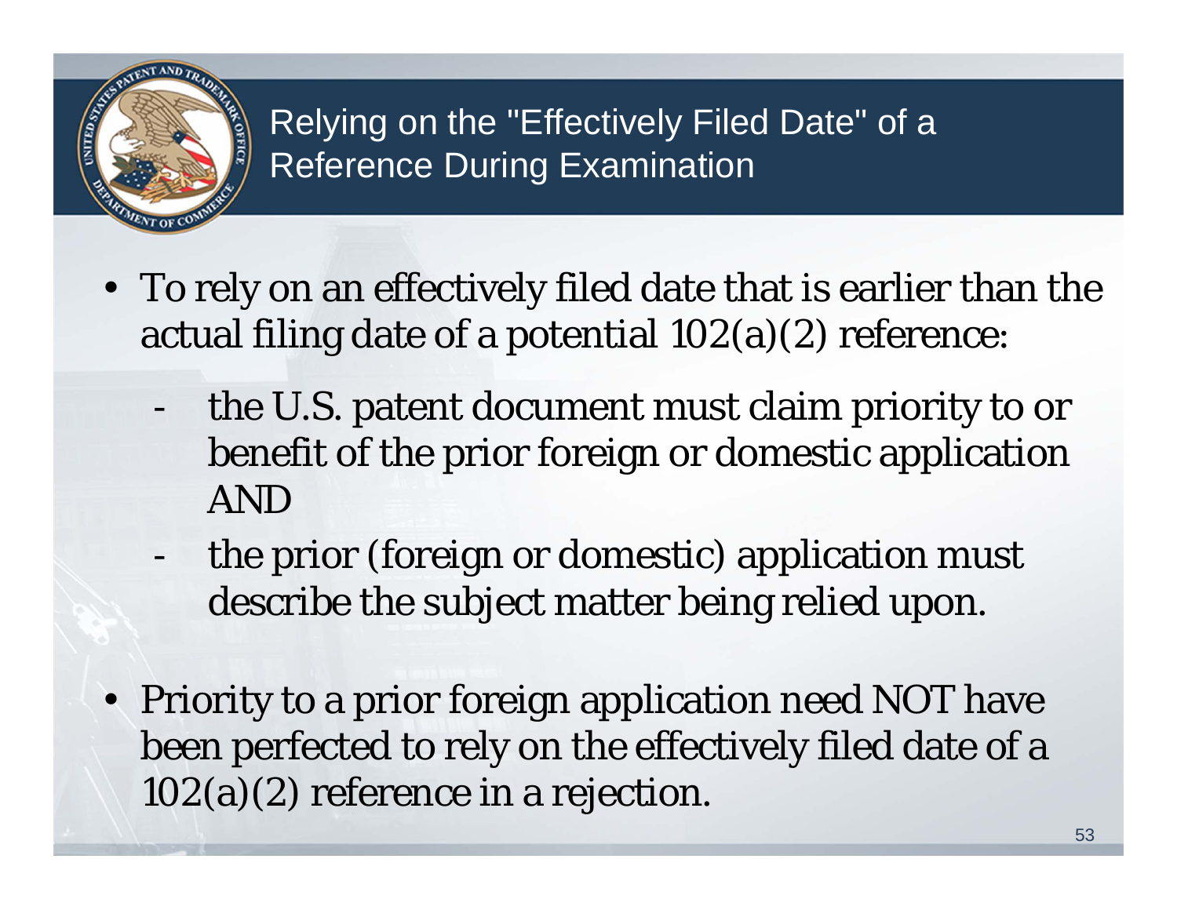# Relying on the "Effectively Filed Date" of a Reference During Examination

- To rely on an effectively filed date that is earlier than the actual filing date of a potential 102(a)(2) reference:
  - the U.S. patent document must claim priority to or benefit of the prior foreign or domestic application AND
  - the prior (foreign or domestic) application must describe the subject matter being relied upon.
- Priority to a prior foreign application need NOT have been perfected to rely on the effectively filed date of a 102(a)(2) reference in a rejection.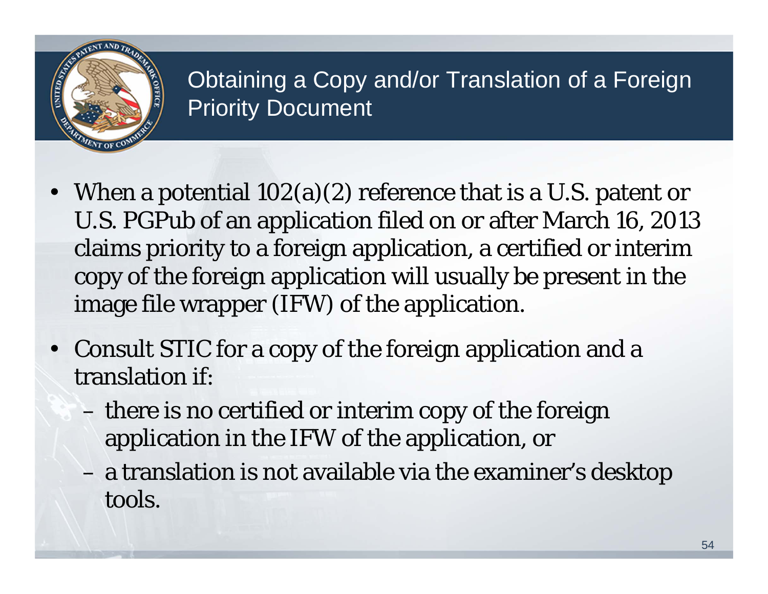# Obtaining a Copy and/or Translation of a Foreign Priority Document

- When a potential 102(a)(2) reference that is a U.S. patent or U.S. PGPub of an application filed on or after March 16, 2013 claims priority to a foreign application, a certified or interim copy of the foreign application will usually be present in the image file wrapper (IFW) of the application.
- Consult STIC for a copy of the foreign application and a translation if:
  - there is no certified or interim copy of the foreign application in the IFW of the application, or
  - a translation is not available via the examiner's desktop tools.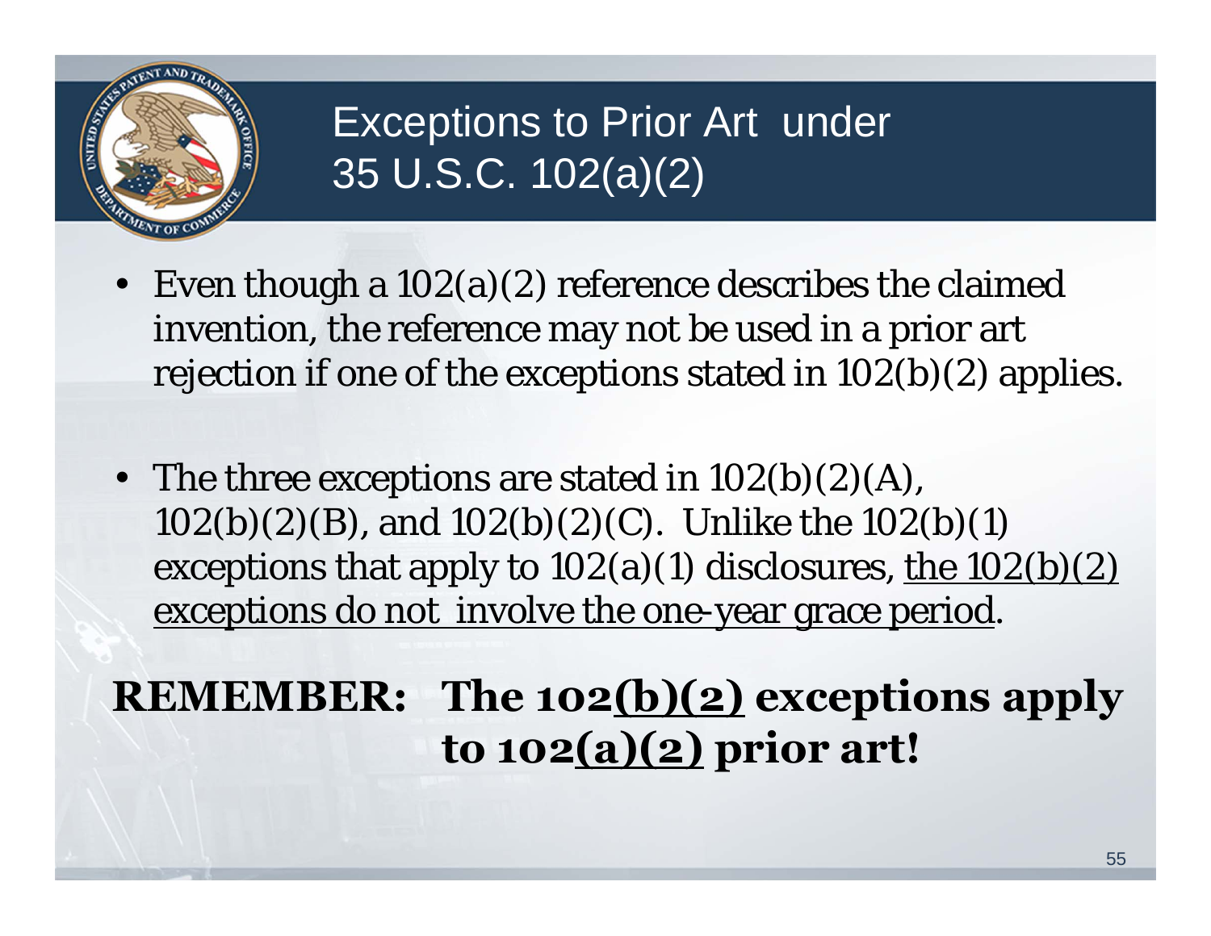# Exceptions to Prior Art under 35 U.S.C. 102(a)(2)

- Even though a 102(a)(2) reference describes the claimed invention, the reference may not be used in a prior art rejection if one of the exceptions stated in 102(b)(2) applies.

- The three exceptions are stated in 102(b)(2)(A), 102(b)(2)(B), and 102(b)(2)(C). Unlike the 102(b)(1) exceptions that apply to 102(a)(1) disclosures, <u>the 102(b)(2) exceptions do not involve the one-year grace period</u>.

**REMEMBER: The 102<u>(b)(2)</u> exceptions apply to 102<u>(a)(2)</u> prior art!**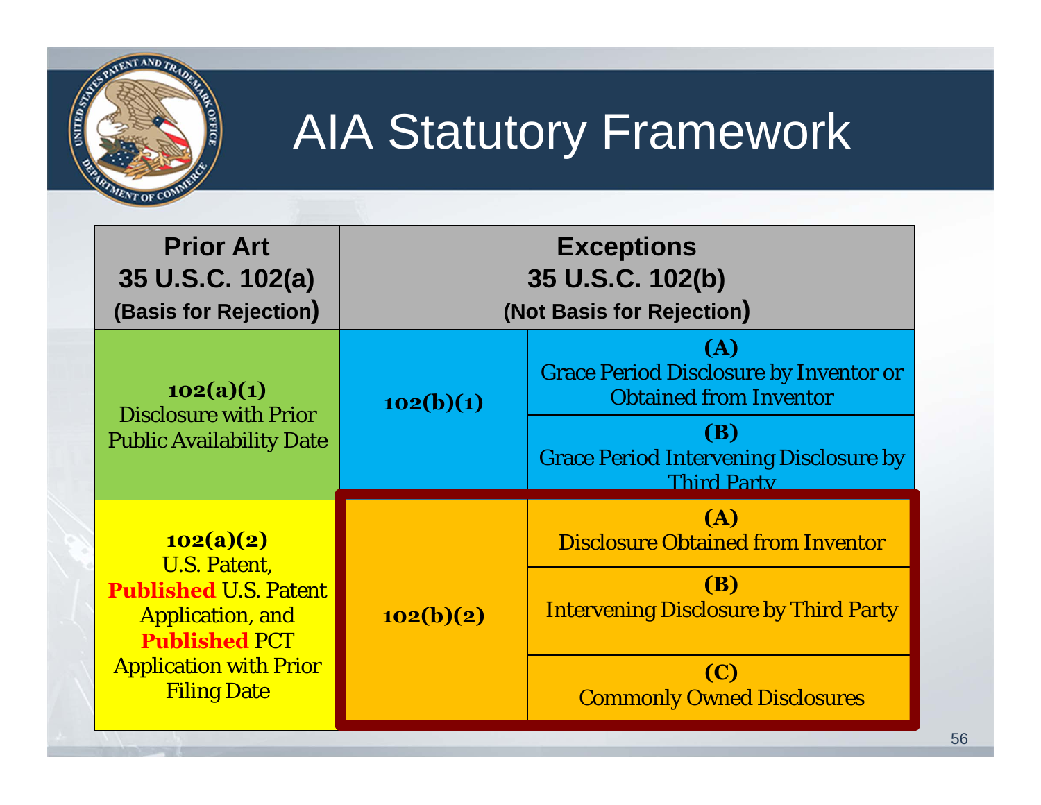# AIA Statutory Framework

| Prior Art<br>35 U.S.C. 102(a)<br>(Basis for Rejection) | Exceptions<br>35 U.S.C. 102(b)<br>(Not Basis for Rejection) | |
|---|---|---|
| **102(a)(1)**<br>Disclosure with Prior Public Availability Date | **102(b)(1)** | **(A)**<br>Grace Period Disclosure by Inventor or Obtained from Inventor |
| | | **(B)**<br>Grace Period Intervening Disclosure by Third Party |
| **102(a)(2)**<br>U.S. Patent, **Published** U.S. Patent Application, and **Published** PCT Application with Prior Filing Date | **102(b)(2)** | **(A)**<br>Disclosure Obtained from Inventor |
| | | **(B)**<br>Intervening Disclosure by Third Party |
| | | **(C)**<br>Commonly Owned Disclosures |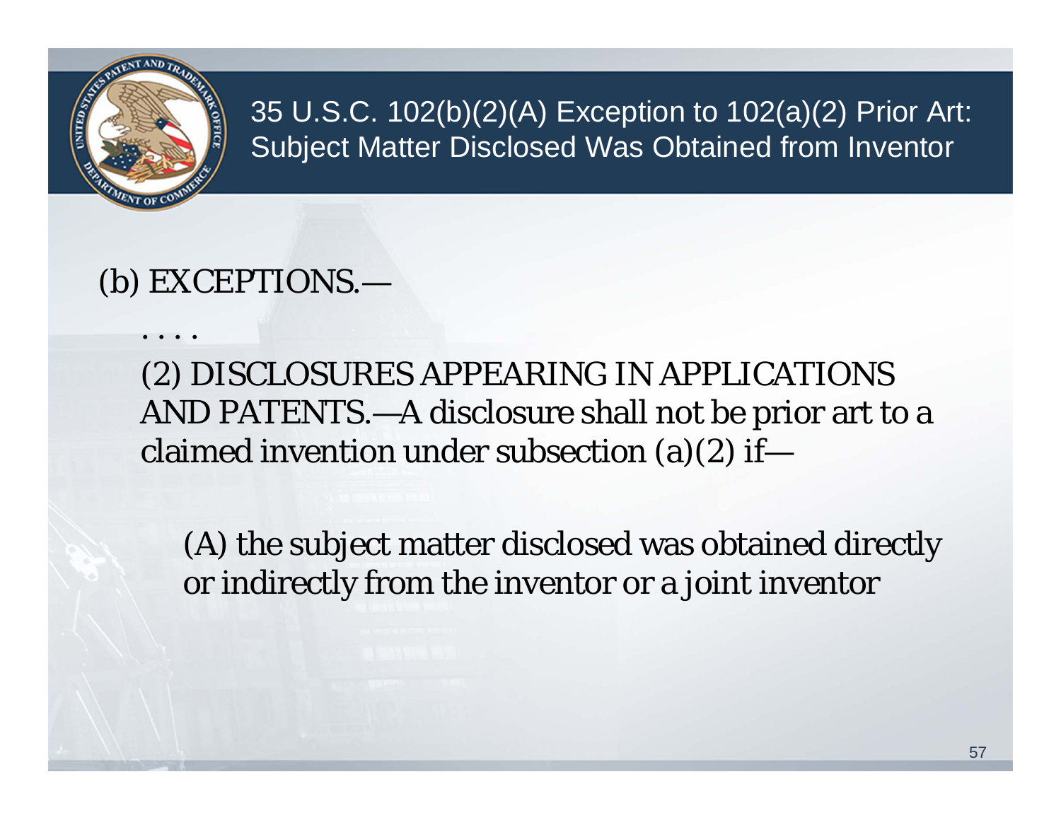# 35 U.S.C. 102(b)(2)(A) Exception to 102(a)(2) Prior Art: Subject Matter Disclosed Was Obtained from Inventor

(b) EXCEPTIONS.—

. . . .

(2) DISCLOSURES APPEARING IN APPLICATIONS AND PATENTS.—A disclosure shall not be prior art to a claimed invention under subsection (a)(2) if—

(A) the subject matter disclosed was obtained directly or indirectly from the inventor or a joint inventor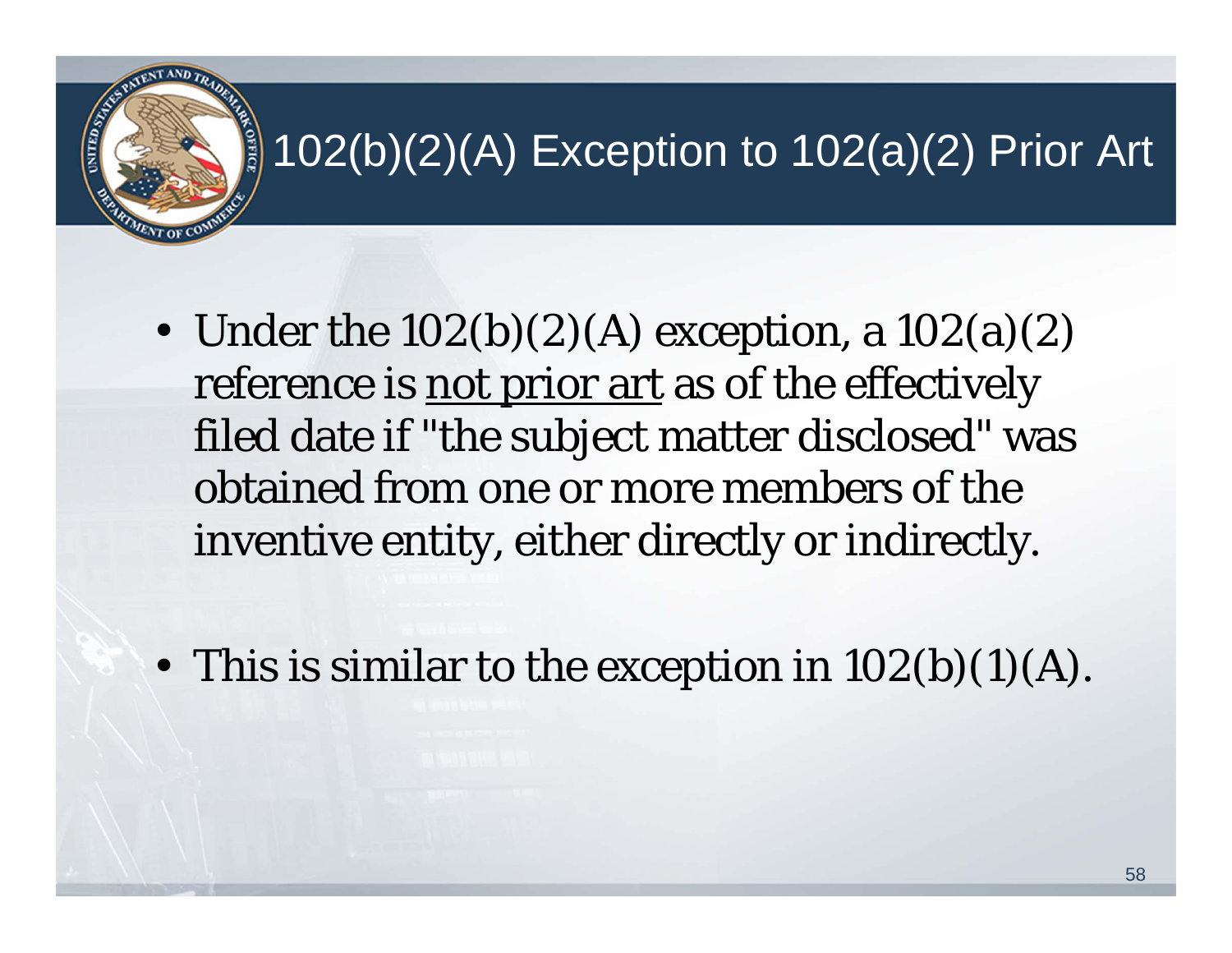# 102(b)(2)(A) Exception to 102(a)(2) Prior Art

- Under the 102(b)(2)(A) exception, a 102(a)(2) reference is <u>not prior art</u> as of the effectively filed date if "the subject matter disclosed" was obtained from one or more members of the inventive entity, either directly or indirectly.
- This is similar to the exception in 102(b)(1)(A).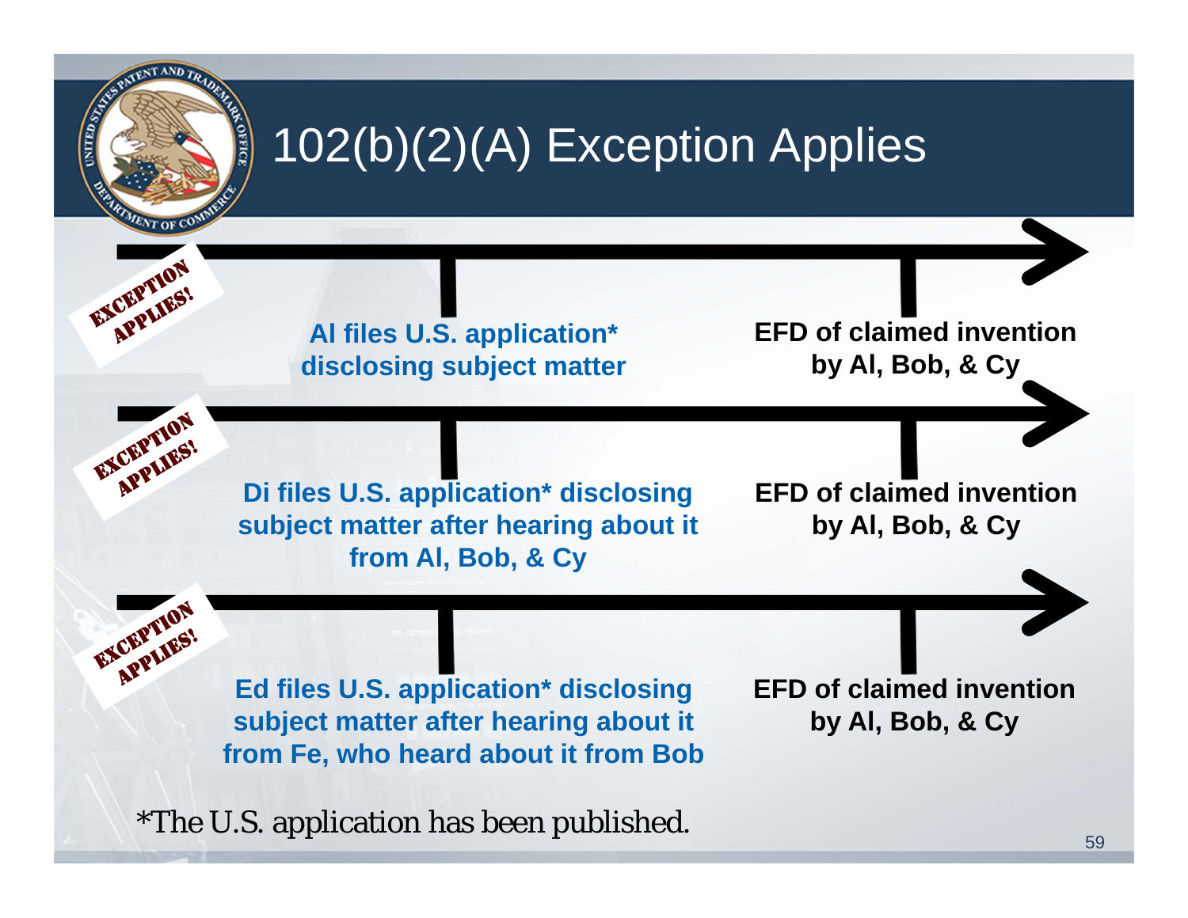# 102(b)(2)(A) Exception Applies

EXCEPTION APPLIES!

**Al files U.S. application* disclosing subject matter**

**EFD of claimed invention by Al, Bob, & Cy**

EXCEPTION APPLIES!

**Di files U.S. application* disclosing subject matter after hearing about it from Al, Bob, & Cy**

**EFD of claimed invention by Al, Bob, & Cy**

EXCEPTION APPLIES!

**Ed files U.S. application* disclosing subject matter after hearing about it from Fe, who heard about it from Bob**

**EFD of claimed invention by Al, Bob, & Cy**

*The U.S. application has been published.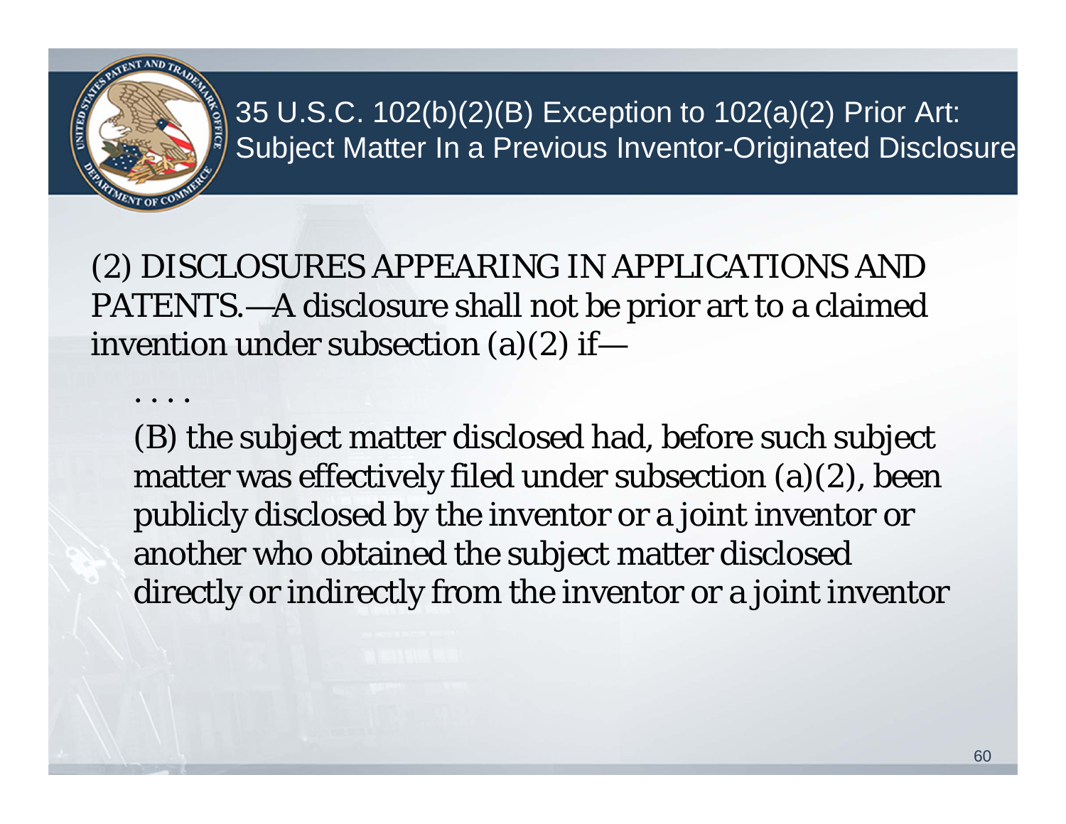# 35 U.S.C. 102(b)(2)(B) Exception to 102(a)(2) Prior Art: Subject Matter In a Previous Inventor-Originated Disclosure

(2) DISCLOSURES APPEARING IN APPLICATIONS AND PATENTS.—A disclosure shall not be prior art to a claimed invention under subsection (a)(2) if—

> . . . .
>
> (B) the subject matter disclosed had, before such subject matter was effectively filed under subsection (a)(2), been publicly disclosed by the inventor or a joint inventor or another who obtained the subject matter disclosed directly or indirectly from the inventor or a joint inventor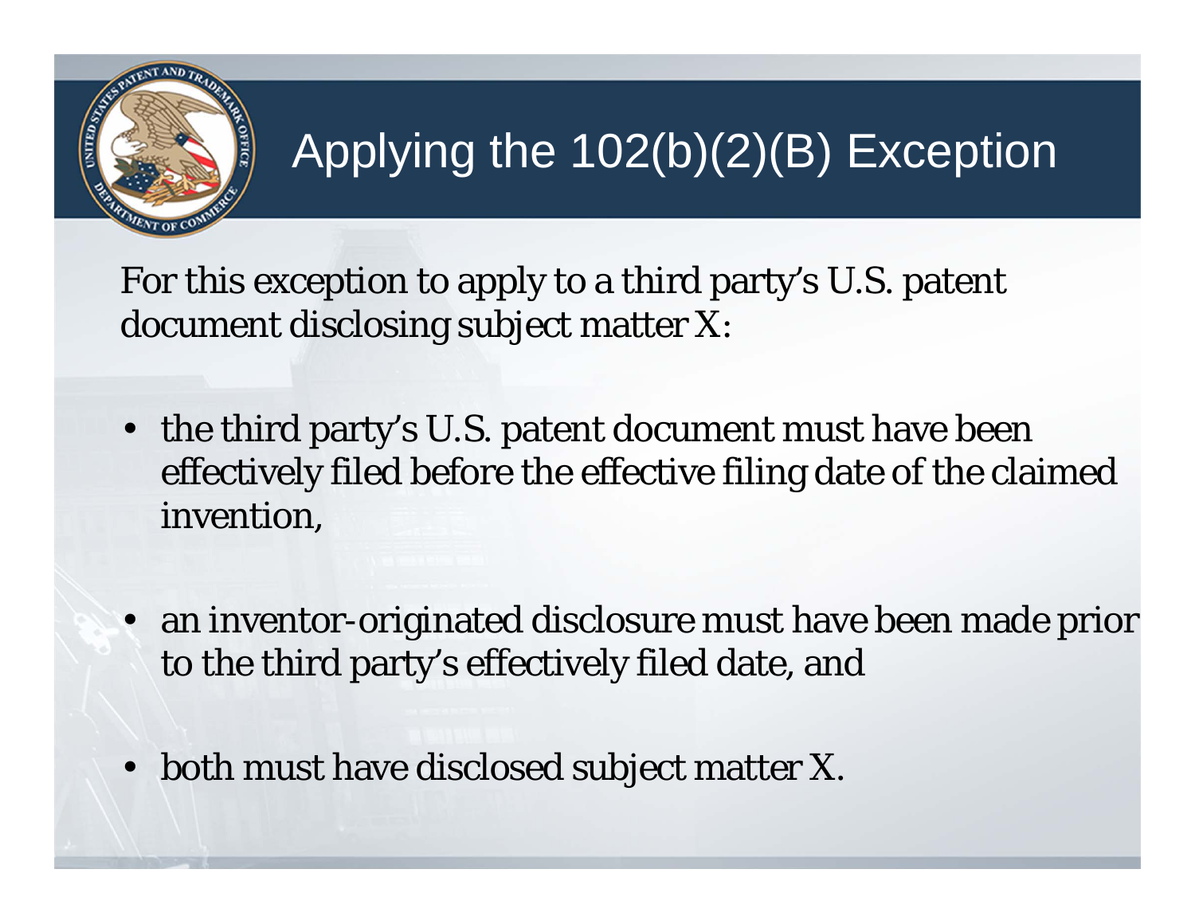# Applying the 102(b)(2)(B) Exception

For this exception to apply to a third party's U.S. patent document disclosing subject matter X:

- the third party's U.S. patent document must have been effectively filed before the effective filing date of the claimed invention,
- an inventor-originated disclosure must have been made prior to the third party's effectively filed date, and
- both must have disclosed subject matter X.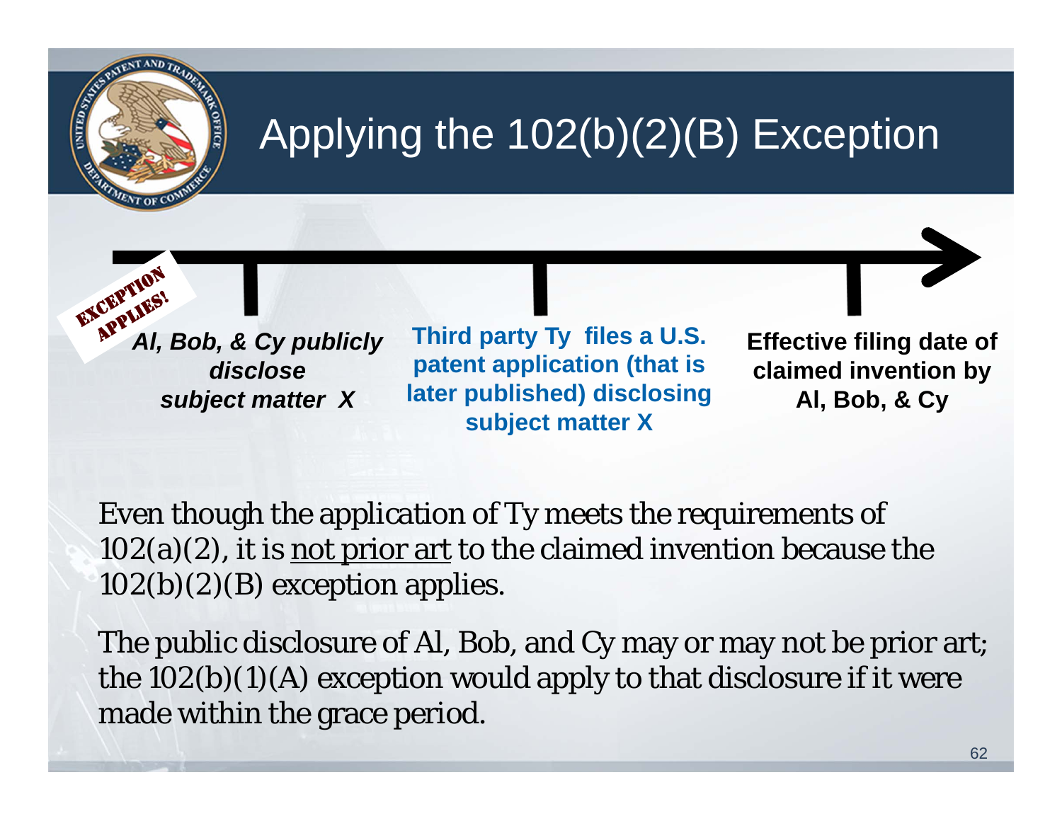# Applying the 102(b)(2)(B) Exception

EXCEPTION APPLIES!

***Al, Bob, & Cy publicly disclose subject matter X***

**Third party Ty files a U.S. patent application (that is later published) disclosing subject matter X**

**Effective filing date of claimed invention by Al, Bob, & Cy**

Even though the application of Ty meets the requirements of 102(a)(2), it is <u>not prior art</u> to the claimed invention because the 102(b)(2)(B) exception applies.

The public disclosure of Al, Bob, and Cy may or may not be prior art; the 102(b)(1)(A) exception would apply to that disclosure if it were made within the grace period.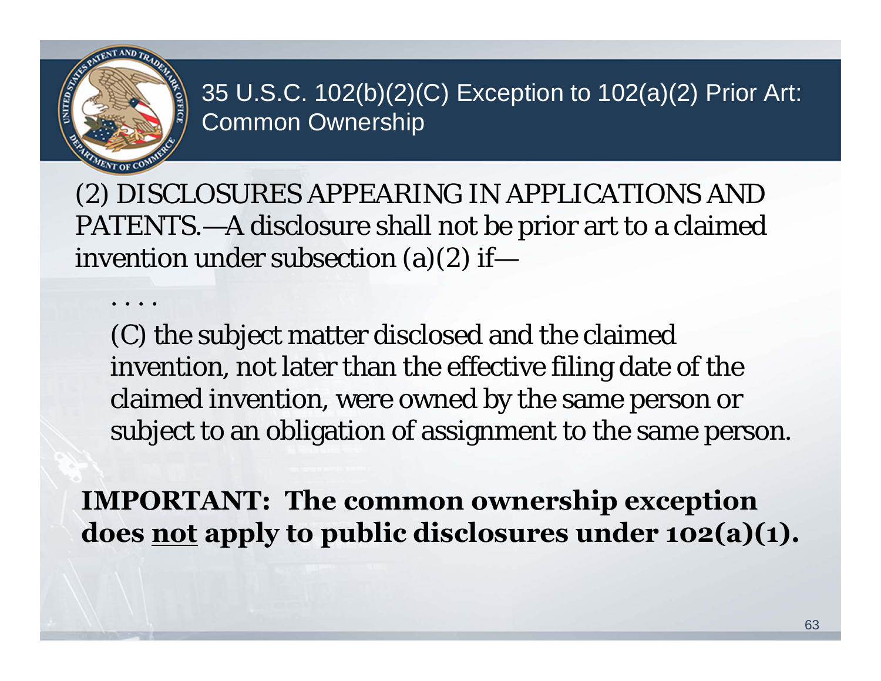## 35 U.S.C. 102(b)(2)(C) Exception to 102(a)(2) Prior Art: Common Ownership

(2) DISCLOSURES APPEARING IN APPLICATIONS AND PATENTS.—A disclosure shall not be prior art to a claimed invention under subsection (a)(2) if—

. . . .

(C) the subject matter disclosed and the claimed invention, not later than the effective filing date of the claimed invention, were owned by the same person or subject to an obligation of assignment to the same person.

**IMPORTANT: The common ownership exception does <u>not</u> apply to public disclosures under 102(a)(1).**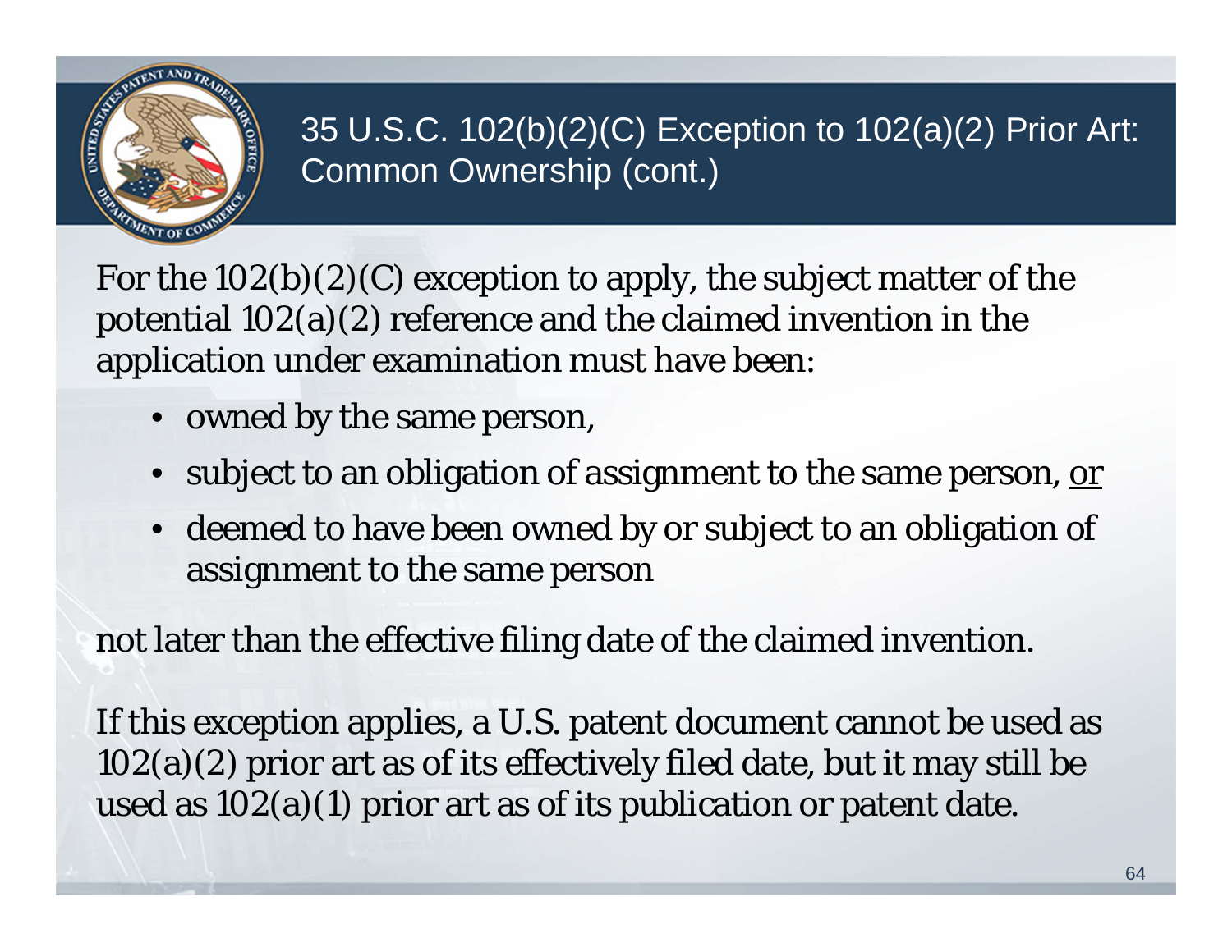# 35 U.S.C. 102(b)(2)(C) Exception to 102(a)(2) Prior Art: Common Ownership (cont.)

For the 102(b)(2)(C) exception to apply, the subject matter of the potential 102(a)(2) reference and the claimed invention in the application under examination must have been:

- owned by the same person,
- subject to an obligation of assignment to the same person, <u>or</u>
- deemed to have been owned by or subject to an obligation of assignment to the same person

not later than the effective filing date of the claimed invention.

If this exception applies, a U.S. patent document cannot be used as 102(a)(2) prior art as of its effectively filed date, but it may still be used as 102(a)(1) prior art as of its publication or patent date.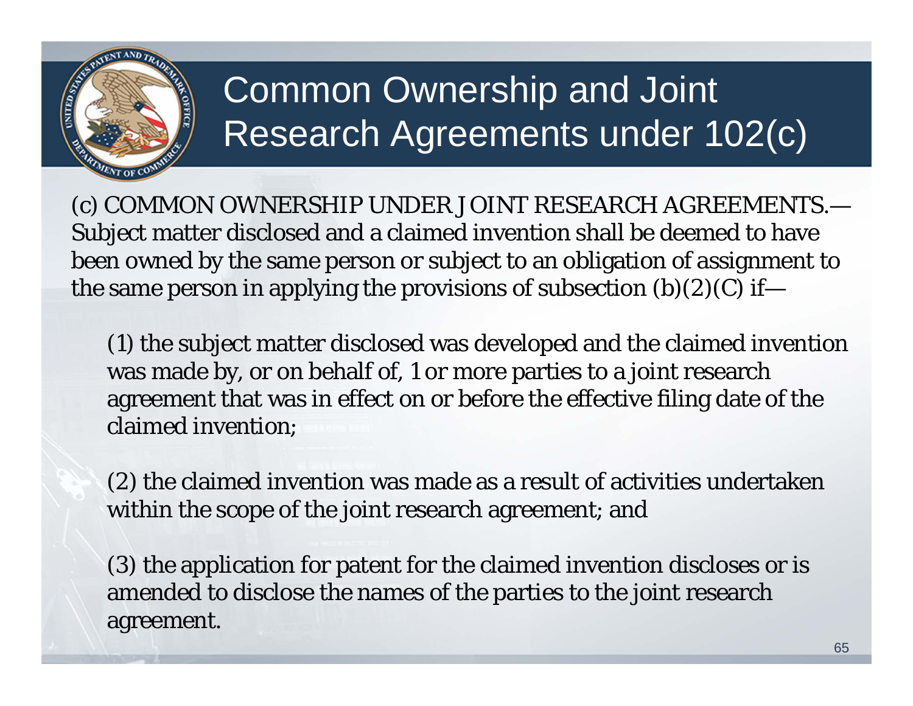# Common Ownership and Joint Research Agreements under 102(c)

(c) COMMON OWNERSHIP UNDER JOINT RESEARCH AGREEMENTS.—Subject matter disclosed and a claimed invention shall be deemed to have been owned by the same person or subject to an obligation of assignment to the same person in applying the provisions of subsection (b)(2)(C) if—

(1) the subject matter disclosed was developed and the claimed invention was made by, or on behalf of, 1 or more parties to a joint research agreement that was in effect on or before the effective filing date of the claimed invention;

(2) the claimed invention was made as a result of activities undertaken within the scope of the joint research agreement; and

(3) the application for patent for the claimed invention discloses or is amended to disclose the names of the parties to the joint research agreement.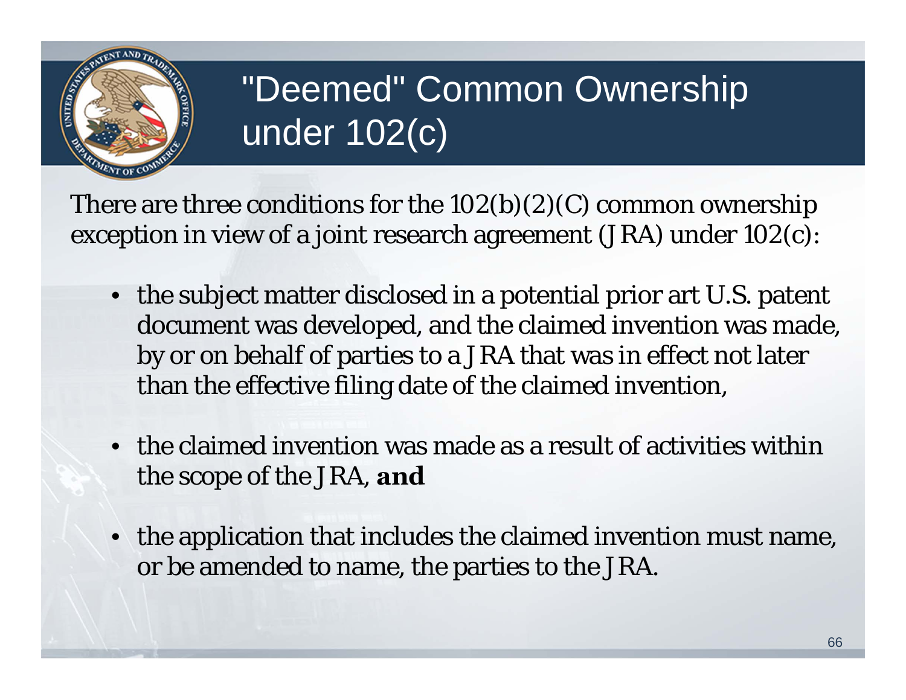# "Deemed" Common Ownership under 102(c)

There are three conditions for the 102(b)(2)(C) common ownership exception in view of a joint research agreement (JRA) under 102(c):

- the subject matter disclosed in a potential prior art U.S. patent document was developed, and the claimed invention was made, by or on behalf of parties to a JRA that was in effect not later than the effective filing date of the claimed invention,
- the claimed invention was made as a result of activities within the scope of the JRA, **and**
- the application that includes the claimed invention must name, or be amended to name, the parties to the JRA.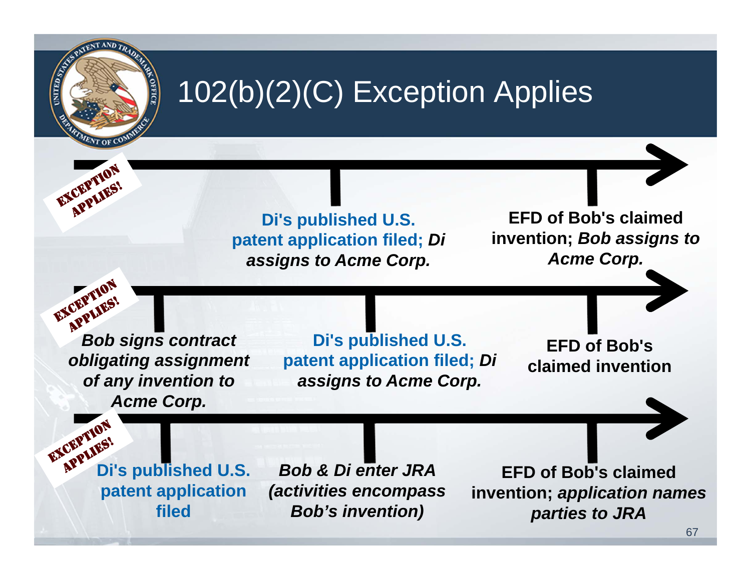# 102(b)(2)(C) Exception Applies

**EXCEPTION APPLIES!**

**Di's published U.S. patent application filed; *Di assigns to Acme Corp.***

**EFD of Bob's claimed invention; *Bob assigns to Acme Corp.***

**EXCEPTION APPLIES!**

***Bob signs contract obligating assignment of any invention to Acme Corp.***

**Di's published U.S. patent application filed; *Di assigns to Acme Corp.***

**EFD of Bob's claimed invention**

**EXCEPTION APPLIES!**

**Di's published U.S. patent application filed**

***Bob & Di enter JRA (activities encompass Bob's invention)***

**EFD of Bob's claimed invention; *application names parties to JRA***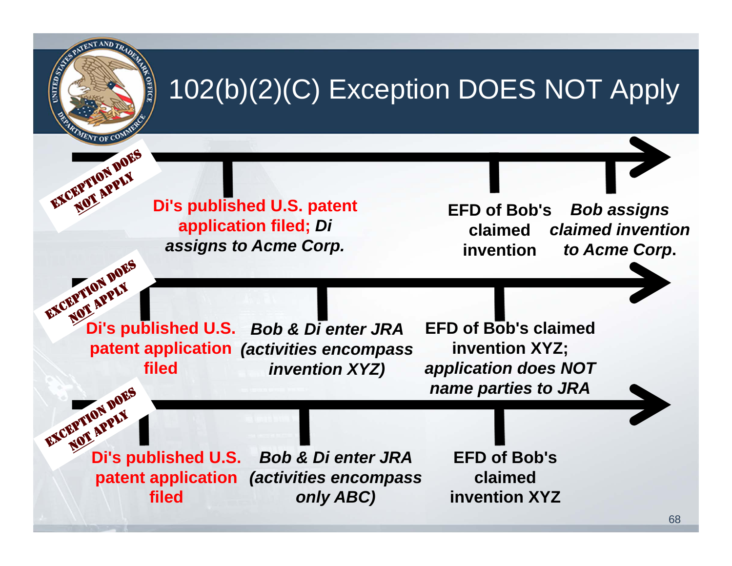# 102(b)(2)(C) Exception DOES NOT Apply

EXCEPTION DOES NOT APPLY

**Di's published U.S. patent application filed; *Di assigns to Acme Corp.***

**EFD of Bob's claimed invention**

***Bob assigns claimed invention to Acme Corp*.**

EXCEPTION DOES NOT APPLY

**Di's published U.S. patent application filed**

***Bob & Di enter JRA (activities encompass invention XYZ)***

**EFD of Bob's claimed invention XYZ; *application does NOT name parties to JRA***

EXCEPTION DOES NOT APPLY

**Di's published U.S. patent application filed**

***Bob & Di enter JRA (activities encompass only ABC)***

**EFD of Bob's claimed invention XYZ**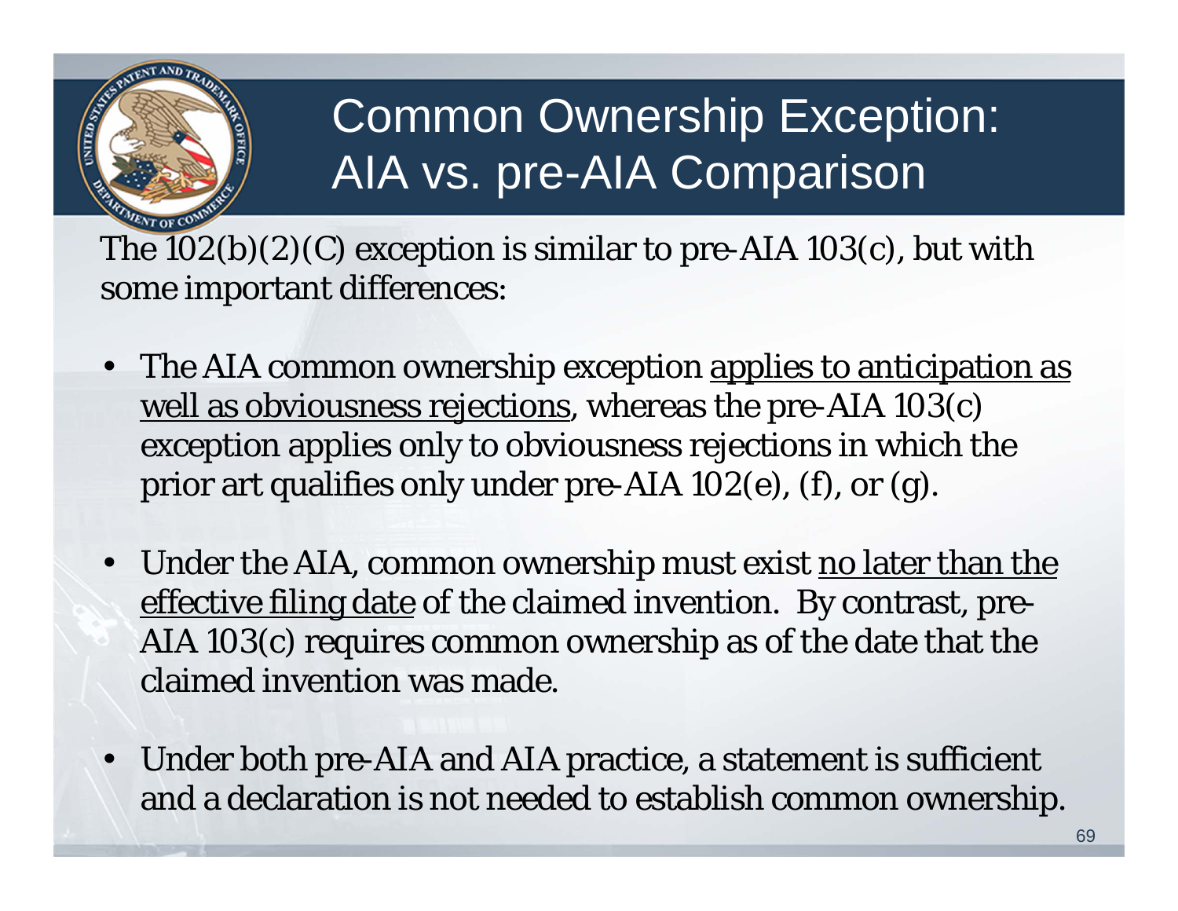# Common Ownership Exception: AIA vs. pre-AIA Comparison

The 102(b)(2)(C) exception is similar to pre-AIA 103(c), but with some important differences:

- The AIA common ownership exception applies to anticipation as well as obviousness rejections, whereas the pre-AIA 103(c) exception applies only to obviousness rejections in which the prior art qualifies only under pre-AIA 102(e), (f), or (g).
- Under the AIA, common ownership must exist no later than the effective filing date of the claimed invention. By contrast, pre-AIA 103(c) requires common ownership as of the date that the claimed invention was made.
- Under both pre-AIA and AIA practice, a statement is sufficient and a declaration is not needed to establish common ownership.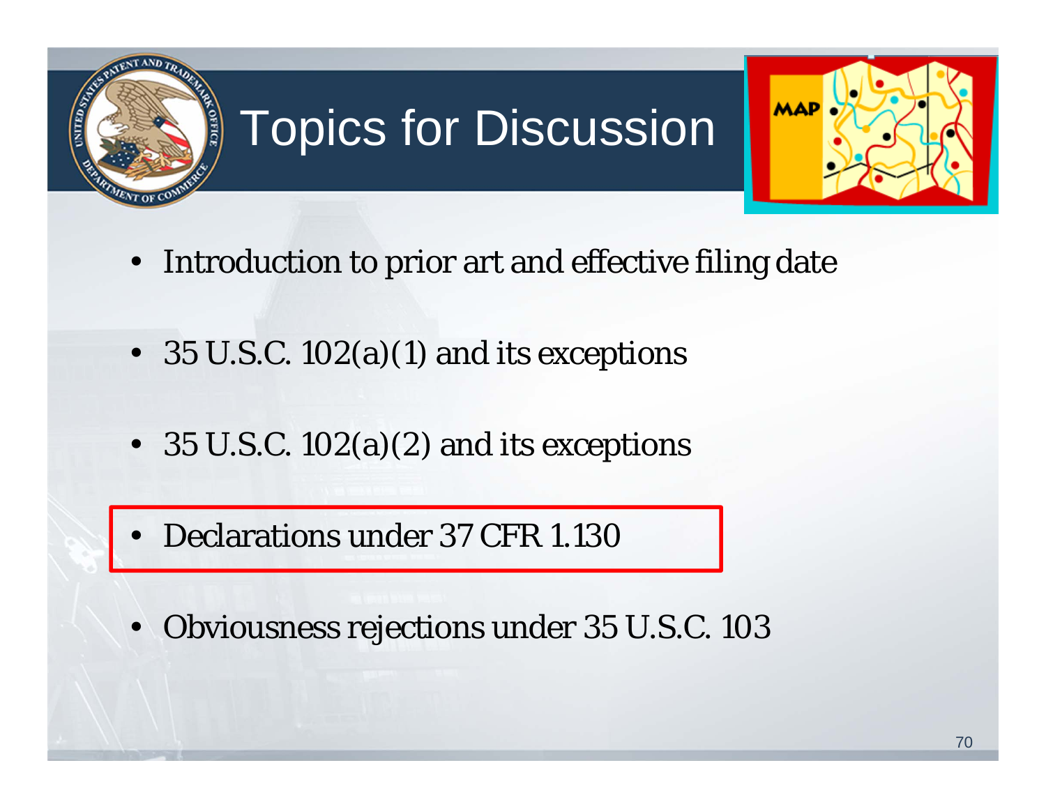# Topics for Discussion

- Introduction to prior art and effective filing date
- 35 U.S.C. 102(a)(1) and its exceptions
- 35 U.S.C. 102(a)(2) and its exceptions
- Declarations under 37 CFR 1.130
- Obviousness rejections under 35 U.S.C. 103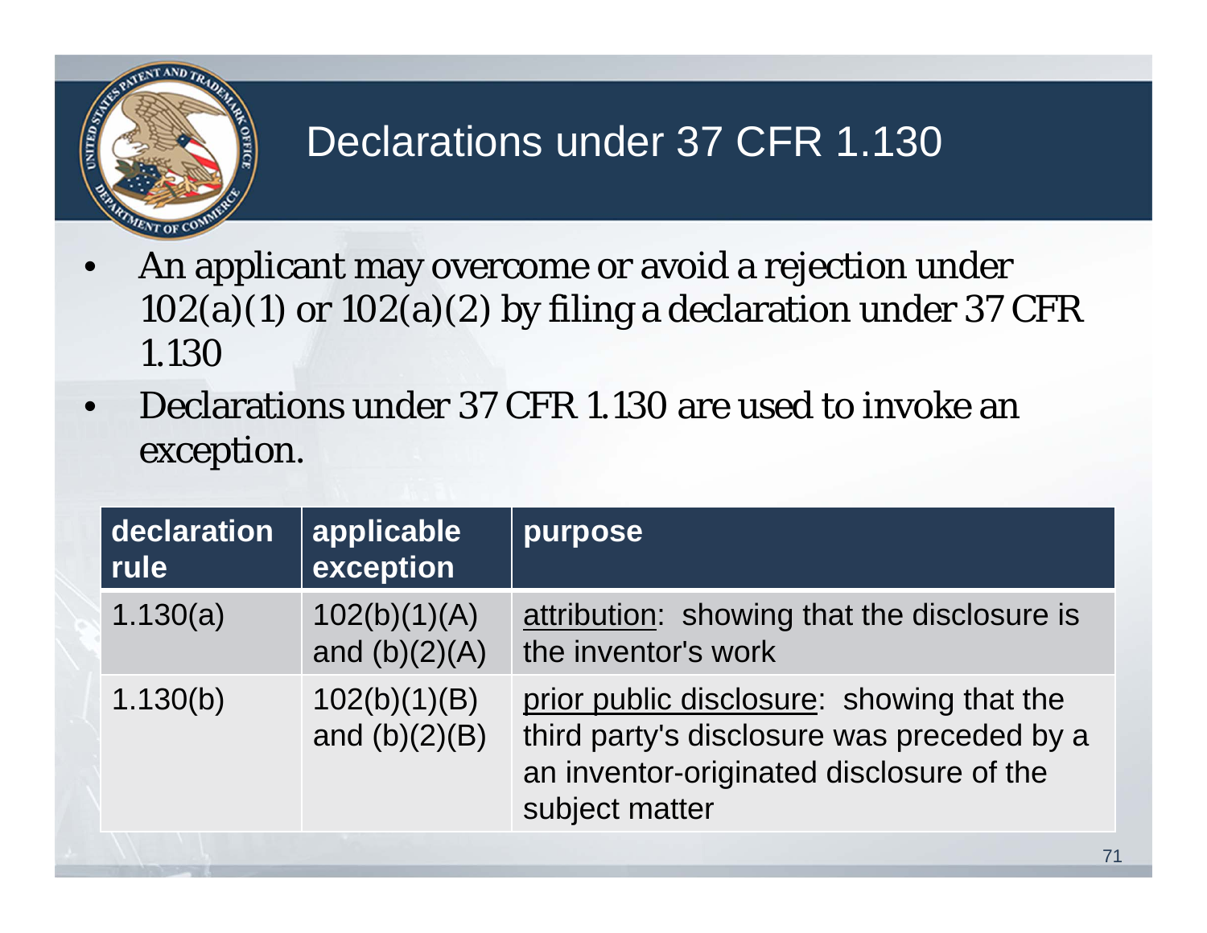# Declarations under 37 CFR 1.130

- An applicant may overcome or avoid a rejection under 102(a)(1) or 102(a)(2) by filing a declaration under 37 CFR 1.130
- Declarations under 37 CFR 1.130 are used to invoke an exception.

| declaration rule | applicable exception | purpose |
|---|---|---|
| 1.130(a) | 102(b)(1)(A) and (b)(2)(A) | <u>attribution</u>: showing that the disclosure is the inventor's work |
| 1.130(b) | 102(b)(1)(B) and (b)(2)(B) | <u>prior public disclosure</u>: showing that the third party's disclosure was preceded by a an inventor-originated disclosure of the subject matter |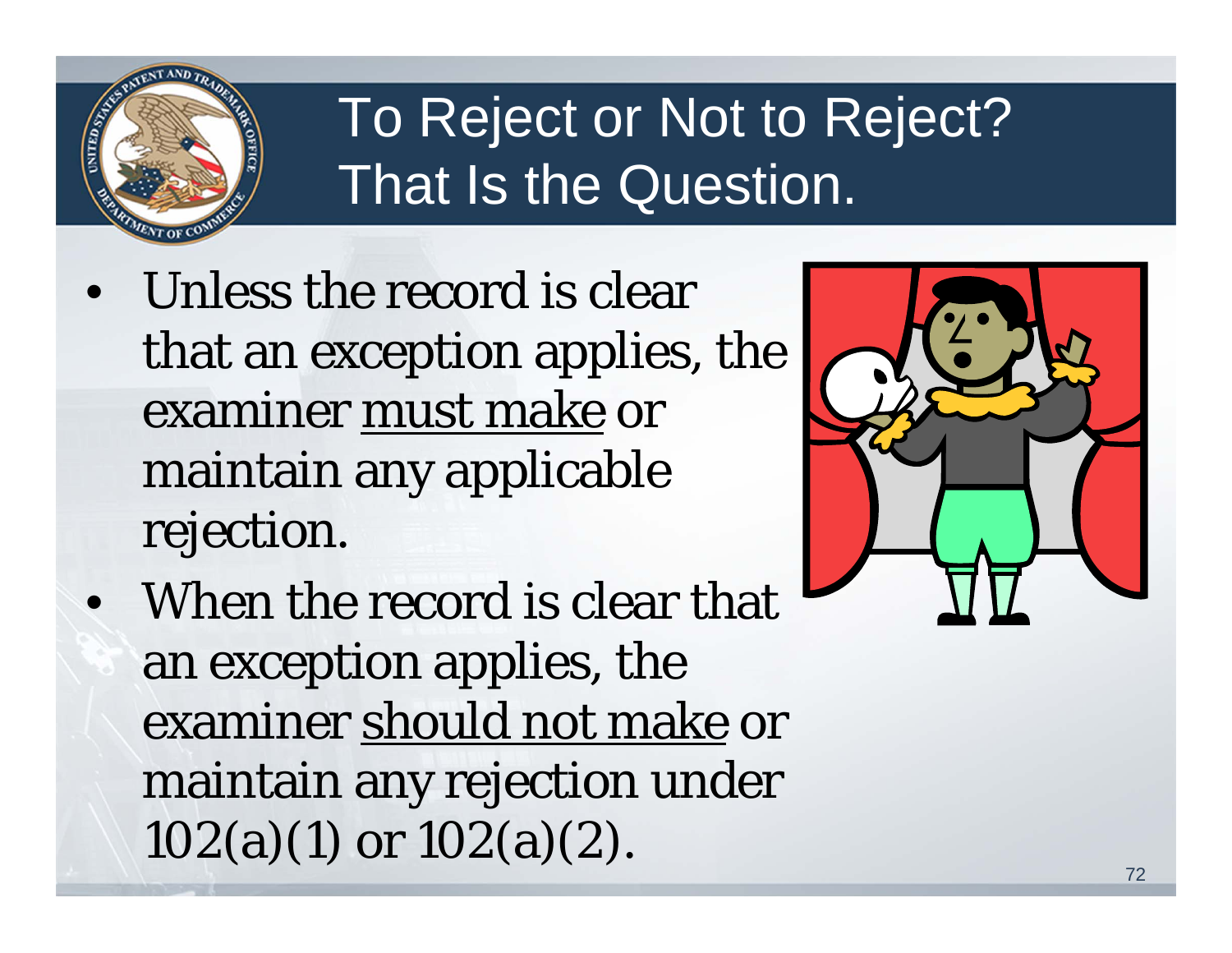# To Reject or Not to Reject? That Is the Question.

- Unless the record is clear that an exception applies, the examiner <u>must make</u> or maintain any applicable rejection.
- When the record is clear that an exception applies, the examiner <u>should not make</u> or maintain any rejection under 102(a)(1) or 102(a)(2).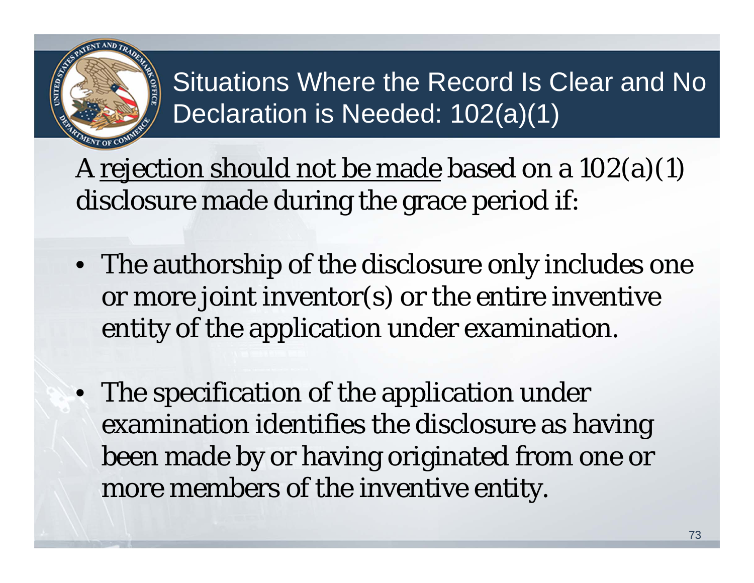# Situations Where the Record Is Clear and No Declaration is Needed: 102(a)(1)

A <u>rejection should not be made</u> based on a 102(a)(1) disclosure made during the grace period if:

- The authorship of the disclosure only includes one or more joint inventor(s) or the entire inventive entity of the application under examination.
- The specification of the application under examination identifies the disclosure as having been made by or having originated from one or more members of the inventive entity.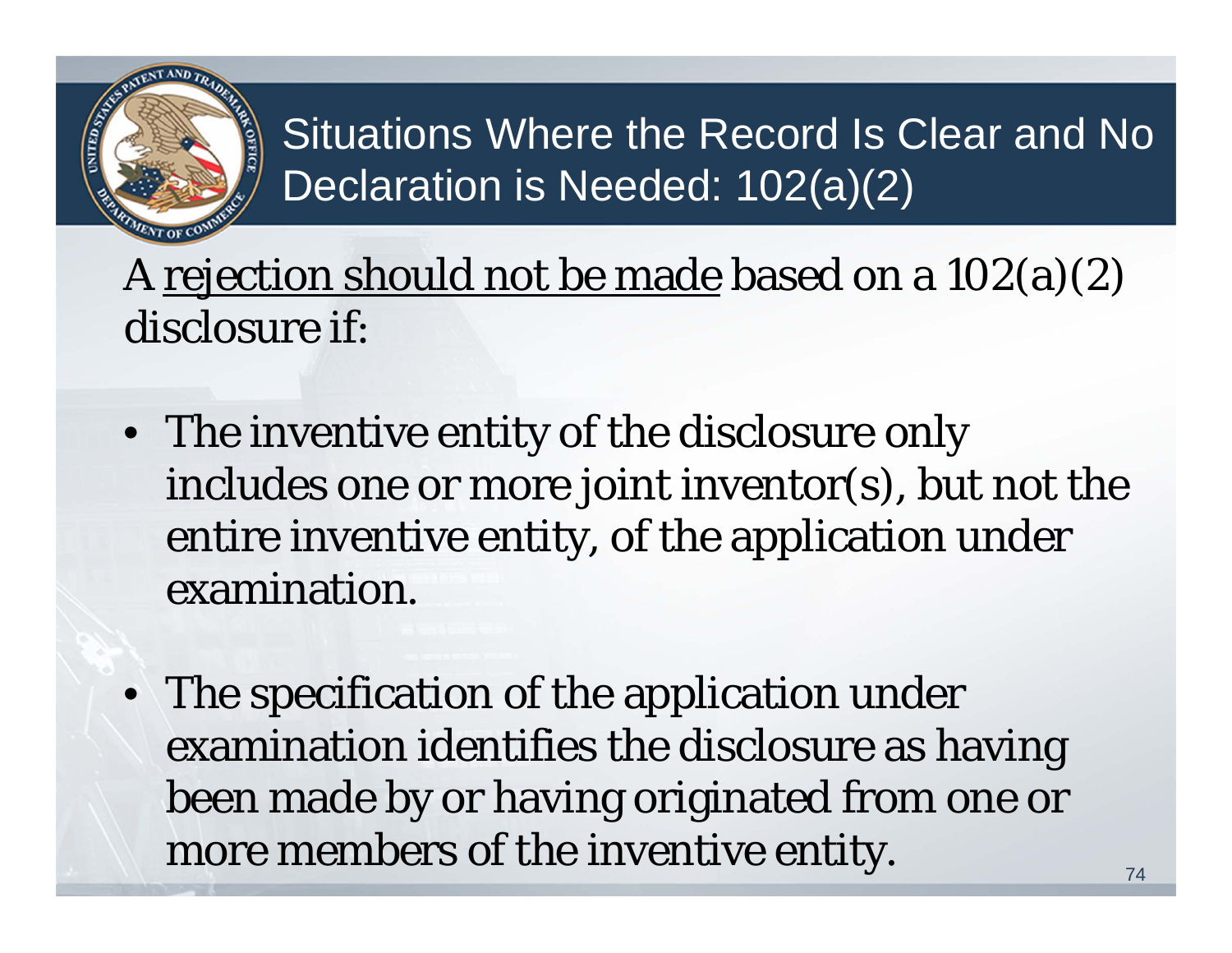# Situations Where the Record Is Clear and No Declaration is Needed: 102(a)(2)

A rejection should not be made based on a 102(a)(2) disclosure if:

- The inventive entity of the disclosure only includes one or more joint inventor(s), but not the entire inventive entity, of the application under examination.
- The specification of the application under examination identifies the disclosure as having been made by or having originated from one or more members of the inventive entity.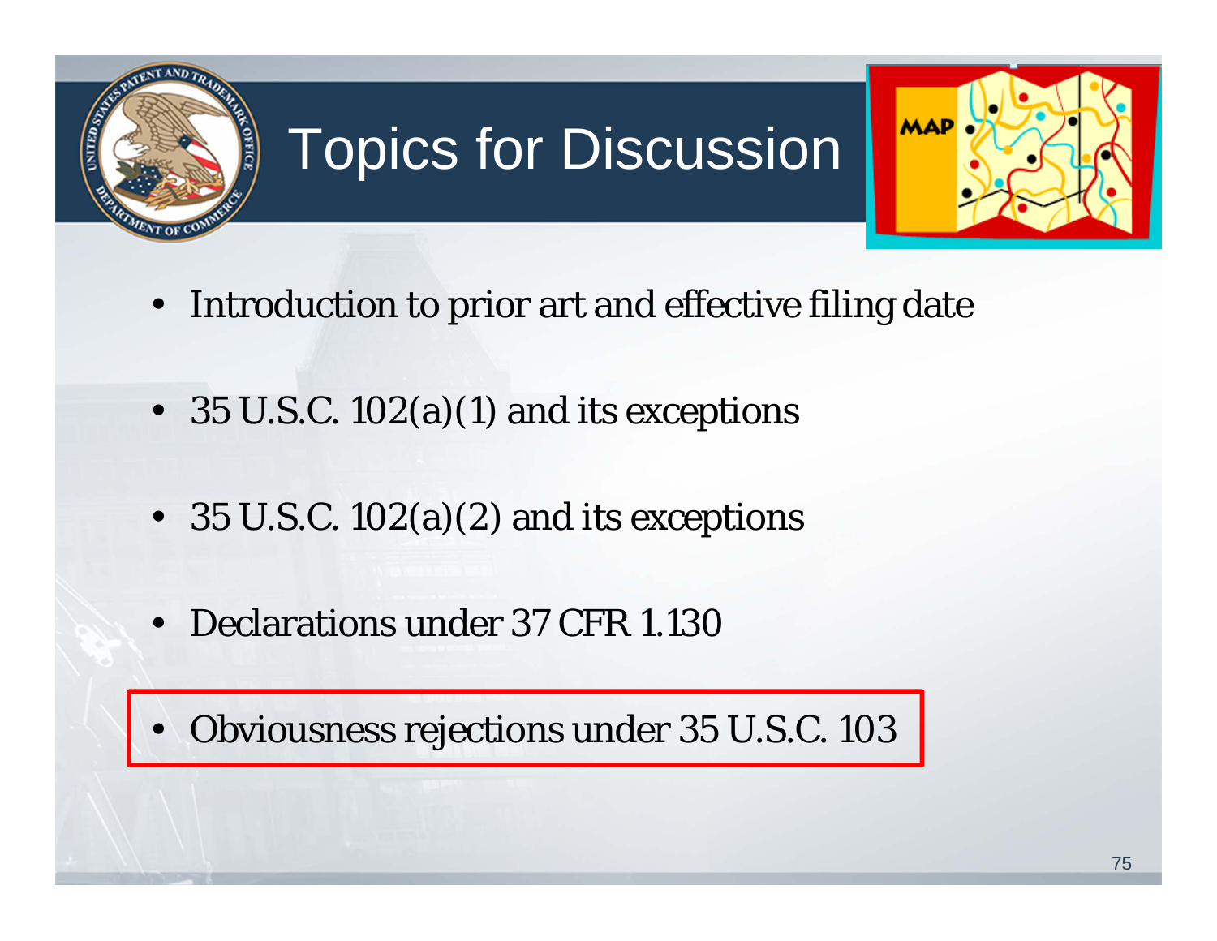# Topics for Discussion

- Introduction to prior art and effective filing date
- 35 U.S.C. 102(a)(1) and its exceptions
- 35 U.S.C. 102(a)(2) and its exceptions
- Declarations under 37 CFR 1.130
- Obviousness rejections under 35 U.S.C. 103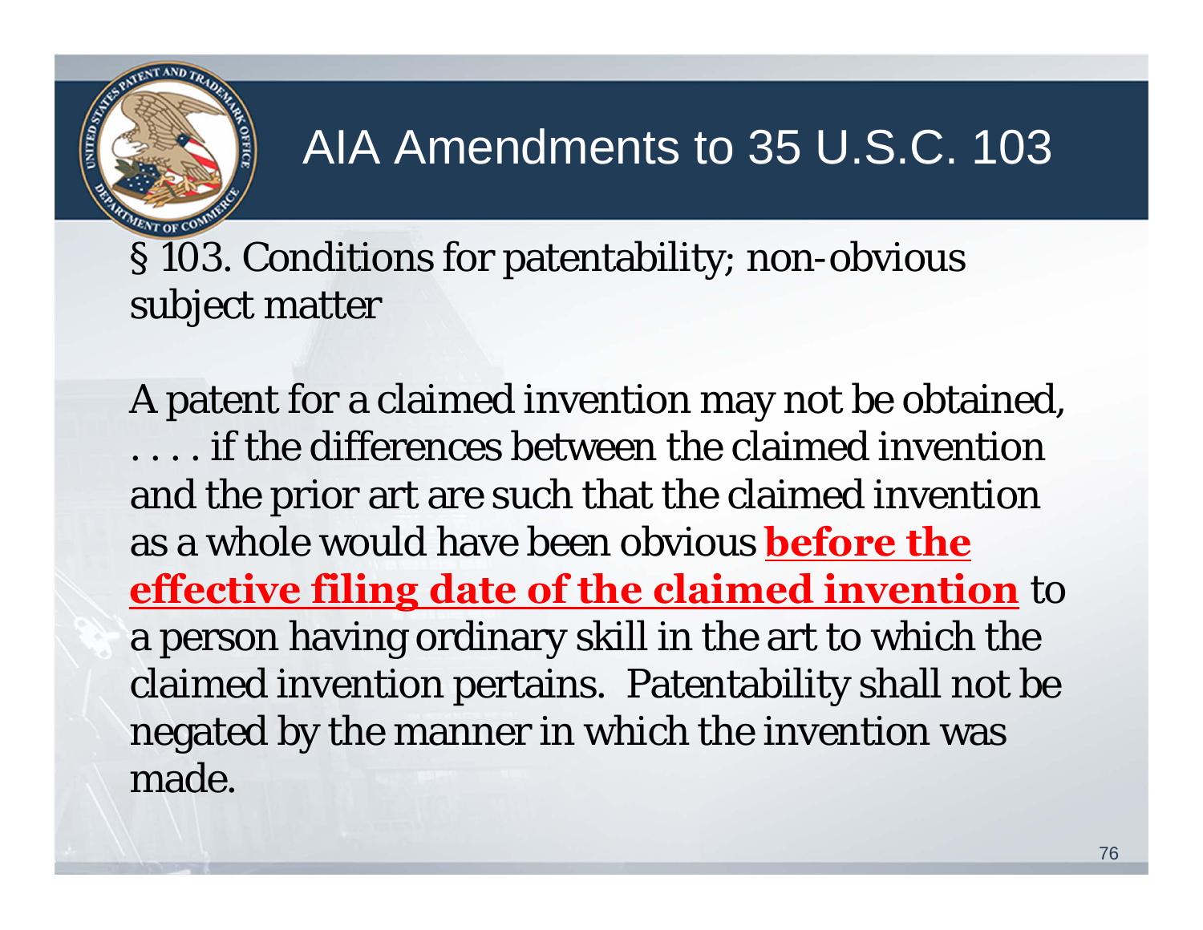# AIA Amendments to 35 U.S.C. 103

§ 103. Conditions for patentability; non-obvious subject matter

A patent for a claimed invention may not be obtained, . . . . if the differences between the claimed invention and the prior art are such that the claimed invention as a whole would have been obvious **before the effective filing date of the claimed invention** to a person having ordinary skill in the art to which the claimed invention pertains. Patentability shall not be negated by the manner in which the invention was made.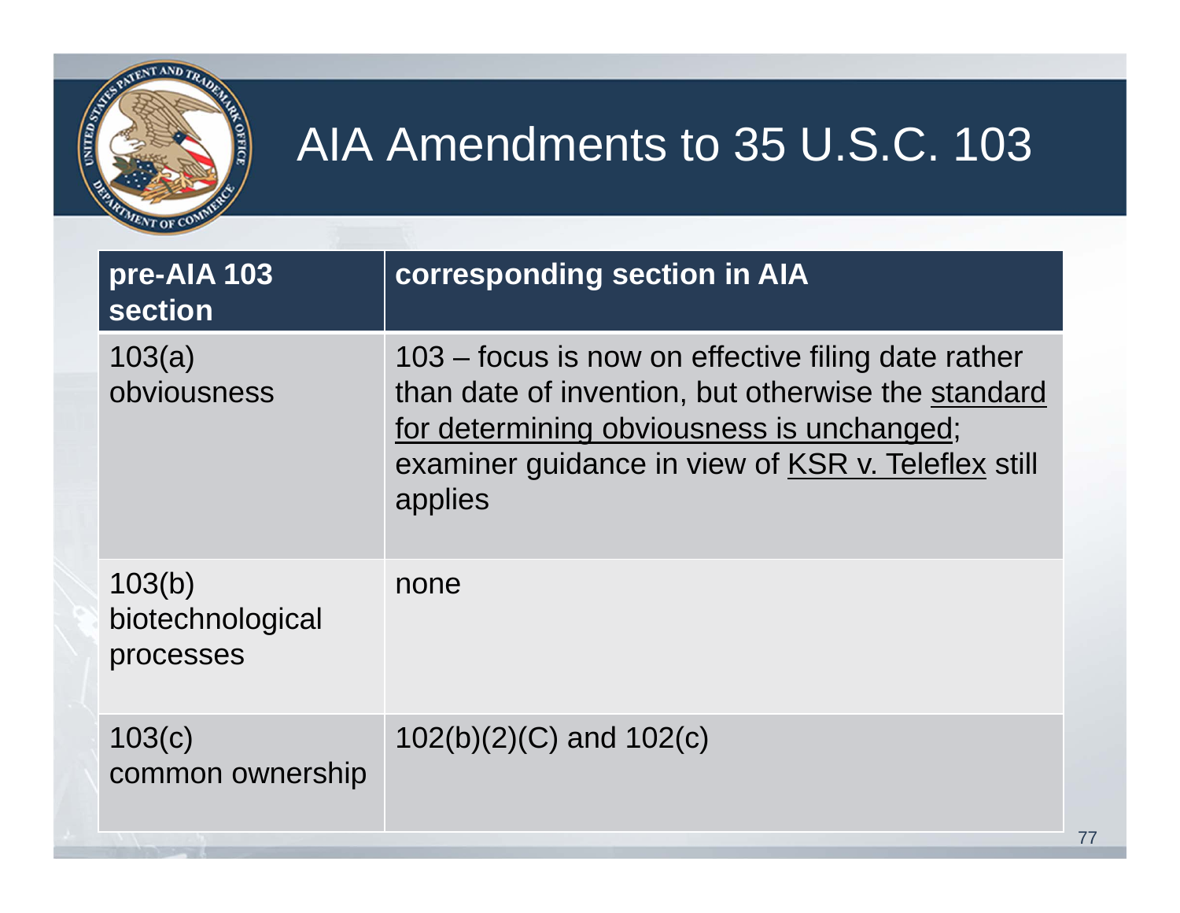# AIA Amendments to 35 U.S.C. 103

| pre-AIA 103 section | corresponding section in AIA |
|---|---|
| 103(a) obviousness | 103 – focus is now on effective filing date rather than date of invention, but otherwise the standard for determining obviousness is unchanged; examiner guidance in view of KSR v. Teleflex still applies |
| 103(b) biotechnological processes | none |
| 103(c) common ownership | 102(b)(2)(C) and 102(c) |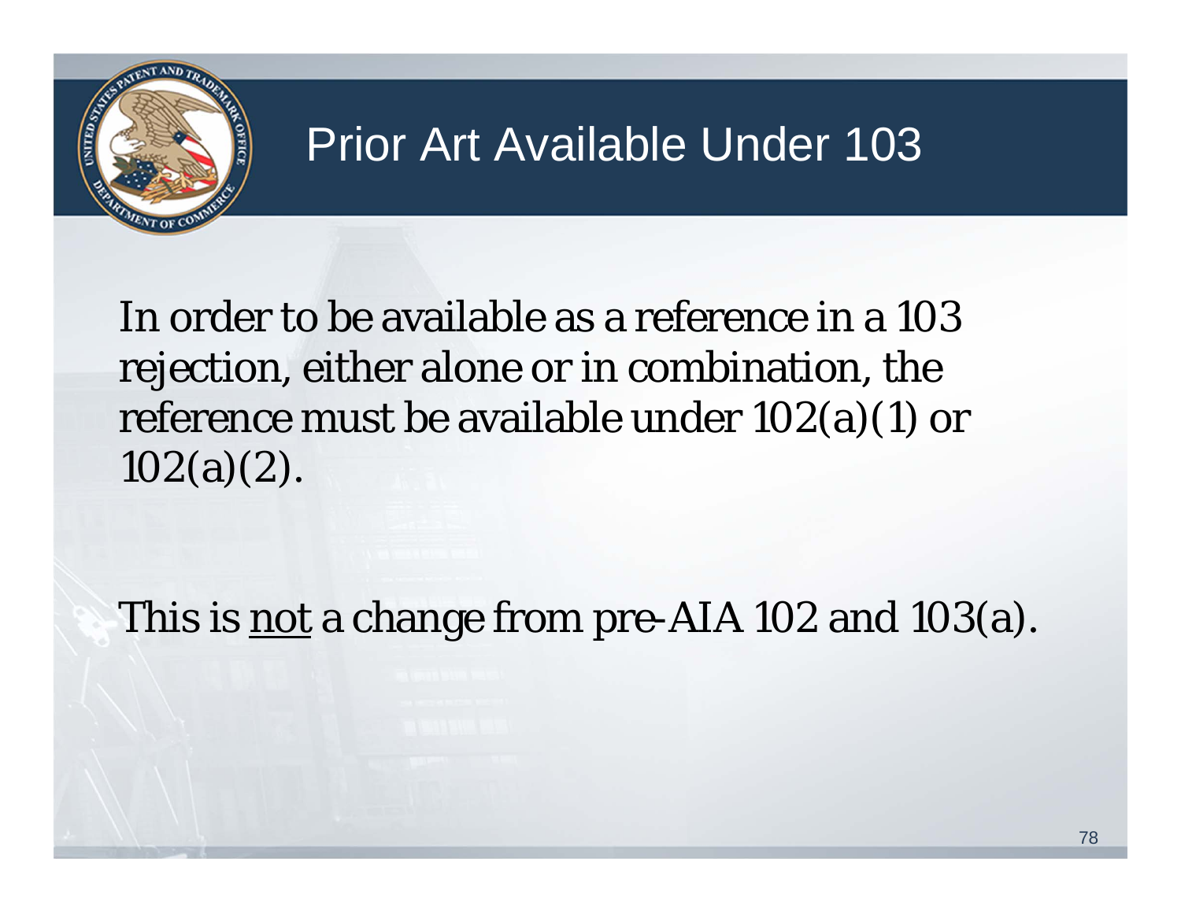# Prior Art Available Under 103

In order to be available as a reference in a 103 rejection, either alone or in combination, the reference must be available under 102(a)(1) or 102(a)(2).

This is <u>not</u> a change from pre-AIA 102 and 103(a).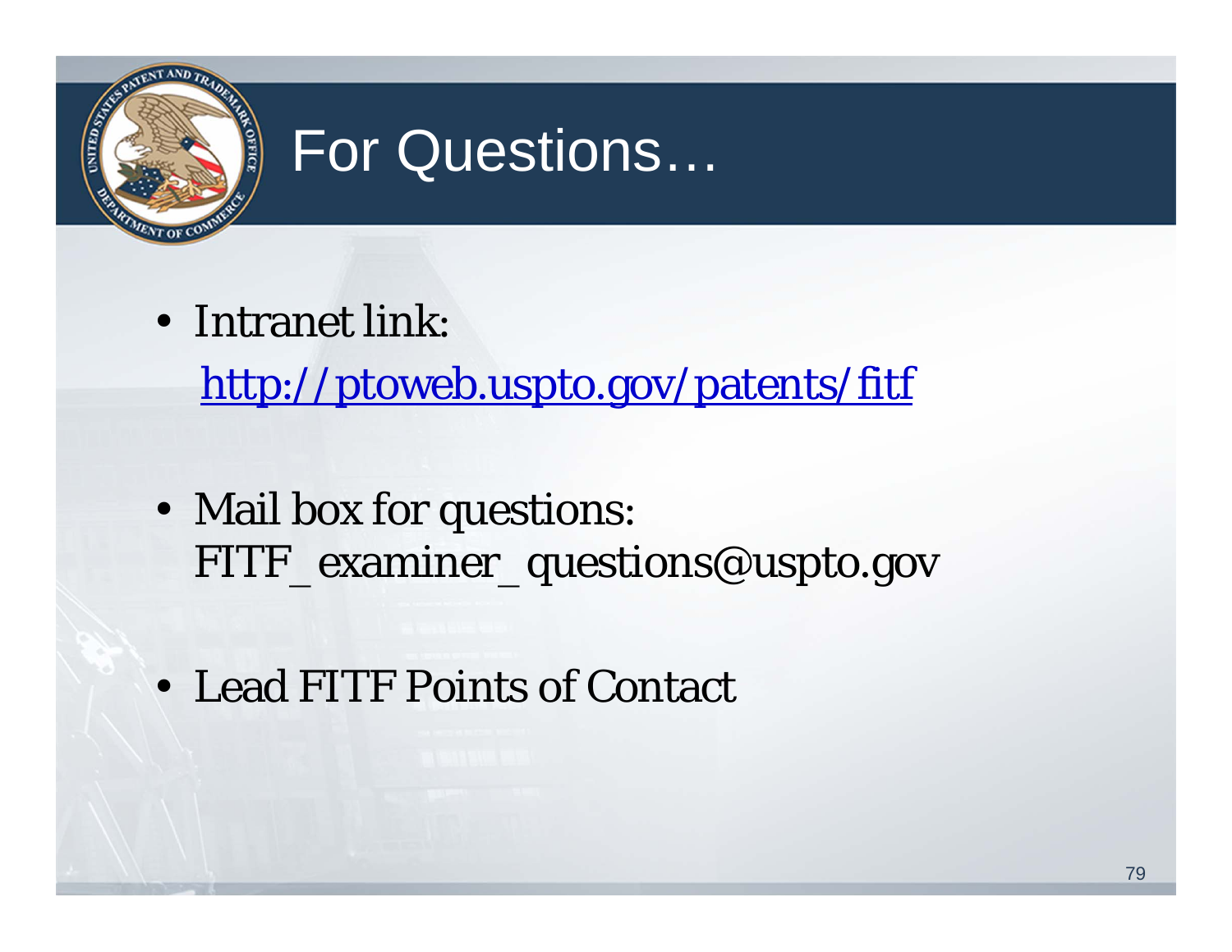# For Questions…

- Intranet link:
  [http://ptoweb.uspto.gov/patents/fitf](http://ptoweb.uspto.gov/patents/fitf)

- Mail box for questions:
  FITF_examiner_questions@uspto.gov

- Lead FITF Points of Contact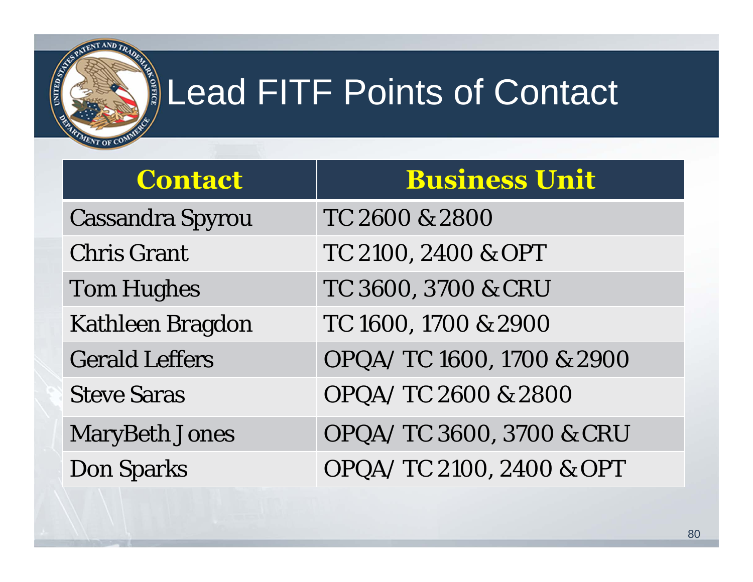# Lead FITF Points of Contact

| Contact | Business Unit |
| --- | --- |
| Cassandra Spyrou | TC 2600 & 2800 |
| Chris Grant | TC 2100, 2400 & OPT |
| Tom Hughes | TC 3600, 3700 & CRU |
| Kathleen Bragdon | TC 1600, 1700 & 2900 |
| Gerald Leffers | OPQA/ TC 1600, 1700 & 2900 |
| Steve Saras | OPQA/ TC 2600 & 2800 |
| MaryBeth Jones | OPQA/ TC 3600, 3700 & CRU |
| Don Sparks | OPQA/ TC 2100, 2400 & OPT |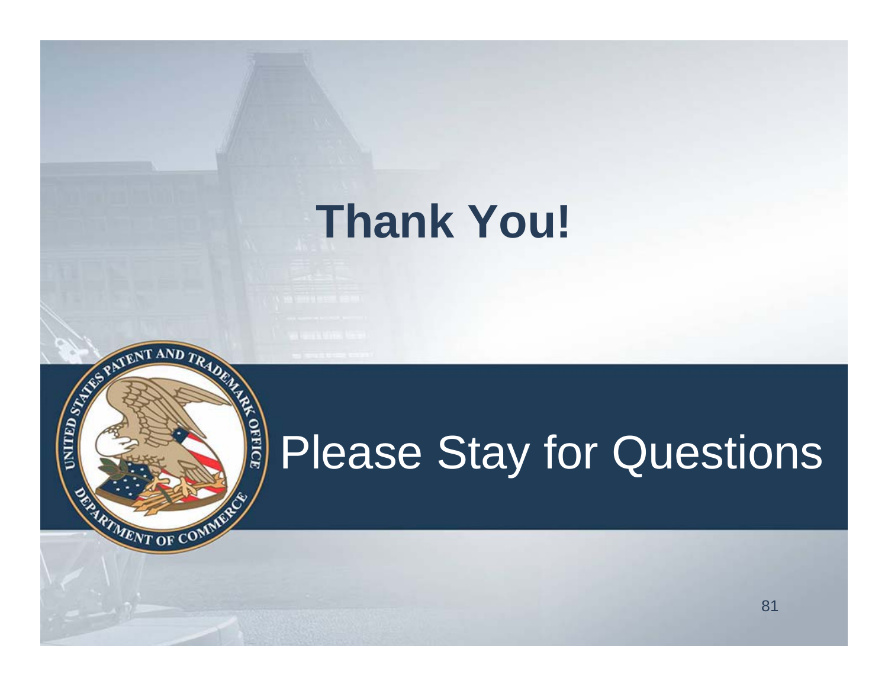# Thank You!

Please Stay for Questions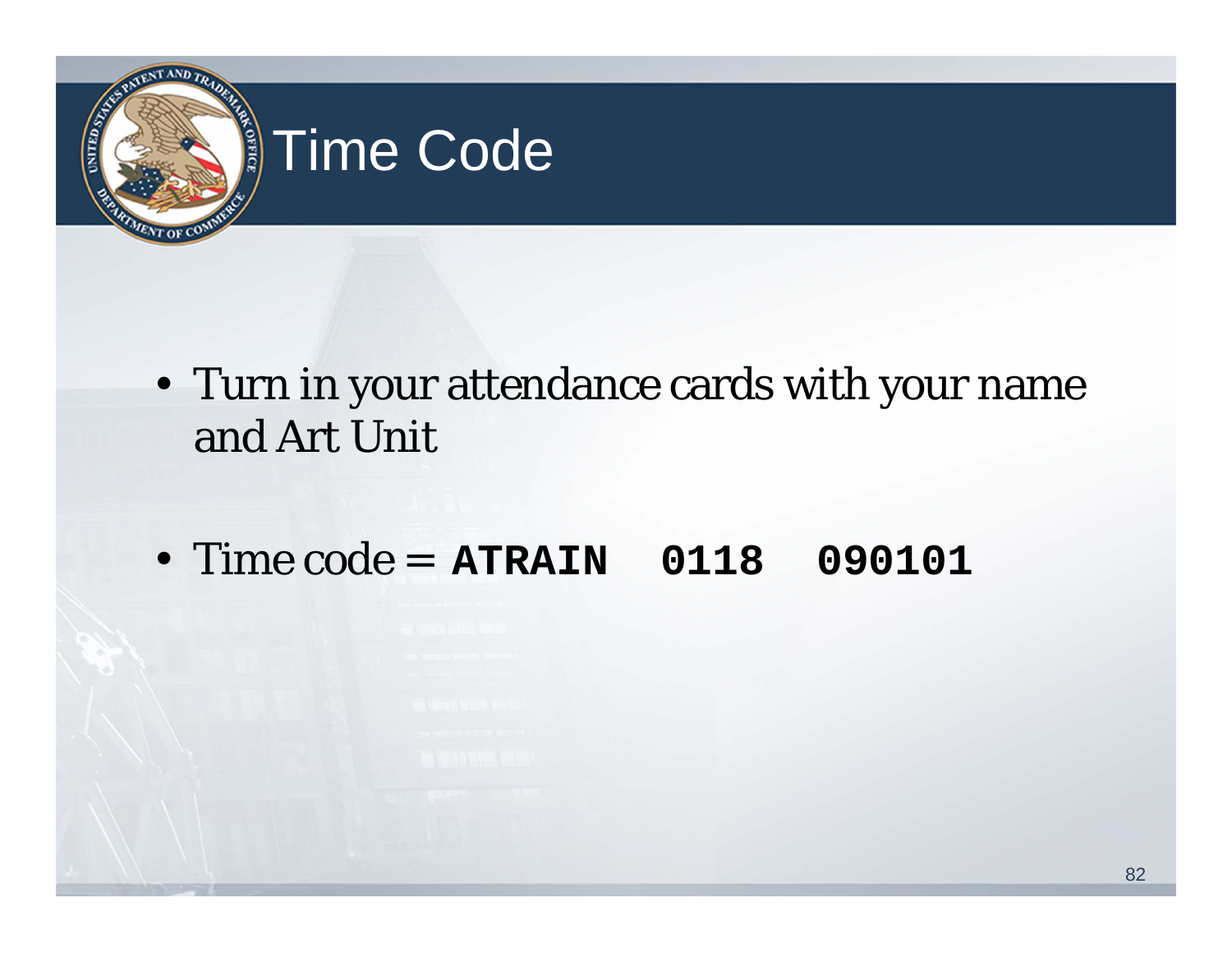# Time Code

- Turn in your attendance cards with your name and Art Unit

- Time code = **ATRAIN 0118 090101**